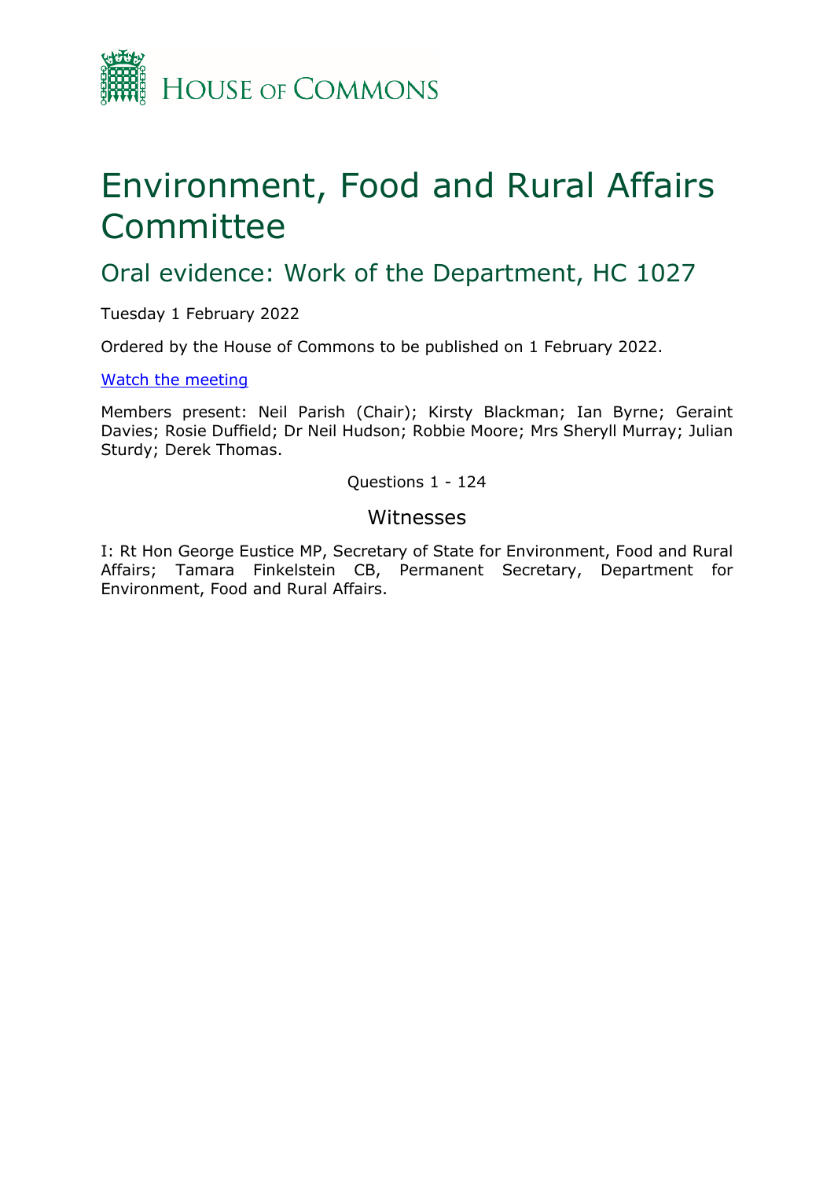# Environment, Food and Rural Affairs Committee

## Oral evidence: Work of the Department, HC 1027

Tuesday 1 February 2022

Ordered by the House of Commons to be published on 1 February 2022.

[Watch the meeting]

Members present: Neil Parish (Chair); Kirsty Blackman; Ian Byrne; Geraint Davies; Rosie Duffield; Dr Neil Hudson; Robbie Moore; Mrs Sheryll Murray; Julian Sturdy; Derek Thomas.

Questions 1 - 124

### Witnesses

I: Rt Hon George Eustice MP, Secretary of State for Environment, Food and Rural Affairs; Tamara Finkelstein CB, Permanent Secretary, Department for Environment, Food and Rural Affairs.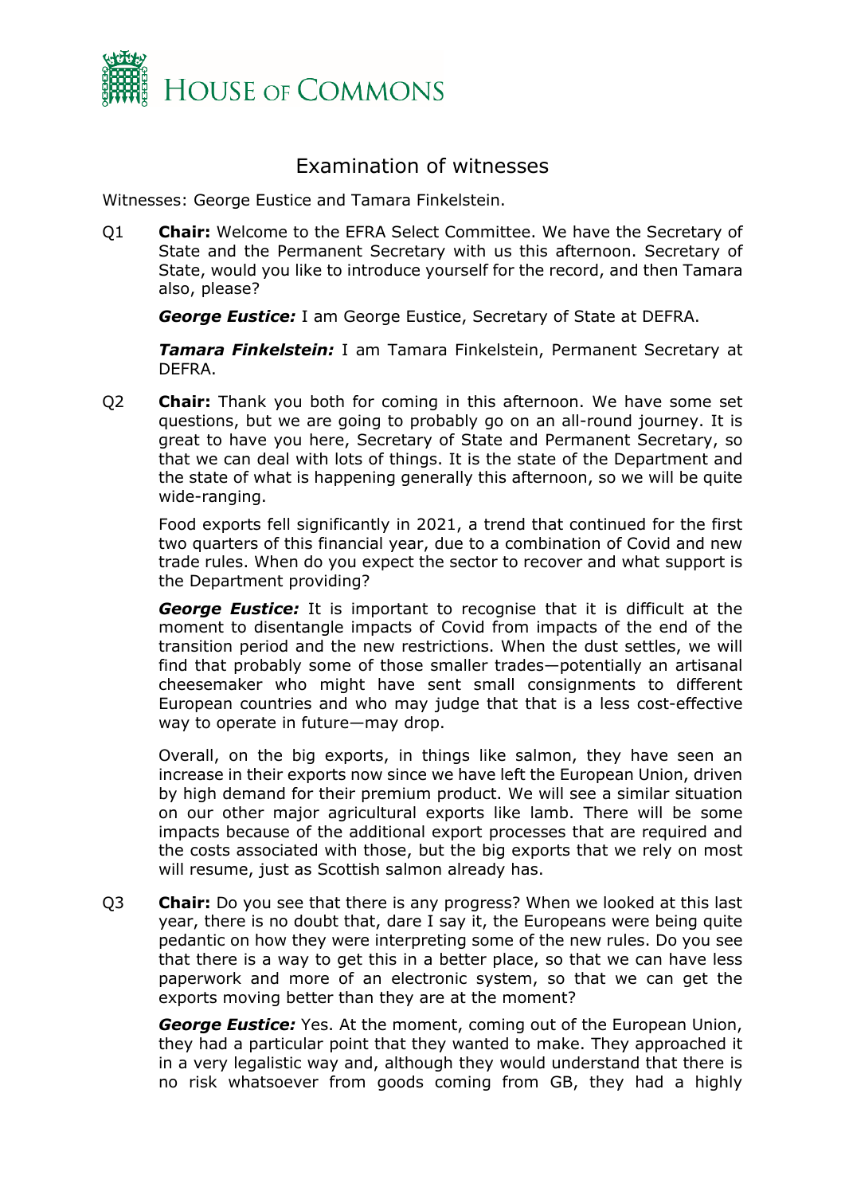## Examination of witnesses

Witnesses: George Eustice and Tamara Finkelstein.

Q1 **Chair:** Welcome to the EFRA Select Committee. We have the Secretary of State and the Permanent Secretary with us this afternoon. Secretary of State, would you like to introduce yourself for the record, and then Tamara also, please?

***George Eustice:*** I am George Eustice, Secretary of State at DEFRA.

***Tamara Finkelstein:*** I am Tamara Finkelstein, Permanent Secretary at DEFRA.

Q2 **Chair:** Thank you both for coming in this afternoon. We have some set questions, but we are going to probably go on an all-round journey. It is great to have you here, Secretary of State and Permanent Secretary, so that we can deal with lots of things. It is the state of the Department and the state of what is happening generally this afternoon, so we will be quite wide-ranging.

Food exports fell significantly in 2021, a trend that continued for the first two quarters of this financial year, due to a combination of Covid and new trade rules. When do you expect the sector to recover and what support is the Department providing?

***George Eustice:*** It is important to recognise that it is difficult at the moment to disentangle impacts of Covid from impacts of the end of the transition period and the new restrictions. When the dust settles, we will find that probably some of those smaller trades—potentially an artisanal cheesemaker who might have sent small consignments to different European countries and who may judge that that is a less cost-effective way to operate in future—may drop.

Overall, on the big exports, in things like salmon, they have seen an increase in their exports now since we have left the European Union, driven by high demand for their premium product. We will see a similar situation on our other major agricultural exports like lamb. There will be some impacts because of the additional export processes that are required and the costs associated with those, but the big exports that we rely on most will resume, just as Scottish salmon already has.

Q3 **Chair:** Do you see that there is any progress? When we looked at this last year, there is no doubt that, dare I say it, the Europeans were being quite pedantic on how they were interpreting some of the new rules. Do you see that there is a way to get this in a better place, so that we can have less paperwork and more of an electronic system, so that we can get the exports moving better than they are at the moment?

***George Eustice:*** Yes. At the moment, coming out of the European Union, they had a particular point that they wanted to make. They approached it in a very legalistic way and, although they would understand that there is no risk whatsoever from goods coming from GB, they had a highly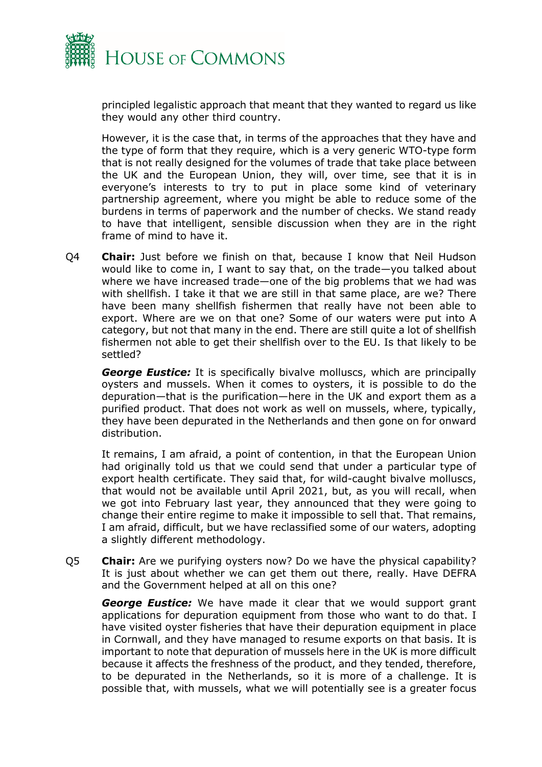principled legalistic approach that meant that they wanted to regard us like they would any other third country.

However, it is the case that, in terms of the approaches that they have and the type of form that they require, which is a very generic WTO-type form that is not really designed for the volumes of trade that take place between the UK and the European Union, they will, over time, see that it is in everyone's interests to try to put in place some kind of veterinary partnership agreement, where you might be able to reduce some of the burdens in terms of paperwork and the number of checks. We stand ready to have that intelligent, sensible discussion when they are in the right frame of mind to have it.

Q4 **Chair:** Just before we finish on that, because I know that Neil Hudson would like to come in, I want to say that, on the trade—you talked about where we have increased trade—one of the big problems that we had was with shellfish. I take it that we are still in that same place, are we? There have been many shellfish fishermen that really have not been able to export. Where are we on that one? Some of our waters were put into A category, but not that many in the end. There are still quite a lot of shellfish fishermen not able to get their shellfish over to the EU. Is that likely to be settled?

***George Eustice:*** It is specifically bivalve molluscs, which are principally oysters and mussels. When it comes to oysters, it is possible to do the depuration—that is the purification—here in the UK and export them as a purified product. That does not work as well on mussels, where, typically, they have been depurated in the Netherlands and then gone on for onward distribution.

It remains, I am afraid, a point of contention, in that the European Union had originally told us that we could send that under a particular type of export health certificate. They said that, for wild-caught bivalve molluscs, that would not be available until April 2021, but, as you will recall, when we got into February last year, they announced that they were going to change their entire regime to make it impossible to sell that. That remains, I am afraid, difficult, but we have reclassified some of our waters, adopting a slightly different methodology.

Q5 **Chair:** Are we purifying oysters now? Do we have the physical capability? It is just about whether we can get them out there, really. Have DEFRA and the Government helped at all on this one?

***George Eustice:*** We have made it clear that we would support grant applications for depuration equipment from those who want to do that. I have visited oyster fisheries that have their depuration equipment in place in Cornwall, and they have managed to resume exports on that basis. It is important to note that depuration of mussels here in the UK is more difficult because it affects the freshness of the product, and they tended, therefore, to be depurated in the Netherlands, so it is more of a challenge. It is possible that, with mussels, what we will potentially see is a greater focus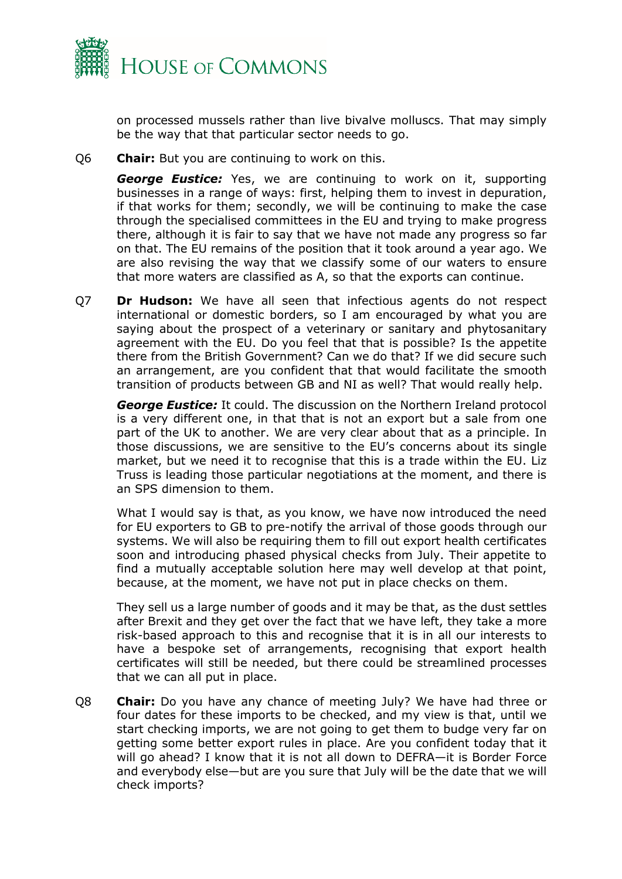on processed mussels rather than live bivalve molluscs. That may simply be the way that that particular sector needs to go.

Q6 **Chair:** But you are continuing to work on this.

***George Eustice:*** Yes, we are continuing to work on it, supporting businesses in a range of ways: first, helping them to invest in depuration, if that works for them; secondly, we will be continuing to make the case through the specialised committees in the EU and trying to make progress there, although it is fair to say that we have not made any progress so far on that. The EU remains of the position that it took around a year ago. We are also revising the way that we classify some of our waters to ensure that more waters are classified as A, so that the exports can continue.

Q7 **Dr Hudson:** We have all seen that infectious agents do not respect international or domestic borders, so I am encouraged by what you are saying about the prospect of a veterinary or sanitary and phytosanitary agreement with the EU. Do you feel that that is possible? Is the appetite there from the British Government? Can we do that? If we did secure such an arrangement, are you confident that that would facilitate the smooth transition of products between GB and NI as well? That would really help.

***George Eustice:*** It could. The discussion on the Northern Ireland protocol is a very different one, in that that is not an export but a sale from one part of the UK to another. We are very clear about that as a principle. In those discussions, we are sensitive to the EU's concerns about its single market, but we need it to recognise that this is a trade within the EU. Liz Truss is leading those particular negotiations at the moment, and there is an SPS dimension to them.

What I would say is that, as you know, we have now introduced the need for EU exporters to GB to pre-notify the arrival of those goods through our systems. We will also be requiring them to fill out export health certificates soon and introducing phased physical checks from July. Their appetite to find a mutually acceptable solution here may well develop at that point, because, at the moment, we have not put in place checks on them.

They sell us a large number of goods and it may be that, as the dust settles after Brexit and they get over the fact that we have left, they take a more risk-based approach to this and recognise that it is in all our interests to have a bespoke set of arrangements, recognising that export health certificates will still be needed, but there could be streamlined processes that we can all put in place.

Q8 **Chair:** Do you have any chance of meeting July? We have had three or four dates for these imports to be checked, and my view is that, until we start checking imports, we are not going to get them to budge very far on getting some better export rules in place. Are you confident today that it will go ahead? I know that it is not all down to DEFRA—it is Border Force and everybody else—but are you sure that July will be the date that we will check imports?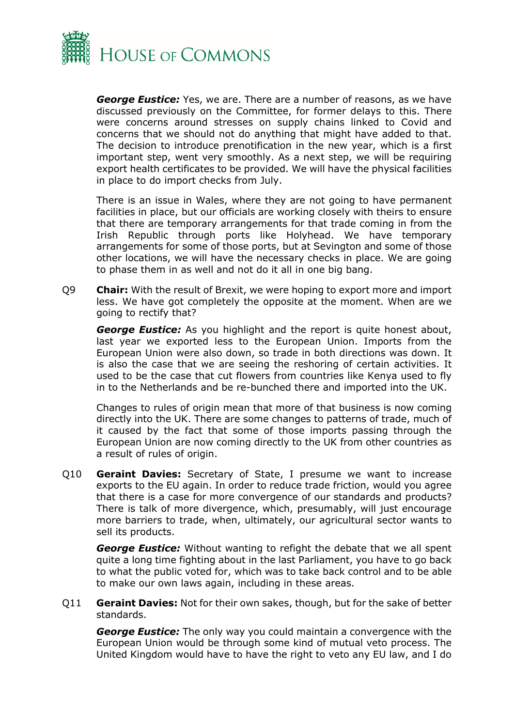***George Eustice:*** Yes, we are. There are a number of reasons, as we have discussed previously on the Committee, for former delays to this. There were concerns around stresses on supply chains linked to Covid and concerns that we should not do anything that might have added to that. The decision to introduce prenotification in the new year, which is a first important step, went very smoothly. As a next step, we will be requiring export health certificates to be provided. We will have the physical facilities in place to do import checks from July.

There is an issue in Wales, where they are not going to have permanent facilities in place, but our officials are working closely with theirs to ensure that there are temporary arrangements for that trade coming in from the Irish Republic through ports like Holyhead. We have temporary arrangements for some of those ports, but at Sevington and some of those other locations, we will have the necessary checks in place. We are going to phase them in as well and not do it all in one big bang.

Q9 **Chair:** With the result of Brexit, we were hoping to export more and import less. We have got completely the opposite at the moment. When are we going to rectify that?

***George Eustice:*** As you highlight and the report is quite honest about, last year we exported less to the European Union. Imports from the European Union were also down, so trade in both directions was down. It is also the case that we are seeing the reshoring of certain activities. It used to be the case that cut flowers from countries like Kenya used to fly in to the Netherlands and be re-bunched there and imported into the UK.

Changes to rules of origin mean that more of that business is now coming directly into the UK. There are some changes to patterns of trade, much of it caused by the fact that some of those imports passing through the European Union are now coming directly to the UK from other countries as a result of rules of origin.

Q10 **Geraint Davies:** Secretary of State, I presume we want to increase exports to the EU again. In order to reduce trade friction, would you agree that there is a case for more convergence of our standards and products? There is talk of more divergence, which, presumably, will just encourage more barriers to trade, when, ultimately, our agricultural sector wants to sell its products.

***George Eustice:*** Without wanting to refight the debate that we all spent quite a long time fighting about in the last Parliament, you have to go back to what the public voted for, which was to take back control and to be able to make our own laws again, including in these areas.

Q11 **Geraint Davies:** Not for their own sakes, though, but for the sake of better standards.

***George Eustice:*** The only way you could maintain a convergence with the European Union would be through some kind of mutual veto process. The United Kingdom would have to have the right to veto any EU law, and I do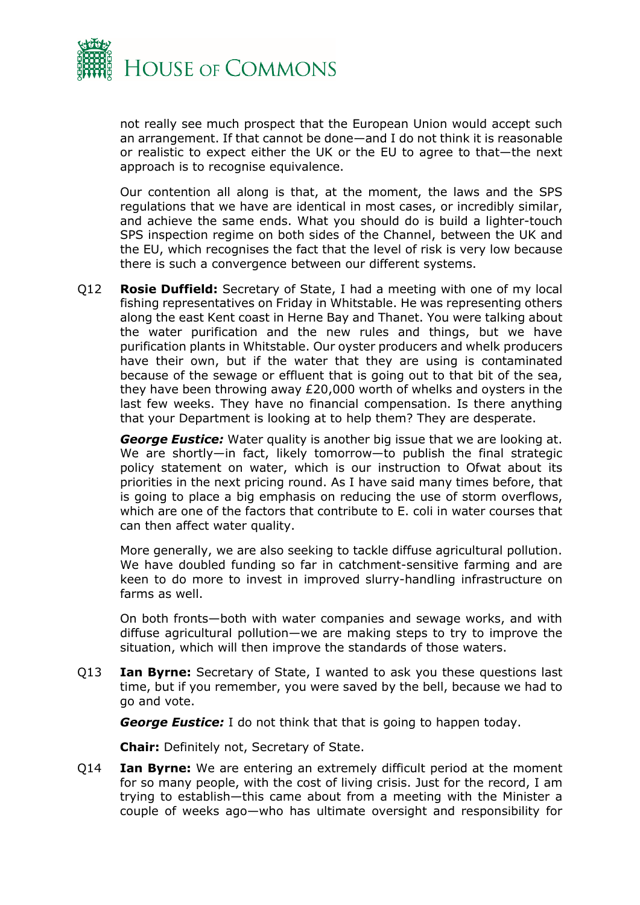not really see much prospect that the European Union would accept such an arrangement. If that cannot be done—and I do not think it is reasonable or realistic to expect either the UK or the EU to agree to that—the next approach is to recognise equivalence.

Our contention all along is that, at the moment, the laws and the SPS regulations that we have are identical in most cases, or incredibly similar, and achieve the same ends. What you should do is build a lighter-touch SPS inspection regime on both sides of the Channel, between the UK and the EU, which recognises the fact that the level of risk is very low because there is such a convergence between our different systems.

Q12 **Rosie Duffield:** Secretary of State, I had a meeting with one of my local fishing representatives on Friday in Whitstable. He was representing others along the east Kent coast in Herne Bay and Thanet. You were talking about the water purification and the new rules and things, but we have purification plants in Whitstable. Our oyster producers and whelk producers have their own, but if the water that they are using is contaminated because of the sewage or effluent that is going out to that bit of the sea, they have been throwing away £20,000 worth of whelks and oysters in the last few weeks. They have no financial compensation. Is there anything that your Department is looking at to help them? They are desperate.

***George Eustice:*** Water quality is another big issue that we are looking at. We are shortly—in fact, likely tomorrow—to publish the final strategic policy statement on water, which is our instruction to Ofwat about its priorities in the next pricing round. As I have said many times before, that is going to place a big emphasis on reducing the use of storm overflows, which are one of the factors that contribute to E. coli in water courses that can then affect water quality.

More generally, we are also seeking to tackle diffuse agricultural pollution. We have doubled funding so far in catchment-sensitive farming and are keen to do more to invest in improved slurry-handling infrastructure on farms as well.

On both fronts—both with water companies and sewage works, and with diffuse agricultural pollution—we are making steps to try to improve the situation, which will then improve the standards of those waters.

Q13 **Ian Byrne:** Secretary of State, I wanted to ask you these questions last time, but if you remember, you were saved by the bell, because we had to go and vote.

***George Eustice:*** I do not think that that is going to happen today.

**Chair:** Definitely not, Secretary of State.

Q14 **Ian Byrne:** We are entering an extremely difficult period at the moment for so many people, with the cost of living crisis. Just for the record, I am trying to establish—this came about from a meeting with the Minister a couple of weeks ago—who has ultimate oversight and responsibility for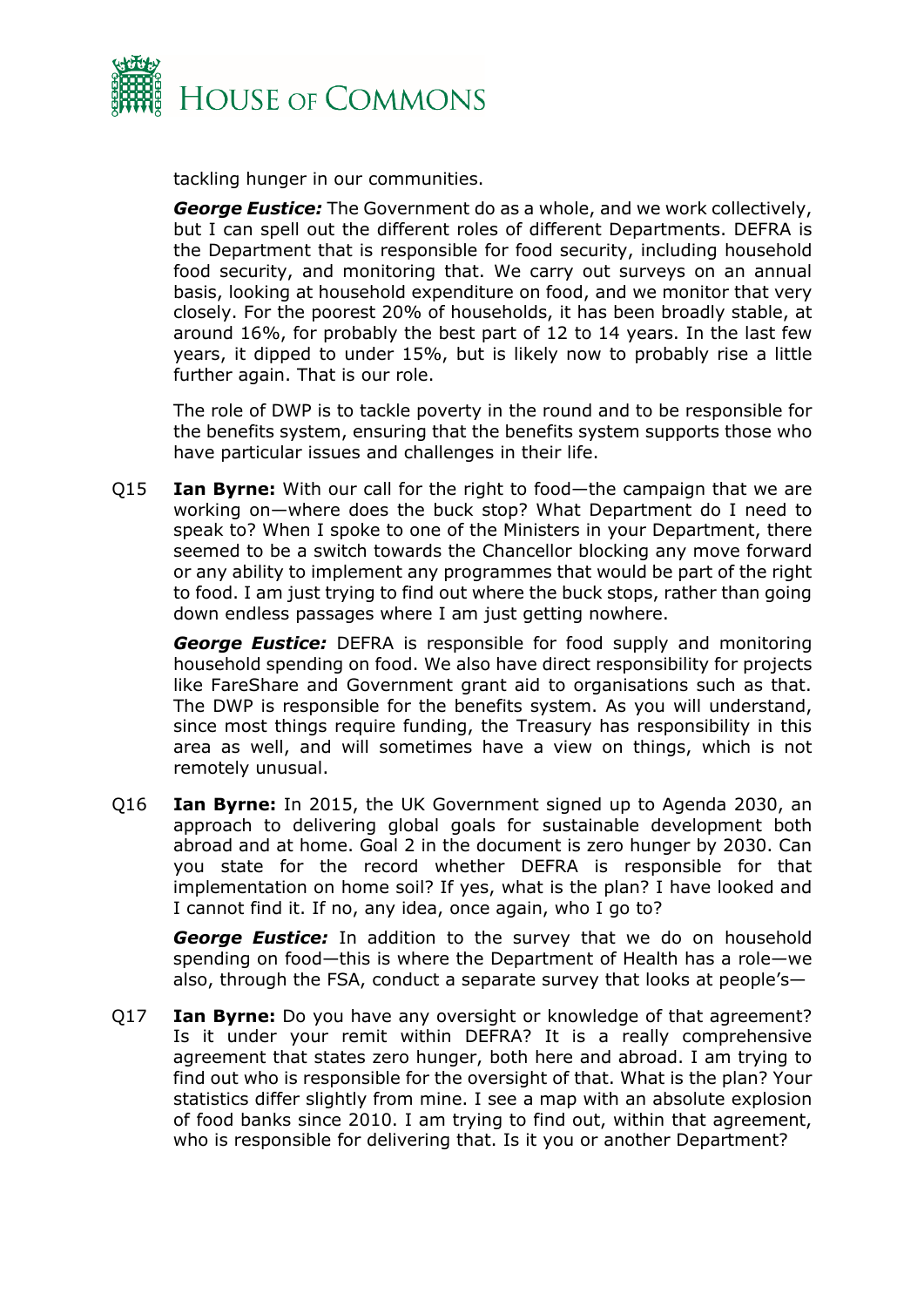tackling hunger in our communities.

***George Eustice:*** The Government do as a whole, and we work collectively, but I can spell out the different roles of different Departments. DEFRA is the Department that is responsible for food security, including household food security, and monitoring that. We carry out surveys on an annual basis, looking at household expenditure on food, and we monitor that very closely. For the poorest 20% of households, it has been broadly stable, at around 16%, for probably the best part of 12 to 14 years. In the last few years, it dipped to under 15%, but is likely now to probably rise a little further again. That is our role.

The role of DWP is to tackle poverty in the round and to be responsible for the benefits system, ensuring that the benefits system supports those who have particular issues and challenges in their life.

Q15 **Ian Byrne:** With our call for the right to food—the campaign that we are working on—where does the buck stop? What Department do I need to speak to? When I spoke to one of the Ministers in your Department, there seemed to be a switch towards the Chancellor blocking any move forward or any ability to implement any programmes that would be part of the right to food. I am just trying to find out where the buck stops, rather than going down endless passages where I am just getting nowhere.

***George Eustice:*** DEFRA is responsible for food supply and monitoring household spending on food. We also have direct responsibility for projects like FareShare and Government grant aid to organisations such as that. The DWP is responsible for the benefits system. As you will understand, since most things require funding, the Treasury has responsibility in this area as well, and will sometimes have a view on things, which is not remotely unusual.

Q16 **Ian Byrne:** In 2015, the UK Government signed up to Agenda 2030, an approach to delivering global goals for sustainable development both abroad and at home. Goal 2 in the document is zero hunger by 2030. Can you state for the record whether DEFRA is responsible for that implementation on home soil? If yes, what is the plan? I have looked and I cannot find it. If no, any idea, once again, who I go to?

***George Eustice:*** In addition to the survey that we do on household spending on food—this is where the Department of Health has a role—we also, through the FSA, conduct a separate survey that looks at people's—

Q17 **Ian Byrne:** Do you have any oversight or knowledge of that agreement? Is it under your remit within DEFRA? It is a really comprehensive agreement that states zero hunger, both here and abroad. I am trying to find out who is responsible for the oversight of that. What is the plan? Your statistics differ slightly from mine. I see a map with an absolute explosion of food banks since 2010. I am trying to find out, within that agreement, who is responsible for delivering that. Is it you or another Department?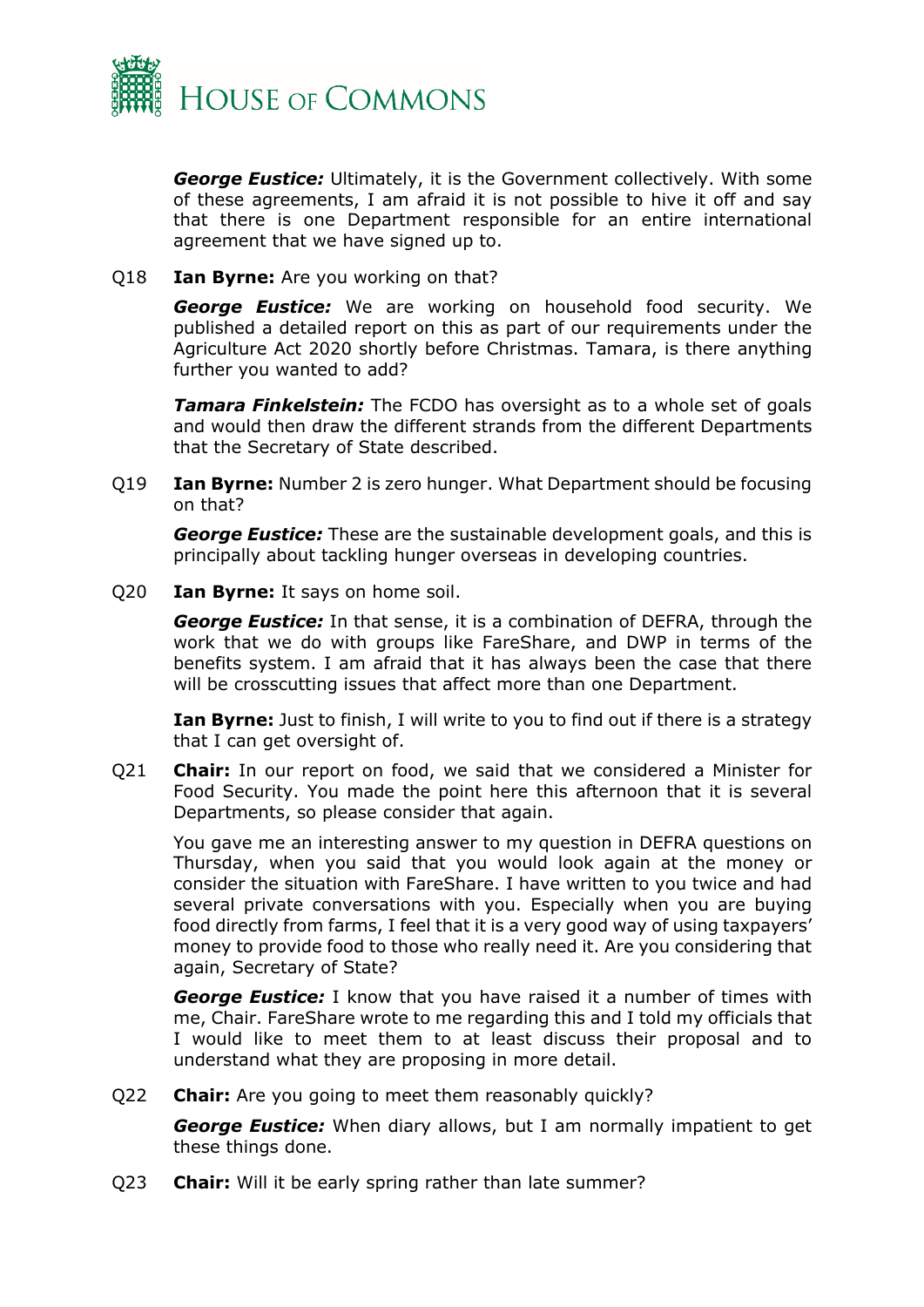***George Eustice:*** Ultimately, it is the Government collectively. With some of these agreements, I am afraid it is not possible to hive it off and say that there is one Department responsible for an entire international agreement that we have signed up to.

Q18 **Ian Byrne:** Are you working on that?

***George Eustice:*** We are working on household food security. We published a detailed report on this as part of our requirements under the Agriculture Act 2020 shortly before Christmas. Tamara, is there anything further you wanted to add?

***Tamara Finkelstein:*** The FCDO has oversight as to a whole set of goals and would then draw the different strands from the different Departments that the Secretary of State described.

Q19 **Ian Byrne:** Number 2 is zero hunger. What Department should be focusing on that?

***George Eustice:*** These are the sustainable development goals, and this is principally about tackling hunger overseas in developing countries.

Q20 **Ian Byrne:** It says on home soil.

***George Eustice:*** In that sense, it is a combination of DEFRA, through the work that we do with groups like FareShare, and DWP in terms of the benefits system. I am afraid that it has always been the case that there will be crosscutting issues that affect more than one Department.

**Ian Byrne:** Just to finish, I will write to you to find out if there is a strategy that I can get oversight of.

Q21 **Chair:** In our report on food, we said that we considered a Minister for Food Security. You made the point here this afternoon that it is several Departments, so please consider that again.

You gave me an interesting answer to my question in DEFRA questions on Thursday, when you said that you would look again at the money or consider the situation with FareShare. I have written to you twice and had several private conversations with you. Especially when you are buying food directly from farms, I feel that it is a very good way of using taxpayers' money to provide food to those who really need it. Are you considering that again, Secretary of State?

***George Eustice:*** I know that you have raised it a number of times with me, Chair. FareShare wrote to me regarding this and I told my officials that I would like to meet them to at least discuss their proposal and to understand what they are proposing in more detail.

Q22 **Chair:** Are you going to meet them reasonably quickly?

***George Eustice:*** When diary allows, but I am normally impatient to get these things done.

Q23 **Chair:** Will it be early spring rather than late summer?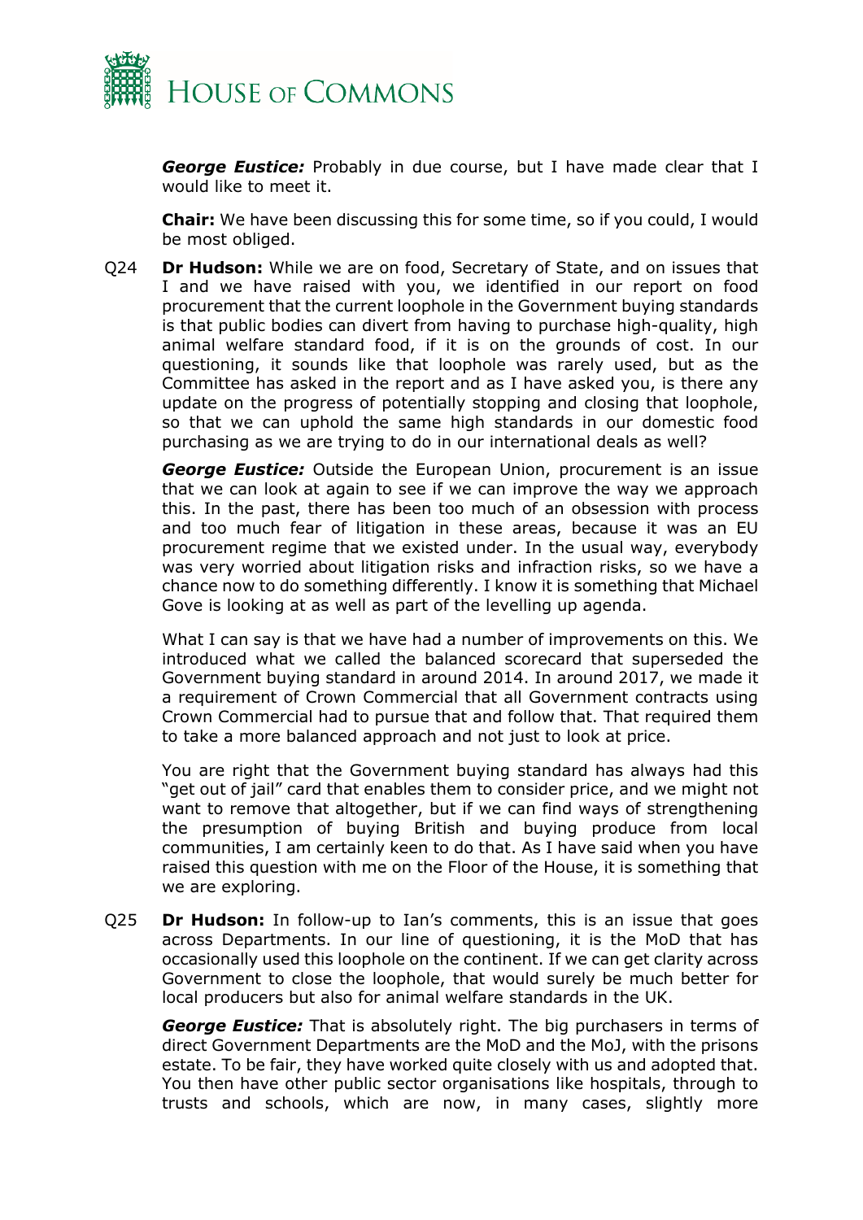***George Eustice:*** Probably in due course, but I have made clear that I would like to meet it.

**Chair:** We have been discussing this for some time, so if you could, I would be most obliged.

Q24 **Dr Hudson:** While we are on food, Secretary of State, and on issues that I and we have raised with you, we identified in our report on food procurement that the current loophole in the Government buying standards is that public bodies can divert from having to purchase high-quality, high animal welfare standard food, if it is on the grounds of cost. In our questioning, it sounds like that loophole was rarely used, but as the Committee has asked in the report and as I have asked you, is there any update on the progress of potentially stopping and closing that loophole, so that we can uphold the same high standards in our domestic food purchasing as we are trying to do in our international deals as well?

***George Eustice:*** Outside the European Union, procurement is an issue that we can look at again to see if we can improve the way we approach this. In the past, there has been too much of an obsession with process and too much fear of litigation in these areas, because it was an EU procurement regime that we existed under. In the usual way, everybody was very worried about litigation risks and infraction risks, so we have a chance now to do something differently. I know it is something that Michael Gove is looking at as well as part of the levelling up agenda.

What I can say is that we have had a number of improvements on this. We introduced what we called the balanced scorecard that superseded the Government buying standard in around 2014. In around 2017, we made it a requirement of Crown Commercial that all Government contracts using Crown Commercial had to pursue that and follow that. That required them to take a more balanced approach and not just to look at price.

You are right that the Government buying standard has always had this "get out of jail" card that enables them to consider price, and we might not want to remove that altogether, but if we can find ways of strengthening the presumption of buying British and buying produce from local communities, I am certainly keen to do that. As I have said when you have raised this question with me on the Floor of the House, it is something that we are exploring.

Q25 **Dr Hudson:** In follow-up to Ian's comments, this is an issue that goes across Departments. In our line of questioning, it is the MoD that has occasionally used this loophole on the continent. If we can get clarity across Government to close the loophole, that would surely be much better for local producers but also for animal welfare standards in the UK.

***George Eustice:*** That is absolutely right. The big purchasers in terms of direct Government Departments are the MoD and the MoJ, with the prisons estate. To be fair, they have worked quite closely with us and adopted that. You then have other public sector organisations like hospitals, through to trusts and schools, which are now, in many cases, slightly more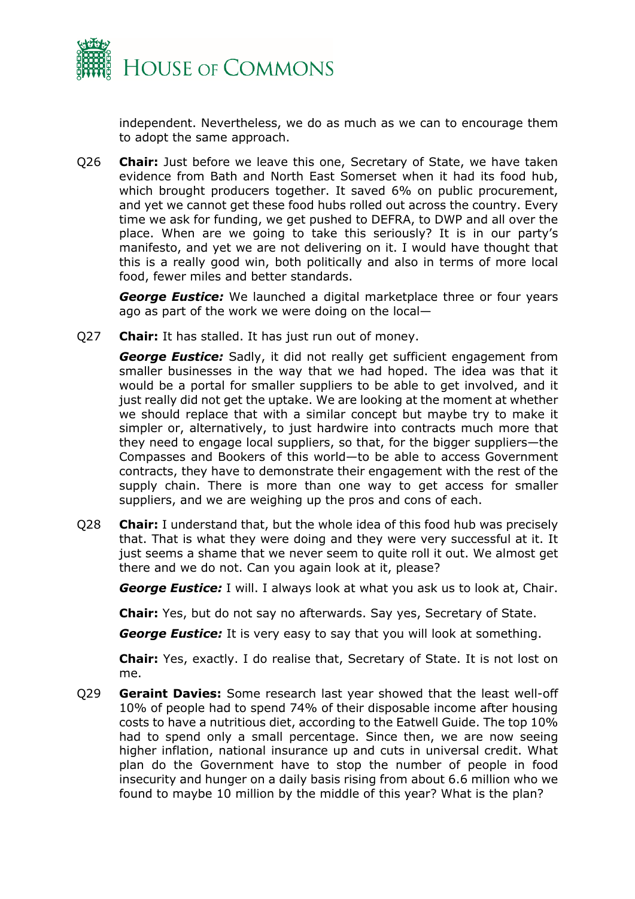independent. Nevertheless, we do as much as we can to encourage them to adopt the same approach.

Q26 **Chair:** Just before we leave this one, Secretary of State, we have taken evidence from Bath and North East Somerset when it had its food hub, which brought producers together. It saved 6% on public procurement, and yet we cannot get these food hubs rolled out across the country. Every time we ask for funding, we get pushed to DEFRA, to DWP and all over the place. When are we going to take this seriously? It is in our party's manifesto, and yet we are not delivering on it. I would have thought that this is a really good win, both politically and also in terms of more local food, fewer miles and better standards.

***George Eustice:*** We launched a digital marketplace three or four years ago as part of the work we were doing on the local—

Q27 **Chair:** It has stalled. It has just run out of money.

***George Eustice:*** Sadly, it did not really get sufficient engagement from smaller businesses in the way that we had hoped. The idea was that it would be a portal for smaller suppliers to be able to get involved, and it just really did not get the uptake. We are looking at the moment at whether we should replace that with a similar concept but maybe try to make it simpler or, alternatively, to just hardwire into contracts much more that they need to engage local suppliers, so that, for the bigger suppliers—the Compasses and Bookers of this world—to be able to access Government contracts, they have to demonstrate their engagement with the rest of the supply chain. There is more than one way to get access for smaller suppliers, and we are weighing up the pros and cons of each.

Q28 **Chair:** I understand that, but the whole idea of this food hub was precisely that. That is what they were doing and they were very successful at it. It just seems a shame that we never seem to quite roll it out. We almost get there and we do not. Can you again look at it, please?

***George Eustice:*** I will. I always look at what you ask us to look at, Chair.

**Chair:** Yes, but do not say no afterwards. Say yes, Secretary of State.

***George Eustice:*** It is very easy to say that you will look at something.

**Chair:** Yes, exactly. I do realise that, Secretary of State. It is not lost on me.

Q29 **Geraint Davies:** Some research last year showed that the least well-off 10% of people had to spend 74% of their disposable income after housing costs to have a nutritious diet, according to the Eatwell Guide. The top 10% had to spend only a small percentage. Since then, we are now seeing higher inflation, national insurance up and cuts in universal credit. What plan do the Government have to stop the number of people in food insecurity and hunger on a daily basis rising from about 6.6 million who we found to maybe 10 million by the middle of this year? What is the plan?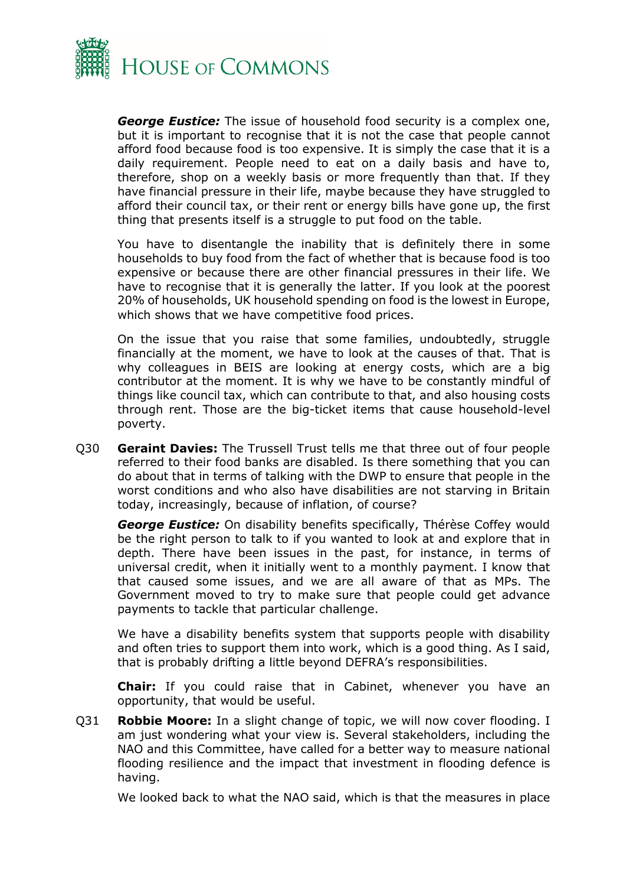***George Eustice:*** The issue of household food security is a complex one, but it is important to recognise that it is not the case that people cannot afford food because food is too expensive. It is simply the case that it is a daily requirement. People need to eat on a daily basis and have to, therefore, shop on a weekly basis or more frequently than that. If they have financial pressure in their life, maybe because they have struggled to afford their council tax, or their rent or energy bills have gone up, the first thing that presents itself is a struggle to put food on the table.

You have to disentangle the inability that is definitely there in some households to buy food from the fact of whether that is because food is too expensive or because there are other financial pressures in their life. We have to recognise that it is generally the latter. If you look at the poorest 20% of households, UK household spending on food is the lowest in Europe, which shows that we have competitive food prices.

On the issue that you raise that some families, undoubtedly, struggle financially at the moment, we have to look at the causes of that. That is why colleagues in BEIS are looking at energy costs, which are a big contributor at the moment. It is why we have to be constantly mindful of things like council tax, which can contribute to that, and also housing costs through rent. Those are the big-ticket items that cause household-level poverty.

Q30 **Geraint Davies:** The Trussell Trust tells me that three out of four people referred to their food banks are disabled. Is there something that you can do about that in terms of talking with the DWP to ensure that people in the worst conditions and who also have disabilities are not starving in Britain today, increasingly, because of inflation, of course?

***George Eustice:*** On disability benefits specifically, Thérèse Coffey would be the right person to talk to if you wanted to look at and explore that in depth. There have been issues in the past, for instance, in terms of universal credit, when it initially went to a monthly payment. I know that that caused some issues, and we are all aware of that as MPs. The Government moved to try to make sure that people could get advance payments to tackle that particular challenge.

We have a disability benefits system that supports people with disability and often tries to support them into work, which is a good thing. As I said, that is probably drifting a little beyond DEFRA's responsibilities.

**Chair:** If you could raise that in Cabinet, whenever you have an opportunity, that would be useful.

Q31 **Robbie Moore:** In a slight change of topic, we will now cover flooding. I am just wondering what your view is. Several stakeholders, including the NAO and this Committee, have called for a better way to measure national flooding resilience and the impact that investment in flooding defence is having.

We looked back to what the NAO said, which is that the measures in place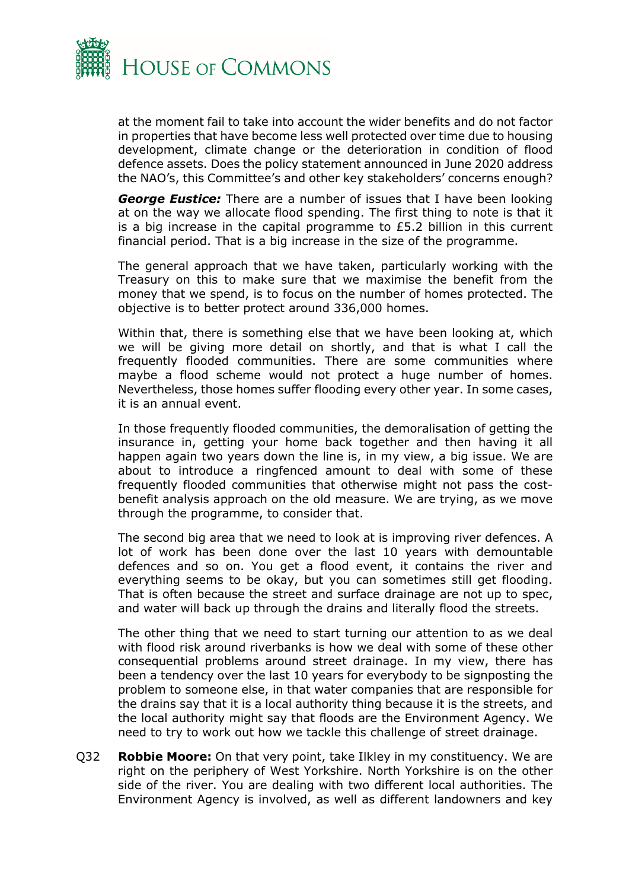at the moment fail to take into account the wider benefits and do not factor in properties that have become less well protected over time due to housing development, climate change or the deterioration in condition of flood defence assets. Does the policy statement announced in June 2020 address the NAO's, this Committee's and other key stakeholders' concerns enough?

***George Eustice:*** There are a number of issues that I have been looking at on the way we allocate flood spending. The first thing to note is that it is a big increase in the capital programme to £5.2 billion in this current financial period. That is a big increase in the size of the programme.

The general approach that we have taken, particularly working with the Treasury on this to make sure that we maximise the benefit from the money that we spend, is to focus on the number of homes protected. The objective is to better protect around 336,000 homes.

Within that, there is something else that we have been looking at, which we will be giving more detail on shortly, and that is what I call the frequently flooded communities. There are some communities where maybe a flood scheme would not protect a huge number of homes. Nevertheless, those homes suffer flooding every other year. In some cases, it is an annual event.

In those frequently flooded communities, the demoralisation of getting the insurance in, getting your home back together and then having it all happen again two years down the line is, in my view, a big issue. We are about to introduce a ringfenced amount to deal with some of these frequently flooded communities that otherwise might not pass the cost-benefit analysis approach on the old measure. We are trying, as we move through the programme, to consider that.

The second big area that we need to look at is improving river defences. A lot of work has been done over the last 10 years with demountable defences and so on. You get a flood event, it contains the river and everything seems to be okay, but you can sometimes still get flooding. That is often because the street and surface drainage are not up to spec, and water will back up through the drains and literally flood the streets.

The other thing that we need to start turning our attention to as we deal with flood risk around riverbanks is how we deal with some of these other consequential problems around street drainage. In my view, there has been a tendency over the last 10 years for everybody to be signposting the problem to someone else, in that water companies that are responsible for the drains say that it is a local authority thing because it is the streets, and the local authority might say that floods are the Environment Agency. We need to try to work out how we tackle this challenge of street drainage.

Q32 **Robbie Moore:** On that very point, take Ilkley in my constituency. We are right on the periphery of West Yorkshire. North Yorkshire is on the other side of the river. You are dealing with two different local authorities. The Environment Agency is involved, as well as different landowners and key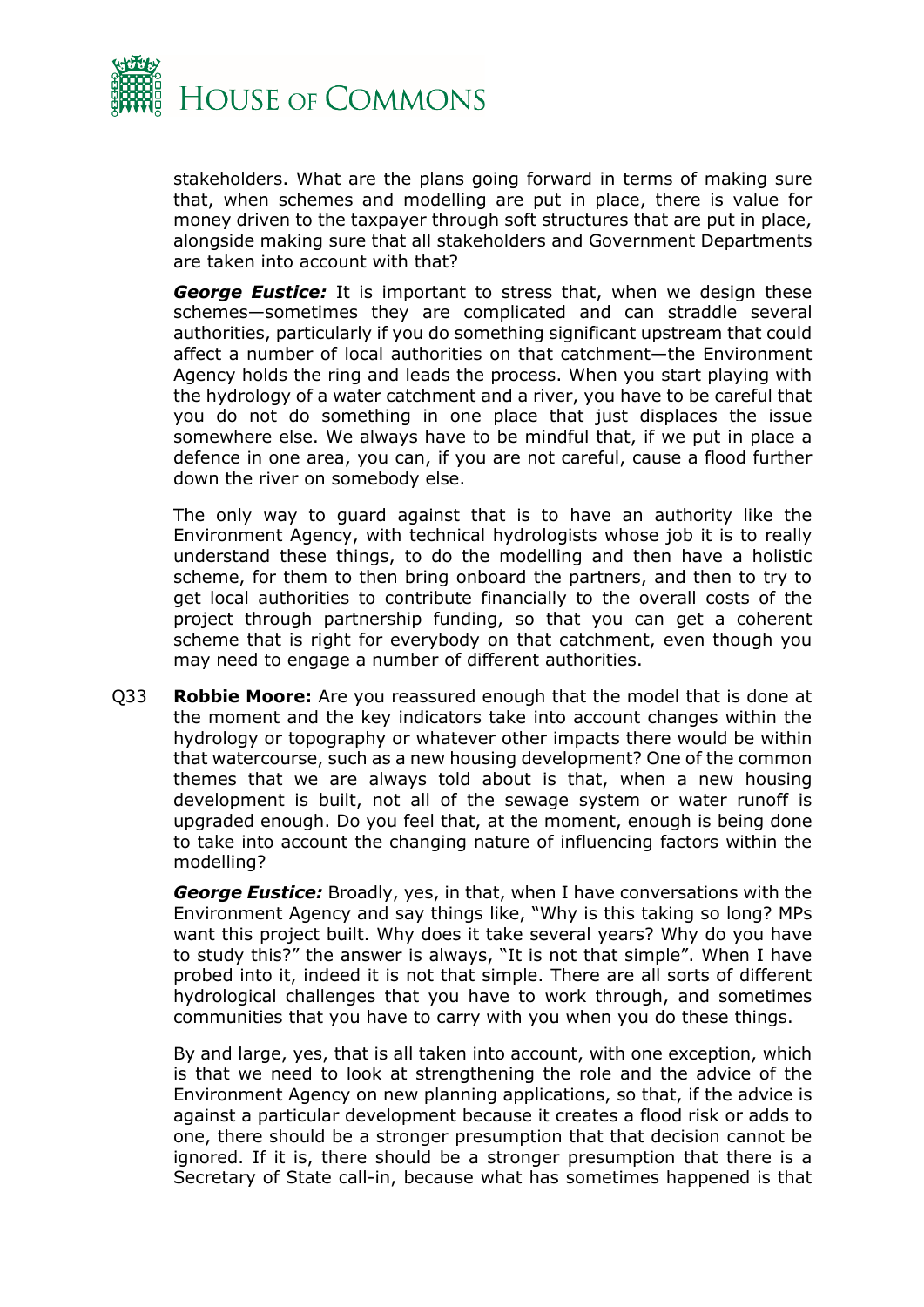stakeholders. What are the plans going forward in terms of making sure that, when schemes and modelling are put in place, there is value for money driven to the taxpayer through soft structures that are put in place, alongside making sure that all stakeholders and Government Departments are taken into account with that?

***George Eustice:*** It is important to stress that, when we design these schemes—sometimes they are complicated and can straddle several authorities, particularly if you do something significant upstream that could affect a number of local authorities on that catchment—the Environment Agency holds the ring and leads the process. When you start playing with the hydrology of a water catchment and a river, you have to be careful that you do not do something in one place that just displaces the issue somewhere else. We always have to be mindful that, if we put in place a defence in one area, you can, if you are not careful, cause a flood further down the river on somebody else.

The only way to guard against that is to have an authority like the Environment Agency, with technical hydrologists whose job it is to really understand these things, to do the modelling and then have a holistic scheme, for them to then bring onboard the partners, and then to try to get local authorities to contribute financially to the overall costs of the project through partnership funding, so that you can get a coherent scheme that is right for everybody on that catchment, even though you may need to engage a number of different authorities.

Q33 **Robbie Moore:** Are you reassured enough that the model that is done at the moment and the key indicators take into account changes within the hydrology or topography or whatever other impacts there would be within that watercourse, such as a new housing development? One of the common themes that we are always told about is that, when a new housing development is built, not all of the sewage system or water runoff is upgraded enough. Do you feel that, at the moment, enough is being done to take into account the changing nature of influencing factors within the modelling?

***George Eustice:*** Broadly, yes, in that, when I have conversations with the Environment Agency and say things like, "Why is this taking so long? MPs want this project built. Why does it take several years? Why do you have to study this?" the answer is always, "It is not that simple". When I have probed into it, indeed it is not that simple. There are all sorts of different hydrological challenges that you have to work through, and sometimes communities that you have to carry with you when you do these things.

By and large, yes, that is all taken into account, with one exception, which is that we need to look at strengthening the role and the advice of the Environment Agency on new planning applications, so that, if the advice is against a particular development because it creates a flood risk or adds to one, there should be a stronger presumption that that decision cannot be ignored. If it is, there should be a stronger presumption that there is a Secretary of State call-in, because what has sometimes happened is that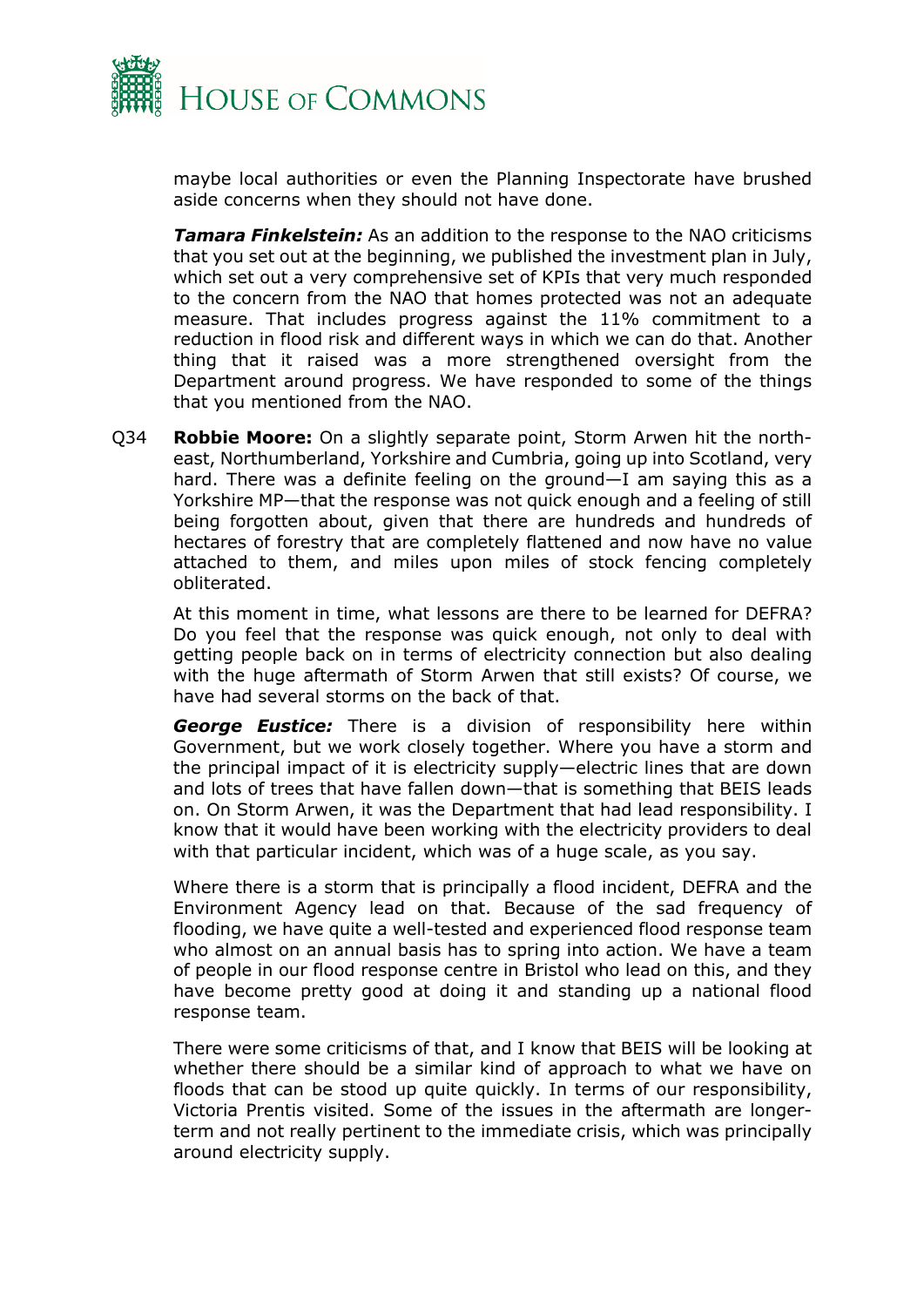maybe local authorities or even the Planning Inspectorate have brushed aside concerns when they should not have done.

***Tamara Finkelstein:*** As an addition to the response to the NAO criticisms that you set out at the beginning, we published the investment plan in July, which set out a very comprehensive set of KPIs that very much responded to the concern from the NAO that homes protected was not an adequate measure. That includes progress against the 11% commitment to a reduction in flood risk and different ways in which we can do that. Another thing that it raised was a more strengthened oversight from the Department around progress. We have responded to some of the things that you mentioned from the NAO.

Q34 **Robbie Moore:** On a slightly separate point, Storm Arwen hit the north-east, Northumberland, Yorkshire and Cumbria, going up into Scotland, very hard. There was a definite feeling on the ground—I am saying this as a Yorkshire MP—that the response was not quick enough and a feeling of still being forgotten about, given that there are hundreds and hundreds of hectares of forestry that are completely flattened and now have no value attached to them, and miles upon miles of stock fencing completely obliterated.

At this moment in time, what lessons are there to be learned for DEFRA? Do you feel that the response was quick enough, not only to deal with getting people back on in terms of electricity connection but also dealing with the huge aftermath of Storm Arwen that still exists? Of course, we have had several storms on the back of that.

***George Eustice:*** There is a division of responsibility here within Government, but we work closely together. Where you have a storm and the principal impact of it is electricity supply—electric lines that are down and lots of trees that have fallen down—that is something that BEIS leads on. On Storm Arwen, it was the Department that had lead responsibility. I know that it would have been working with the electricity providers to deal with that particular incident, which was of a huge scale, as you say.

Where there is a storm that is principally a flood incident, DEFRA and the Environment Agency lead on that. Because of the sad frequency of flooding, we have quite a well-tested and experienced flood response team who almost on an annual basis has to spring into action. We have a team of people in our flood response centre in Bristol who lead on this, and they have become pretty good at doing it and standing up a national flood response team.

There were some criticisms of that, and I know that BEIS will be looking at whether there should be a similar kind of approach to what we have on floods that can be stood up quite quickly. In terms of our responsibility, Victoria Prentis visited. Some of the issues in the aftermath are longer-term and not really pertinent to the immediate crisis, which was principally around electricity supply.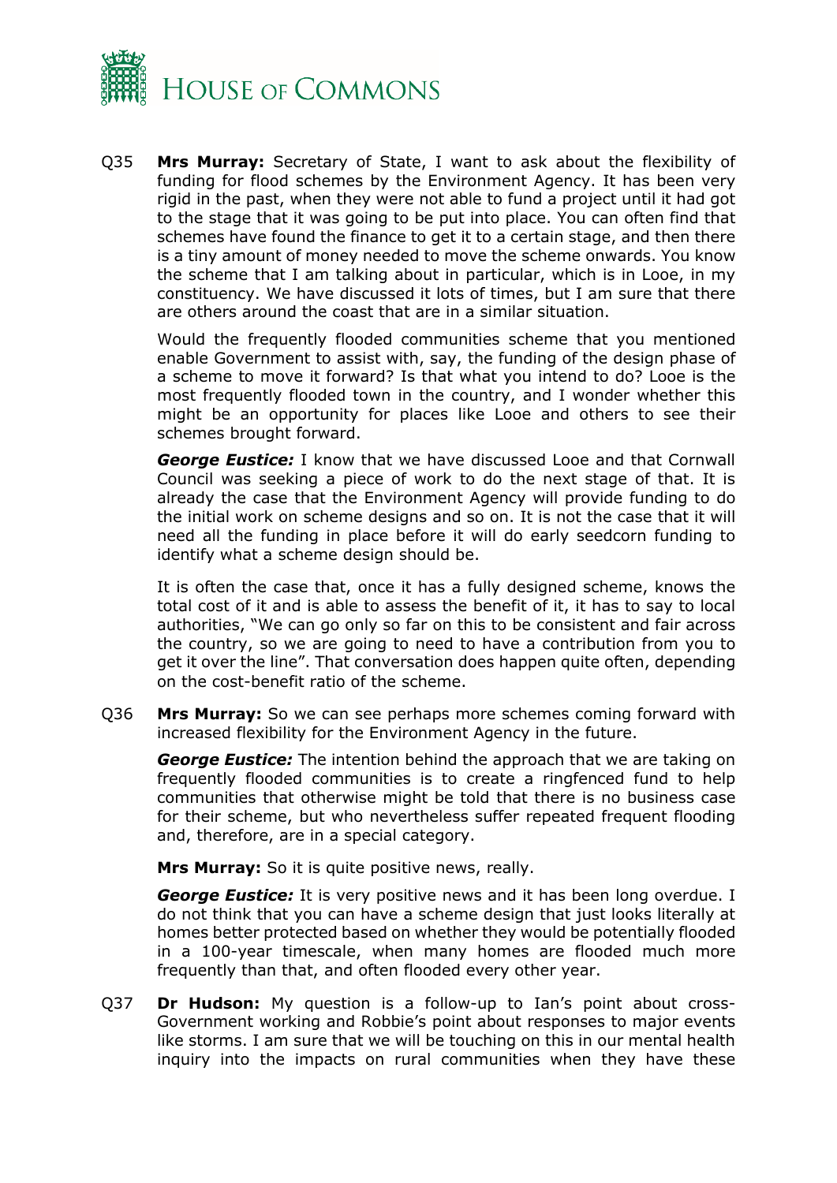Q35 **Mrs Murray:** Secretary of State, I want to ask about the flexibility of funding for flood schemes by the Environment Agency. It has been very rigid in the past, when they were not able to fund a project until it had got to the stage that it was going to be put into place. You can often find that schemes have found the finance to get it to a certain stage, and then there is a tiny amount of money needed to move the scheme onwards. You know the scheme that I am talking about in particular, which is in Looe, in my constituency. We have discussed it lots of times, but I am sure that there are others around the coast that are in a similar situation.

Would the frequently flooded communities scheme that you mentioned enable Government to assist with, say, the funding of the design phase of a scheme to move it forward? Is that what you intend to do? Looe is the most frequently flooded town in the country, and I wonder whether this might be an opportunity for places like Looe and others to see their schemes brought forward.

***George Eustice:*** I know that we have discussed Looe and that Cornwall Council was seeking a piece of work to do the next stage of that. It is already the case that the Environment Agency will provide funding to do the initial work on scheme designs and so on. It is not the case that it will need all the funding in place before it will do early seedcorn funding to identify what a scheme design should be.

It is often the case that, once it has a fully designed scheme, knows the total cost of it and is able to assess the benefit of it, it has to say to local authorities, "We can go only so far on this to be consistent and fair across the country, so we are going to need to have a contribution from you to get it over the line". That conversation does happen quite often, depending on the cost-benefit ratio of the scheme.

Q36 **Mrs Murray:** So we can see perhaps more schemes coming forward with increased flexibility for the Environment Agency in the future.

***George Eustice:*** The intention behind the approach that we are taking on frequently flooded communities is to create a ringfenced fund to help communities that otherwise might be told that there is no business case for their scheme, but who nevertheless suffer repeated frequent flooding and, therefore, are in a special category.

**Mrs Murray:** So it is quite positive news, really.

***George Eustice:*** It is very positive news and it has been long overdue. I do not think that you can have a scheme design that just looks literally at homes better protected based on whether they would be potentially flooded in a 100-year timescale, when many homes are flooded much more frequently than that, and often flooded every other year.

Q37 **Dr Hudson:** My question is a follow-up to Ian's point about cross-Government working and Robbie's point about responses to major events like storms. I am sure that we will be touching on this in our mental health inquiry into the impacts on rural communities when they have these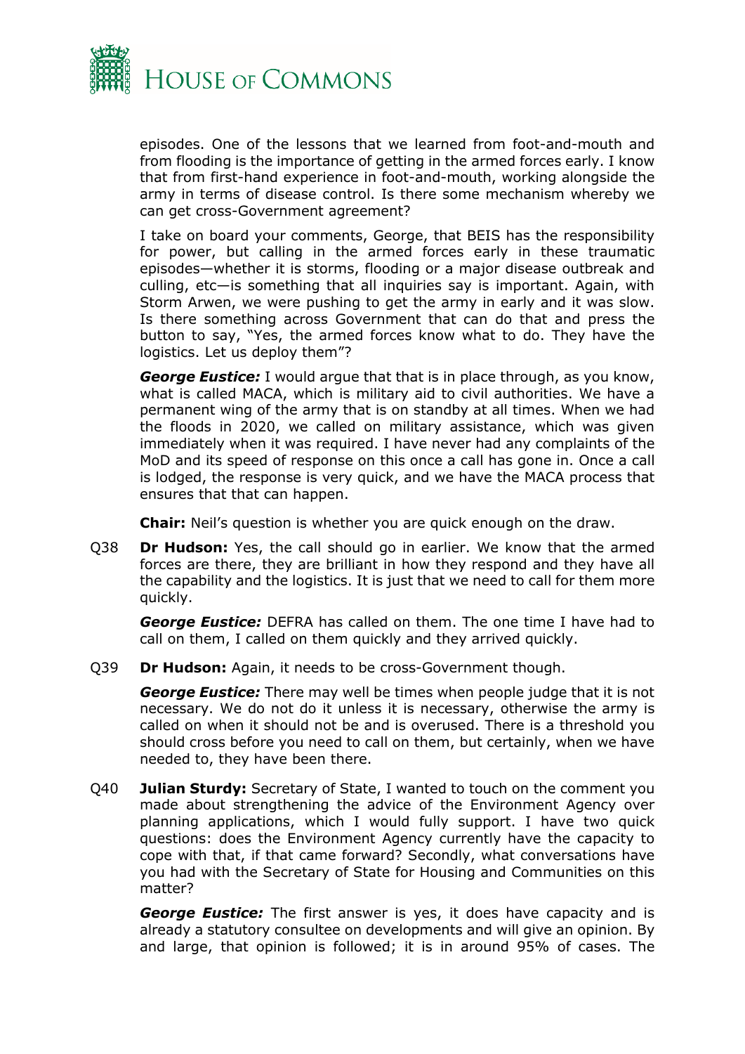episodes. One of the lessons that we learned from foot-and-mouth and from flooding is the importance of getting in the armed forces early. I know that from first-hand experience in foot-and-mouth, working alongside the army in terms of disease control. Is there some mechanism whereby we can get cross-Government agreement?

I take on board your comments, George, that BEIS has the responsibility for power, but calling in the armed forces early in these traumatic episodes—whether it is storms, flooding or a major disease outbreak and culling, etc—is something that all inquiries say is important. Again, with Storm Arwen, we were pushing to get the army in early and it was slow. Is there something across Government that can do that and press the button to say, "Yes, the armed forces know what to do. They have the logistics. Let us deploy them"?

***George Eustice:*** I would argue that that is in place through, as you know, what is called MACA, which is military aid to civil authorities. We have a permanent wing of the army that is on standby at all times. When we had the floods in 2020, we called on military assistance, which was given immediately when it was required. I have never had any complaints of the MoD and its speed of response on this once a call has gone in. Once a call is lodged, the response is very quick, and we have the MACA process that ensures that that can happen.

**Chair:** Neil's question is whether you are quick enough on the draw.

Q38 **Dr Hudson:** Yes, the call should go in earlier. We know that the armed forces are there, they are brilliant in how they respond and they have all the capability and the logistics. It is just that we need to call for them more quickly.

***George Eustice:*** DEFRA has called on them. The one time I have had to call on them, I called on them quickly and they arrived quickly.

Q39 **Dr Hudson:** Again, it needs to be cross-Government though.

***George Eustice:*** There may well be times when people judge that it is not necessary. We do not do it unless it is necessary, otherwise the army is called on when it should not be and is overused. There is a threshold you should cross before you need to call on them, but certainly, when we have needed to, they have been there.

Q40 **Julian Sturdy:** Secretary of State, I wanted to touch on the comment you made about strengthening the advice of the Environment Agency over planning applications, which I would fully support. I have two quick questions: does the Environment Agency currently have the capacity to cope with that, if that came forward? Secondly, what conversations have you had with the Secretary of State for Housing and Communities on this matter?

***George Eustice:*** The first answer is yes, it does have capacity and is already a statutory consultee on developments and will give an opinion. By and large, that opinion is followed; it is in around 95% of cases. The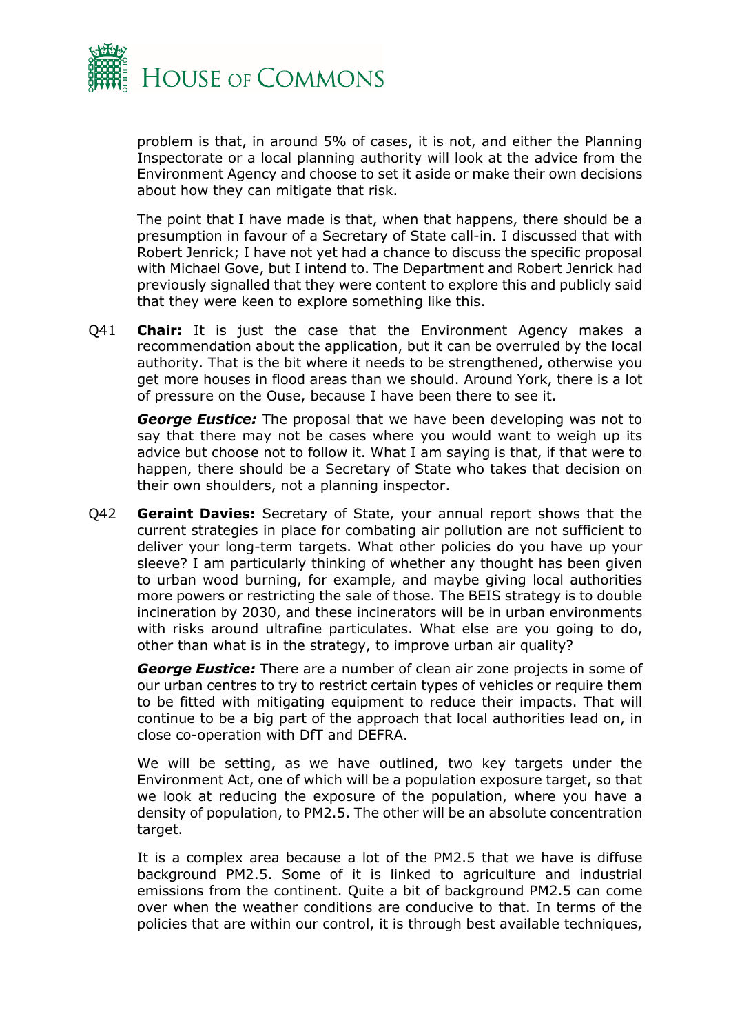problem is that, in around 5% of cases, it is not, and either the Planning Inspectorate or a local planning authority will look at the advice from the Environment Agency and choose to set it aside or make their own decisions about how they can mitigate that risk.

The point that I have made is that, when that happens, there should be a presumption in favour of a Secretary of State call-in. I discussed that with Robert Jenrick; I have not yet had a chance to discuss the specific proposal with Michael Gove, but I intend to. The Department and Robert Jenrick had previously signalled that they were content to explore this and publicly said that they were keen to explore something like this.

Q41 **Chair:** It is just the case that the Environment Agency makes a recommendation about the application, but it can be overruled by the local authority. That is the bit where it needs to be strengthened, otherwise you get more houses in flood areas than we should. Around York, there is a lot of pressure on the Ouse, because I have been there to see it.

***George Eustice:*** The proposal that we have been developing was not to say that there may not be cases where you would want to weigh up its advice but choose not to follow it. What I am saying is that, if that were to happen, there should be a Secretary of State who takes that decision on their own shoulders, not a planning inspector.

Q42 **Geraint Davies:** Secretary of State, your annual report shows that the current strategies in place for combating air pollution are not sufficient to deliver your long-term targets. What other policies do you have up your sleeve? I am particularly thinking of whether any thought has been given to urban wood burning, for example, and maybe giving local authorities more powers or restricting the sale of those. The BEIS strategy is to double incineration by 2030, and these incinerators will be in urban environments with risks around ultrafine particulates. What else are you going to do, other than what is in the strategy, to improve urban air quality?

***George Eustice:*** There are a number of clean air zone projects in some of our urban centres to try to restrict certain types of vehicles or require them to be fitted with mitigating equipment to reduce their impacts. That will continue to be a big part of the approach that local authorities lead on, in close co-operation with DfT and DEFRA.

We will be setting, as we have outlined, two key targets under the Environment Act, one of which will be a population exposure target, so that we look at reducing the exposure of the population, where you have a density of population, to PM2.5. The other will be an absolute concentration target.

It is a complex area because a lot of the PM2.5 that we have is diffuse background PM2.5. Some of it is linked to agriculture and industrial emissions from the continent. Quite a bit of background PM2.5 can come over when the weather conditions are conducive to that. In terms of the policies that are within our control, it is through best available techniques,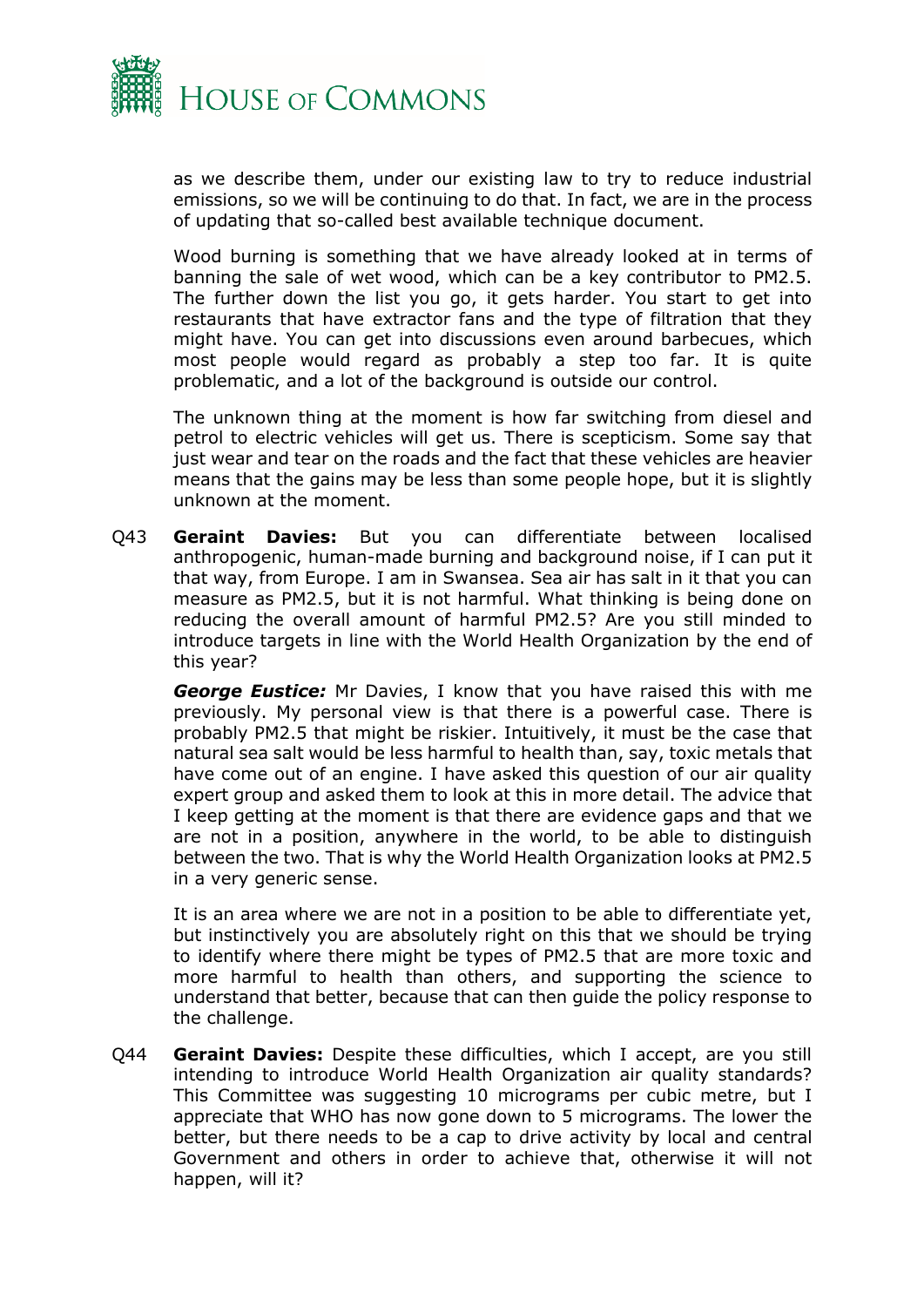as we describe them, under our existing law to try to reduce industrial emissions, so we will be continuing to do that. In fact, we are in the process of updating that so-called best available technique document.

Wood burning is something that we have already looked at in terms of banning the sale of wet wood, which can be a key contributor to PM2.5. The further down the list you go, it gets harder. You start to get into restaurants that have extractor fans and the type of filtration that they might have. You can get into discussions even around barbecues, which most people would regard as probably a step too far. It is quite problematic, and a lot of the background is outside our control.

The unknown thing at the moment is how far switching from diesel and petrol to electric vehicles will get us. There is scepticism. Some say that just wear and tear on the roads and the fact that these vehicles are heavier means that the gains may be less than some people hope, but it is slightly unknown at the moment.

Q43 **Geraint Davies:** But you can differentiate between localised anthropogenic, human-made burning and background noise, if I can put it that way, from Europe. I am in Swansea. Sea air has salt in it that you can measure as PM2.5, but it is not harmful. What thinking is being done on reducing the overall amount of harmful PM2.5? Are you still minded to introduce targets in line with the World Health Organization by the end of this year?

***George Eustice:*** Mr Davies, I know that you have raised this with me previously. My personal view is that there is a powerful case. There is probably PM2.5 that might be riskier. Intuitively, it must be the case that natural sea salt would be less harmful to health than, say, toxic metals that have come out of an engine. I have asked this question of our air quality expert group and asked them to look at this in more detail. The advice that I keep getting at the moment is that there are evidence gaps and that we are not in a position, anywhere in the world, to be able to distinguish between the two. That is why the World Health Organization looks at PM2.5 in a very generic sense.

It is an area where we are not in a position to be able to differentiate yet, but instinctively you are absolutely right on this that we should be trying to indentify where there might be types of PM2.5 that are more toxic and more harmful to health than others, and supporting the science to understand that better, because that can then guide the policy response to the challenge.

Q44 **Geraint Davies:** Despite these difficulties, which I accept, are you still intending to introduce World Health Organization air quality standards? This Committee was suggesting 10 micrograms per cubic metre, but I appreciate that WHO has now gone down to 5 micrograms. The lower the better, but there needs to be a cap to drive activity by local and central Government and others in order to achieve that, otherwise it will not happen, will it?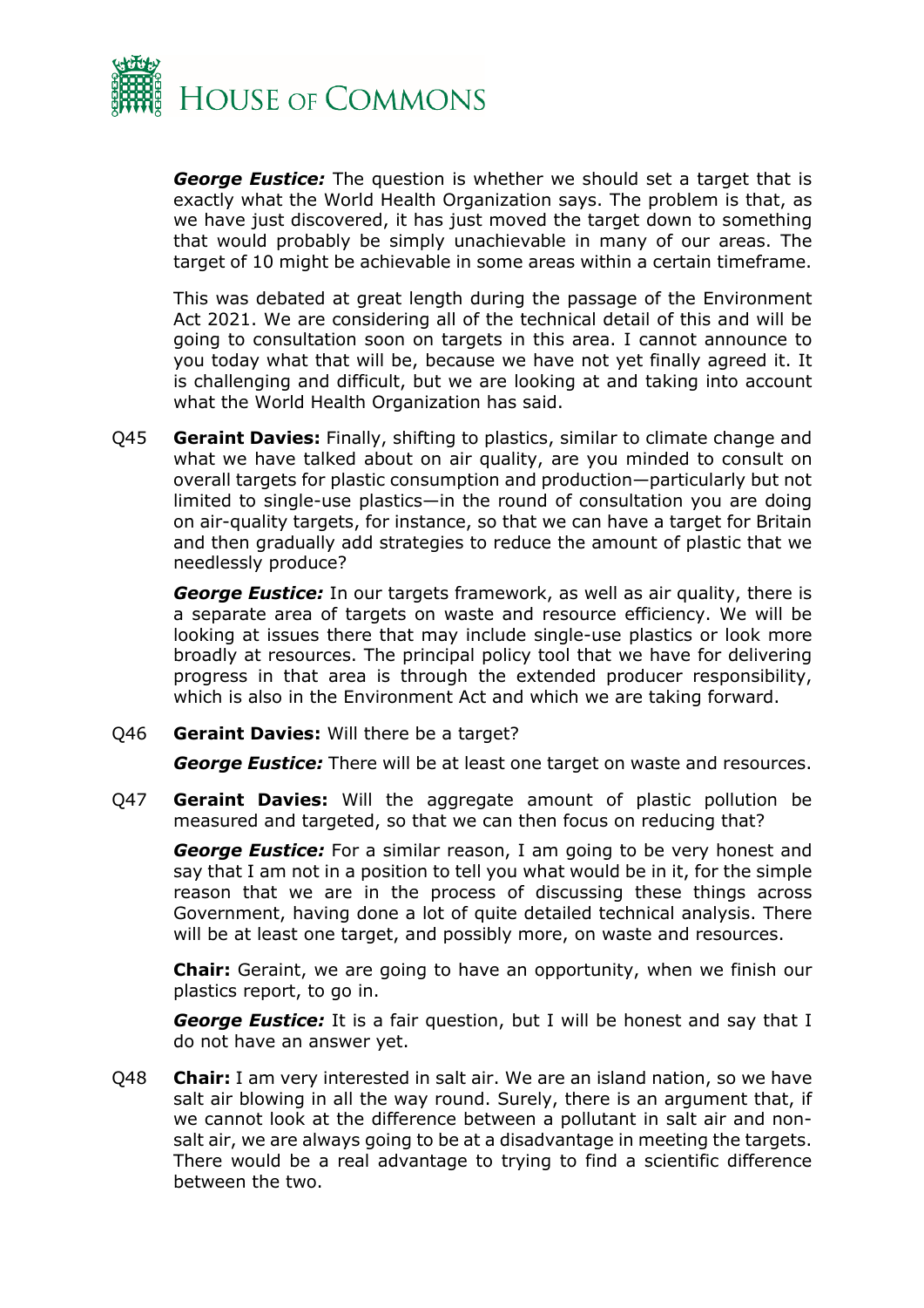***George Eustice:*** The question is whether we should set a target that is exactly what the World Health Organization says. The problem is that, as we have just discovered, it has just moved the target down to something that would probably be simply unachievable in many of our areas. The target of 10 might be achievable in some areas within a certain timeframe.

This was debated at great length during the passage of the Environment Act 2021. We are considering all of the technical detail of this and will be going to consultation soon on targets in this area. I cannot announce to you today what that will be, because we have not yet finally agreed it. It is challenging and difficult, but we are looking at and taking into account what the World Health Organization has said.

Q45 **Geraint Davies:** Finally, shifting to plastics, similar to climate change and what we have talked about on air quality, are you minded to consult on overall targets for plastic consumption and production—particularly but not limited to single-use plastics—in the round of consultation you are doing on air-quality targets, for instance, so that we can have a target for Britain and then gradually add strategies to reduce the amount of plastic that we needlessly produce?

***George Eustice:*** In our targets framework, as well as air quality, there is a separate area of targets on waste and resource efficiency. We will be looking at issues there that may include single-use plastics or look more broadly at resources. The principal policy tool that we have for delivering progress in that area is through the extended producer responsibility, which is also in the Environment Act and which we are taking forward.

Q46 **Geraint Davies:** Will there be a target?

***George Eustice:*** There will be at least one target on waste and resources.

Q47 **Geraint Davies:** Will the aggregate amount of plastic pollution be measured and targeted, so that we can then focus on reducing that?

***George Eustice:*** For a similar reason, I am going to be very honest and say that I am not in a position to tell you what would be in it, for the simple reason that we are in the process of discussing these things across Government, having done a lot of quite detailed technical analysis. There will be at least one target, and possibly more, on waste and resources.

**Chair:** Geraint, we are going to have an opportunity, when we finish our plastics report, to go in.

***George Eustice:*** It is a fair question, but I will be honest and say that I do not have an answer yet.

Q48 **Chair:** I am very interested in salt air. We are an island nation, so we have salt air blowing in all the way round. Surely, there is an argument that, if we cannot look at the difference between a pollutant in salt air and non-salt air, we are always going to be at a disadvantage in meeting the targets. There would be a real advantage to trying to find a scientific difference between the two.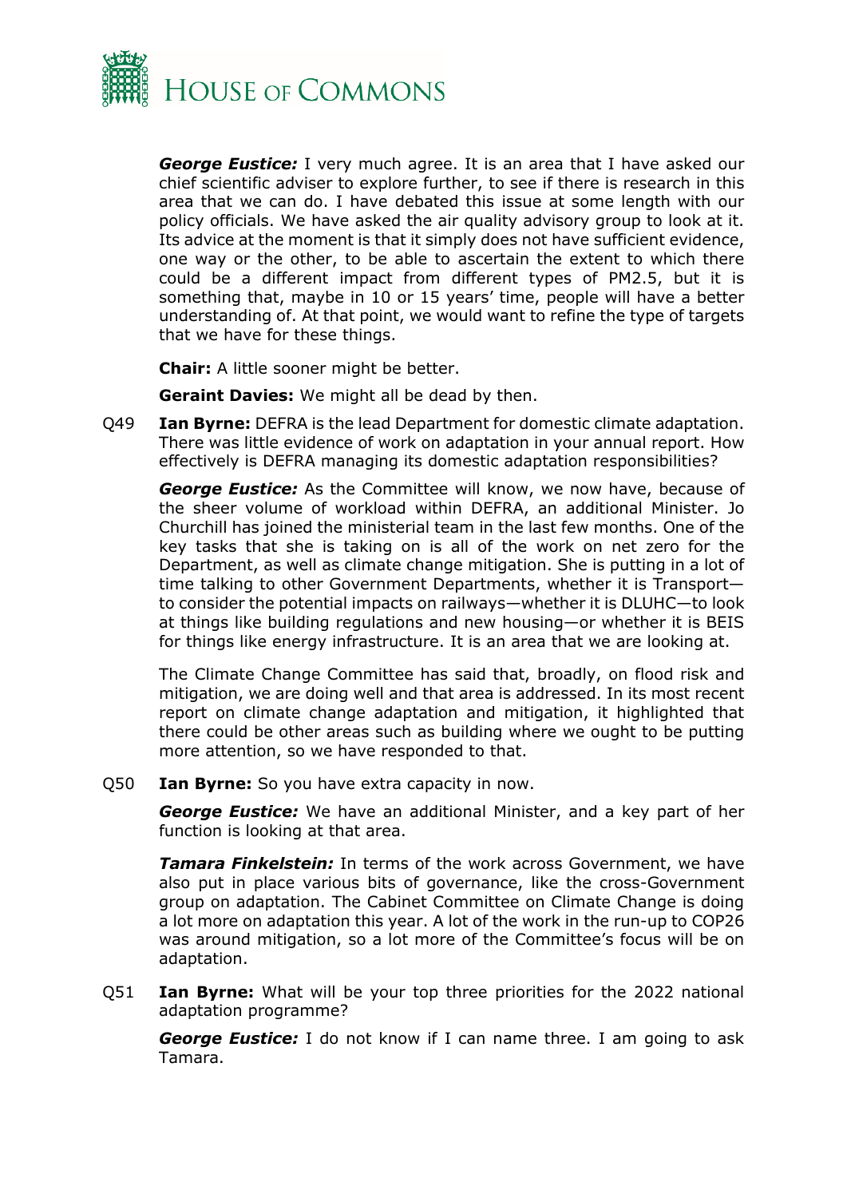***George Eustice:*** I very much agree. It is an area that I have asked our chief scientific adviser to explore further, to see if there is research in this area that we can do. I have debated this issue at some length with our policy officials. We have asked the air quality advisory group to look at it. Its advice at the moment is that it simply does not have sufficient evidence, one way or the other, to be able to ascertain the extent to which there could be a different impact from different types of PM2.5, but it is something that, maybe in 10 or 15 years' time, people will have a better understanding of. At that point, we would want to refine the type of targets that we have for these things.

**Chair:** A little sooner might be better.

**Geraint Davies:** We might all be dead by then.

Q49 **Ian Byrne:** DEFRA is the lead Department for domestic climate adaptation. There was little evidence of work on adaptation in your annual report. How effectively is DEFRA managing its domestic adaptation responsibilities?

***George Eustice:*** As the Committee will know, we now have, because of the sheer volume of workload within DEFRA, an additional Minister. Jo Churchill has joined the ministerial team in the last few months. One of the key tasks that she is taking on is all of the work on net zero for the Department, as well as climate change mitigation. She is putting in a lot of time talking to other Government Departments, whether it is Transport—to consider the potential impacts on railways—whether it is DLUHC—to look at things like building regulations and new housing—or whether it is BEIS for things like energy infrastructure. It is an area that we are looking at.

The Climate Change Committee has said that, broadly, on flood risk and mitigation, we are doing well and that area is addressed. In its most recent report on climate change adaptation and mitigation, it highlighted that there could be other areas such as building where we ought to be putting more attention, so we have responded to that.

Q50 **Ian Byrne:** So you have extra capacity in now.

***George Eustice:*** We have an additional Minister, and a key part of her function is looking at that area.

***Tamara Finkelstein:*** In terms of the work across Government, we have also put in place various bits of governance, like the cross-Government group on adaptation. The Cabinet Committee on Climate Change is doing a lot more on adaptation this year. A lot of the work in the run-up to COP26 was around mitigation, so a lot more of the Committee's focus will be on adaptation.

Q51 **Ian Byrne:** What will be your top three priorities for the 2022 national adaptation programme?

***George Eustice:*** I do not know if I can name three. I am going to ask Tamara.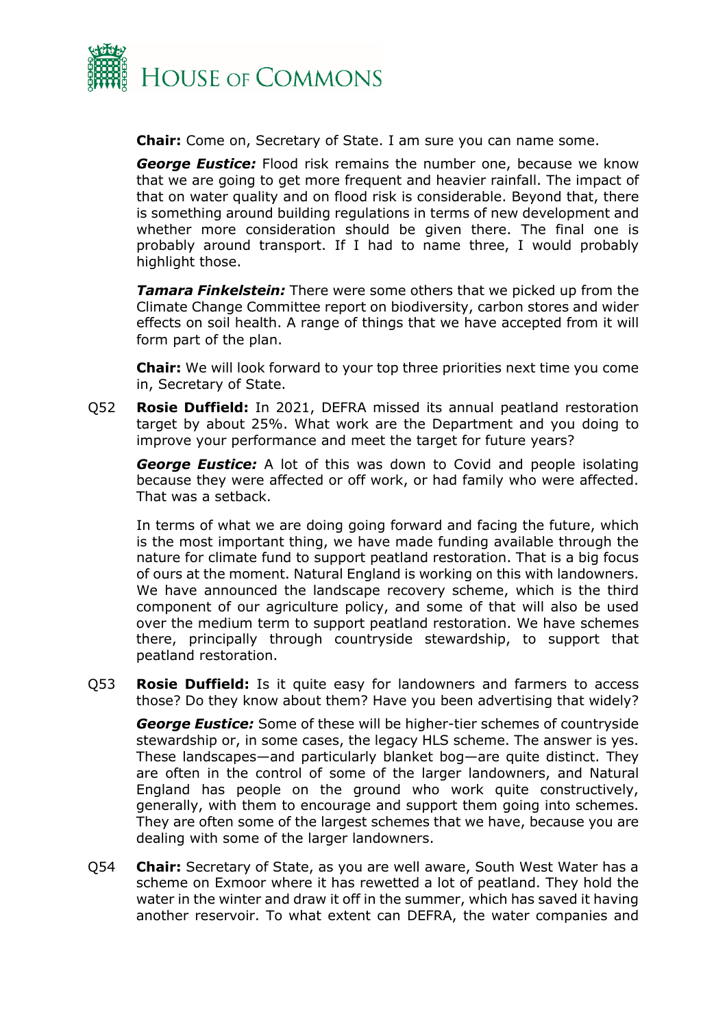**Chair:** Come on, Secretary of State. I am sure you can name some.

***George Eustice:*** Flood risk remains the number one, because we know that we are going to get more frequent and heavier rainfall. The impact of that on water quality and on flood risk is considerable. Beyond that, there is something around building regulations in terms of new development and whether more consideration should be given there. The final one is probably around transport. If I had to name three, I would probably highlight those.

***Tamara Finkelstein:*** There were some others that we picked up from the Climate Change Committee report on biodiversity, carbon stores and wider effects on soil health. A range of things that we have accepted from it will form part of the plan.

**Chair:** We will look forward to your top three priorities next time you come in, Secretary of State.

Q52 **Rosie Duffield:** In 2021, DEFRA missed its annual peatland restoration target by about 25%. What work are the Department and you doing to improve your performance and meet the target for future years?

***George Eustice:*** A lot of this was down to Covid and people isolating because they were affected or off work, or had family who were affected. That was a setback.

In terms of what we are doing going forward and facing the future, which is the most important thing, we have made funding available through the nature for climate fund to support peatland restoration. That is a big focus of ours at the moment. Natural England is working on this with landowners. We have announced the landscape recovery scheme, which is the third component of our agriculture policy, and some of that will also be used over the medium term to support peatland restoration. We have schemes there, principally through countryside stewardship, to support that peatland restoration.

Q53 **Rosie Duffield:** Is it quite easy for landowners and farmers to access those? Do they know about them? Have you been advertising that widely?

***George Eustice:*** Some of these will be higher-tier schemes of countryside stewardship or, in some cases, the legacy HLS scheme. The answer is yes. These landscapes—and particularly blanket bog—are quite distinct. They are often in the control of some of the larger landowners, and Natural England has people on the ground who work quite constructively, generally, with them to encourage and support them going into schemes. They are often some of the largest schemes that we have, because you are dealing with some of the larger landowners.

Q54 **Chair:** Secretary of State, as you are well aware, South West Water has a scheme on Exmoor where it has rewetted a lot of peatland. They hold the water in the winter and draw it off in the summer, which has saved it having another reservoir. To what extent can DEFRA, the water companies and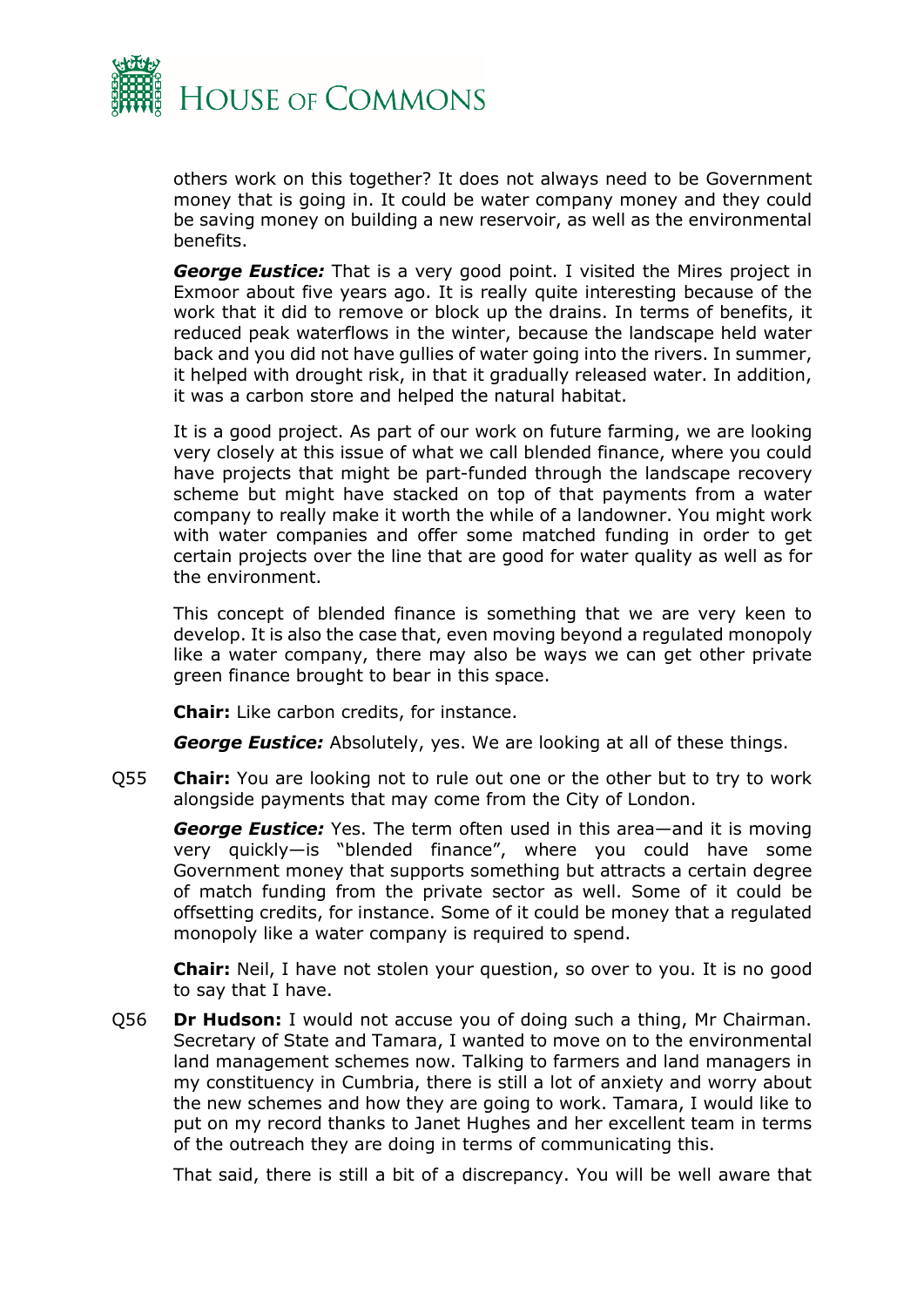others work on this together? It does not always need to be Government money that is going in. It could be water company money and they could be saving money on building a new reservoir, as well as the environmental benefits.

***George Eustice:*** That is a very good point. I visited the Mires project in Exmoor about five years ago. It is really quite interesting because of the work that it did to remove or block up the drains. In terms of benefits, it reduced peak waterflows in the winter, because the landscape held water back and you did not have gullies of water going into the rivers. In summer, it helped with drought risk, in that it gradually released water. In addition, it was a carbon store and helped the natural habitat.

It is a good project. As part of our work on future farming, we are looking very closely at this issue of what we call blended finance, where you could have projects that might be part-funded through the landscape recovery scheme but might have stacked on top of that payments from a water company to really make it worth the while of a landowner. You might work with water companies and offer some matched funding in order to get certain projects over the line that are good for water quality as well as for the environment.

This concept of blended finance is something that we are very keen to develop. It is also the case that, even moving beyond a regulated monopoly like a water company, there may also be ways we can get other private green finance brought to bear in this space.

**Chair:** Like carbon credits, for instance.

***George Eustice:*** Absolutely, yes. We are looking at all of these things.

Q55 **Chair:** You are looking not to rule out one or the other but to try to work alongside payments that may come from the City of London.

***George Eustice:*** Yes. The term often used in this area—and it is moving very quickly—is "blended finance", where you could have some Government money that supports something but attracts a certain degree of match funding from the private sector as well. Some of it could be offsetting credits, for instance. Some of it could be money that a regulated monopoly like a water company is required to spend.

**Chair:** Neil, I have not stolen your question, so over to you. It is no good to say that I have.

Q56 **Dr Hudson:** I would not accuse you of doing such a thing, Mr Chairman. Secretary of State and Tamara, I wanted to move on to the environmental land management schemes now. Talking to farmers and land managers in my constituency in Cumbria, there is still a lot of anxiety and worry about the new schemes and how they are going to work. Tamara, I would like to put on my record thanks to Janet Hughes and her excellent team in terms of the outreach they are doing in terms of communicating this.

That said, there is still a bit of a discrepancy. You will be well aware that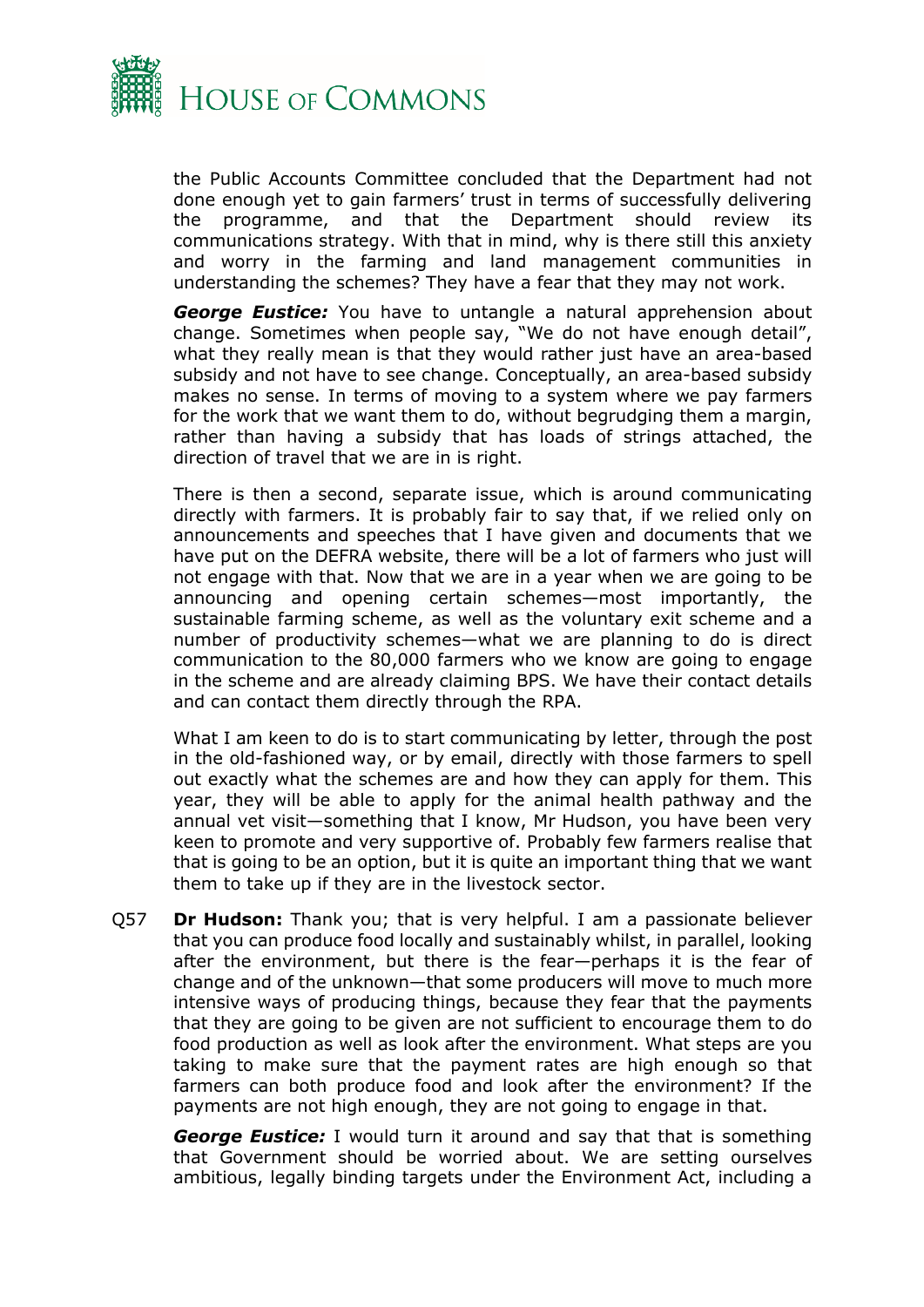the Public Accounts Committee concluded that the Department had not done enough yet to gain farmers' trust in terms of successfully delivering the programme, and that the Department should review its communications strategy. With that in mind, why is there still this anxiety and worry in the farming and land management communities in understanding the schemes? They have a fear that they may not work.

***George Eustice:*** You have to untangle a natural apprehension about change. Sometimes when people say, "We do not have enough detail", what they really mean is that they would rather just have an area-based subsidy and not have to see change. Conceptually, an area-based subsidy makes no sense. In terms of moving to a system where we pay farmers for the work that we want them to do, without begrudging them a margin, rather than having a subsidy that has loads of strings attached, the direction of travel that we are in is right.

There is then a second, separate issue, which is around communicating directly with farmers. It is probably fair to say that, if we relied only on announcements and speeches that I have given and documents that we have put on the DEFRA website, there will be a lot of farmers who just will not engage with that. Now that we are in a year when we are going to be announcing and opening certain schemes—most importantly, the sustainable farming scheme, as well as the voluntary exit scheme and a number of productivity schemes—what we are planning to do is direct communication to the 80,000 farmers who we know are going to engage in the scheme and are already claiming BPS. We have their contact details and can contact them directly through the RPA.

What I am keen to do is to start communicating by letter, through the post in the old-fashioned way, or by email, directly with those farmers to spell out exactly what the schemes are and how they can apply for them. This year, they will be able to apply for the animal health pathway and the annual vet visit—something that I know, Mr Hudson, you have been very keen to promote and very supportive of. Probably few farmers realise that that is going to be an option, but it is quite an important thing that we want them to take up if they are in the livestock sector.

Q57 **Dr Hudson:** Thank you; that is very helpful. I am a passionate believer that you can produce food locally and sustainably whilst, in parallel, looking after the environment, but there is the fear—perhaps it is the fear of change and of the unknown—that some producers will move to much more intensive ways of producing things, because they fear that the payments that they are going to be given are not sufficient to encourage them to do food production as well as look after the environment. What steps are you taking to make sure that the payment rates are high enough so that farmers can both produce food and look after the environment? If the payments are not high enough, they are not going to engage in that.

***George Eustice:*** I would turn it around and say that that is something that Government should be worried about. We are setting ourselves ambitious, legally binding targets under the Environment Act, including a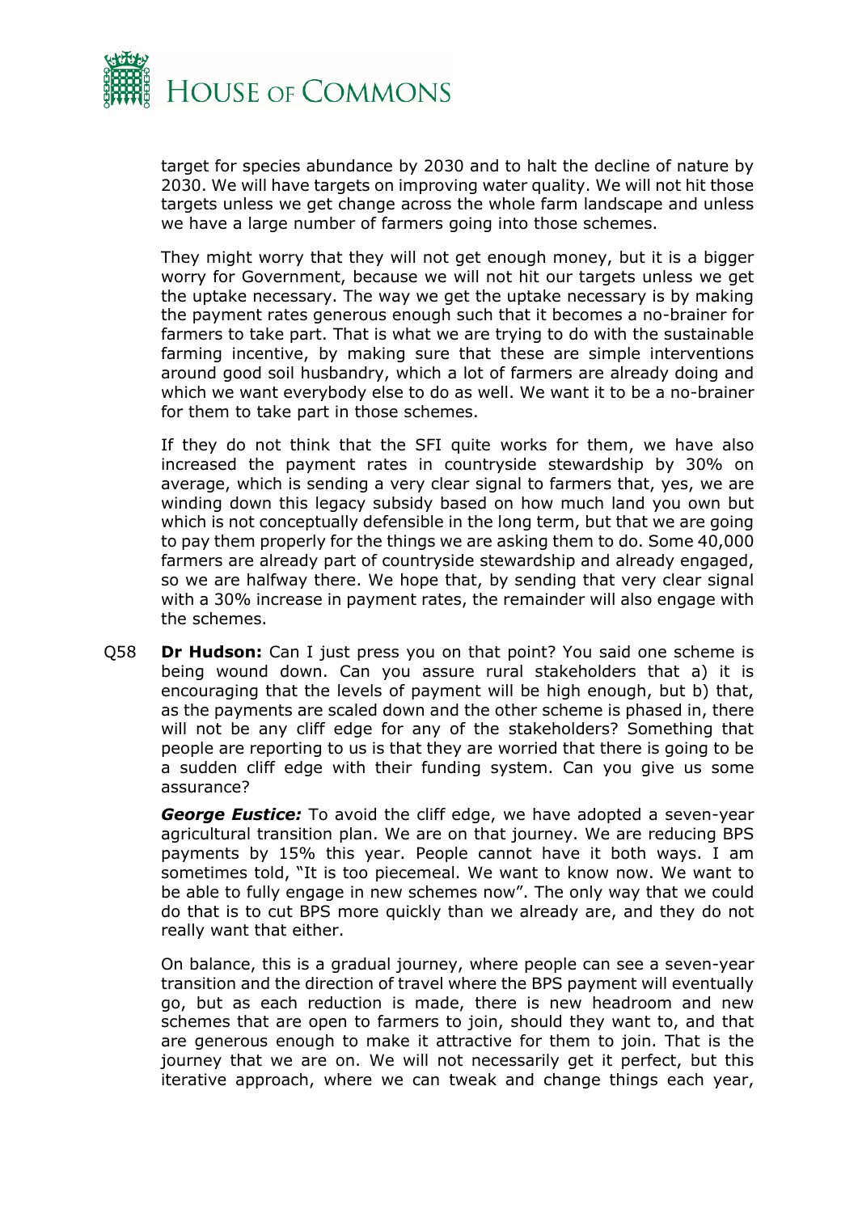target for species abundance by 2030 and to halt the decline of nature by 2030. We will have targets on improving water quality. We will not hit those targets unless we get change across the whole farm landscape and unless we have a large number of farmers going into those schemes.

They might worry that they will not get enough money, but it is a bigger worry for Government, because we will not hit our targets unless we get the uptake necessary. The way we get the uptake necessary is by making the payment rates generous enough such that it becomes a no-brainer for farmers to take part. That is what we are trying to do with the sustainable farming incentive, by making sure that these are simple interventions around good soil husbandry, which a lot of farmers are already doing and which we want everybody else to do as well. We want it to be a no-brainer for them to take part in those schemes.

If they do not think that the SFI quite works for them, we have also increased the payment rates in countryside stewardship by 30% on average, which is sending a very clear signal to farmers that, yes, we are winding down this legacy subsidy based on how much land you own but which is not conceptually defensible in the long term, but that we are going to pay them properly for the things we are asking them to do. Some 40,000 farmers are already part of countryside stewardship and already engaged, so we are halfway there. We hope that, by sending that very clear signal with a 30% increase in payment rates, the remainder will also engage with the schemes.

Q58 **Dr Hudson:** Can I just press you on that point? You said one scheme is being wound down. Can you assure rural stakeholders that a) it is encouraging that the levels of payment will be high enough, but b) that, as the payments are scaled down and the other scheme is phased in, there will not be any cliff edge for any of the stakeholders? Something that people are reporting to us is that they are worried that there is going to be a sudden cliff edge with their funding system. Can you give us some assurance?

***George Eustice:*** To avoid the cliff edge, we have adopted a seven-year agricultural transition plan. We are on that journey. We are reducing BPS payments by 15% this year. People cannot have it both ways. I am sometimes told, "It is too piecemeal. We want to know now. We want to be able to fully engage in new schemes now". The only way that we could do that is to cut BPS more quickly than we already are, and they do not really want that either.

On balance, this is a gradual journey, where people can see a seven-year transition and the direction of travel where the BPS payment will eventually go, but as each reduction is made, there is new headroom and new schemes that are open to farmers to join, should they want to, and that are generous enough to make it attractive for them to join. That is the journey that we are on. We will not necessarily get it perfect, but this iterative approach, where we can tweak and change things each year,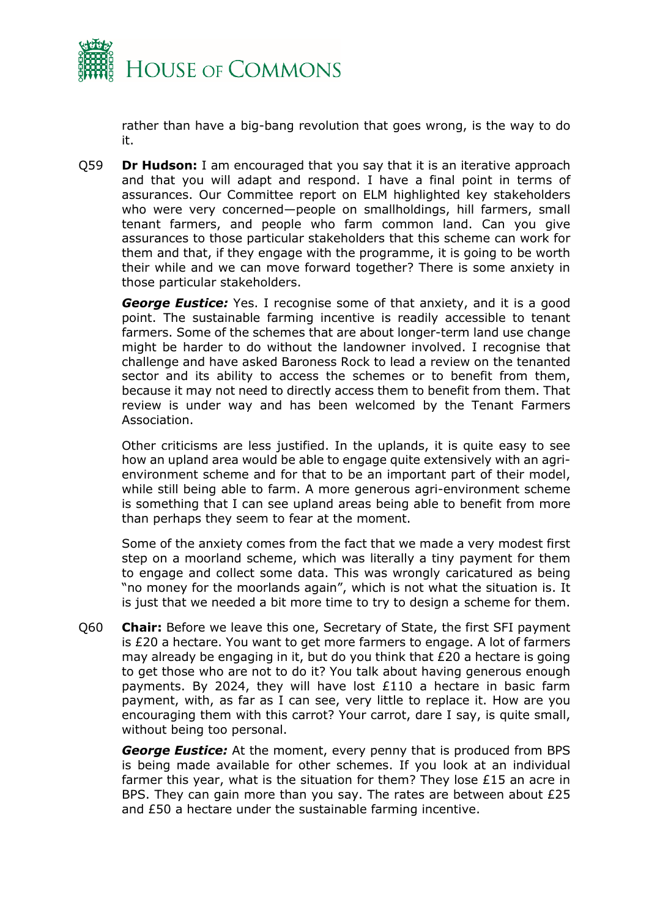rather than have a big-bang revolution that goes wrong, is the way to do it.

Q59 **Dr Hudson:** I am encouraged that you say that it is an iterative approach and that you will adapt and respond. I have a final point in terms of assurances. Our Committee report on ELM highlighted key stakeholders who were very concerned—people on smallholdings, hill farmers, small tenant farmers, and people who farm common land. Can you give assurances to those particular stakeholders that this scheme can work for them and that, if they engage with the programme, it is going to be worth their while and we can move forward together? There is some anxiety in those particular stakeholders.

***George Eustice:*** Yes. I recognise some of that anxiety, and it is a good point. The sustainable farming incentive is readily accessible to tenant farmers. Some of the schemes that are about longer-term land use change might be harder to do without the landowner involved. I recognise that challenge and have asked Baroness Rock to lead a review on the tenanted sector and its ability to access the schemes or to benefit from them, because it may not need to directly access them to benefit from them. That review is under way and has been welcomed by the Tenant Farmers Association.

Other criticisms are less justified. In the uplands, it is quite easy to see how an upland area would be able to engage quite extensively with an agri-environment scheme and for that to be an important part of their model, while still being able to farm. A more generous agri-environment scheme is something that I can see upland areas being able to benefit from more than perhaps they seem to fear at the moment.

Some of the anxiety comes from the fact that we made a very modest first step on a moorland scheme, which was literally a tiny payment for them to engage and collect some data. This was wrongly caricatured as being "no money for the moorlands again", which is not what the situation is. It is just that we needed a bit more time to try to design a scheme for them.

Q60 **Chair:** Before we leave this one, Secretary of State, the first SFI payment is £20 a hectare. You want to get more farmers to engage. A lot of farmers may already be engaging in it, but do you think that £20 a hectare is going to get those who are not to do it? You talk about having generous enough payments. By 2024, they will have lost £110 a hectare in basic farm payment, with, as far as I can see, very little to replace it. How are you encouraging them with this carrot? Your carrot, dare I say, is quite small, without being too personal.

***George Eustice:*** At the moment, every penny that is produced from BPS is being made available for other schemes. If you look at an individual farmer this year, what is the situation for them? They lose £15 an acre in BPS. They can gain more than you say. The rates are between about £25 and £50 a hectare under the sustainable farming incentive.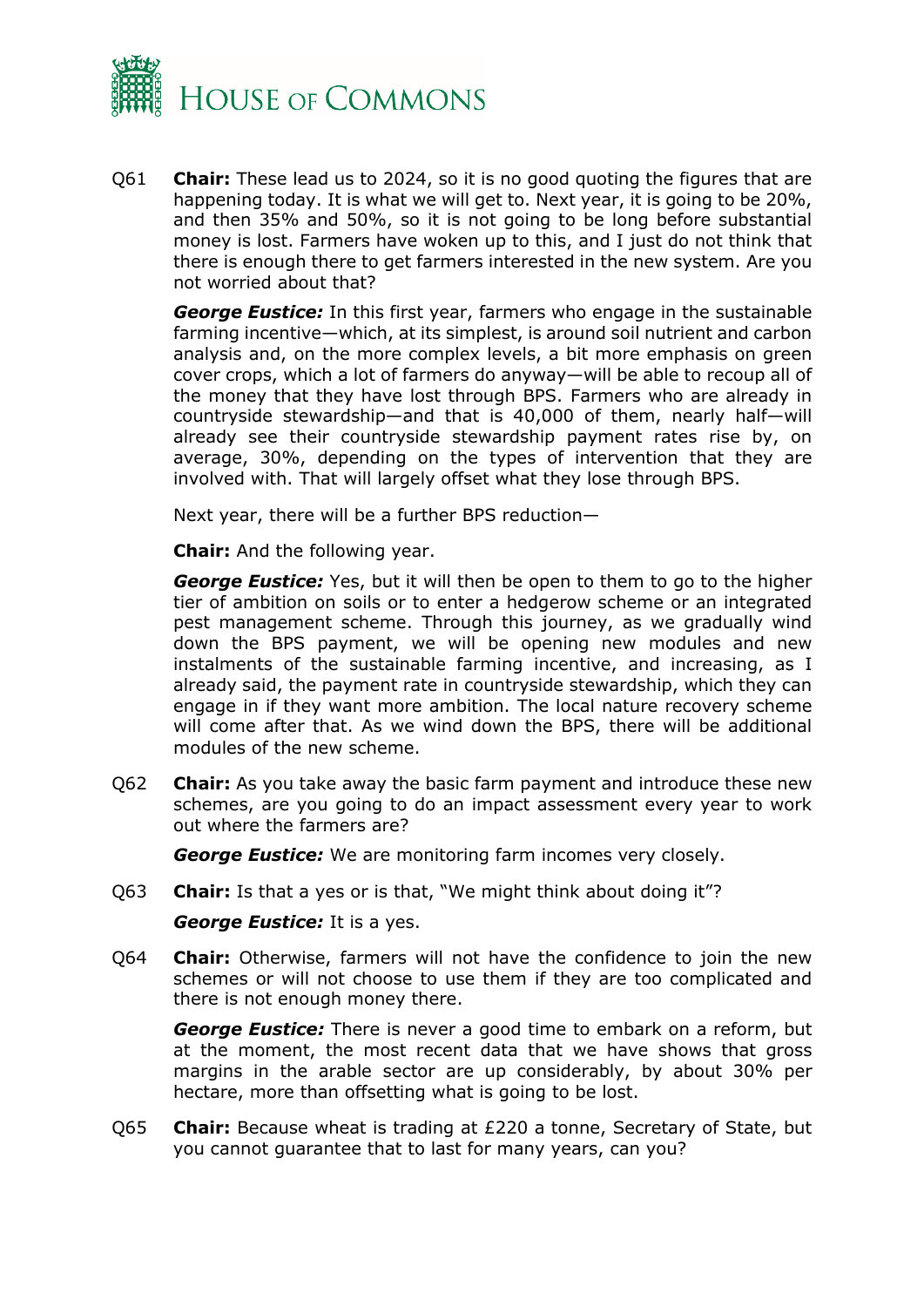Q61 **Chair:** These lead us to 2024, so it is no good quoting the figures that are happening today. It is what we will get to. Next year, it is going to be 20%, and then 35% and 50%, so it is not going to be long before substantial money is lost. Farmers have woken up to this, and I just do not think that there is enough there to get farmers interested in the new system. Are you not worried about that?

***George Eustice:*** In this first year, farmers who engage in the sustainable farming incentive—which, at its simplest, is around soil nutrient and carbon analysis and, on the more complex levels, a bit more emphasis on green cover crops, which a lot of farmers do anyway—will be able to recoup all of the money that they have lost through BPS. Farmers who are already in countryside stewardship—and that is 40,000 of them, nearly half—will already see their countryside stewardship payment rates rise by, on average, 30%, depending on the types of intervention that they are involved with. That will largely offset what they lose through BPS.

Next year, there will be a further BPS reduction—

**Chair:** And the following year.

***George Eustice:*** Yes, but it will then be open to them to go to the higher tier of ambition on soils or to enter a hedgerow scheme or an integrated pest management scheme. Through this journey, as we gradually wind down the BPS payment, we will be opening new modules and new instalments of the sustainable farming incentive, and increasing, as I already said, the payment rate in countryside stewardship, which they can engage in if they want more ambition. The local nature recovery scheme will come after that. As we wind down the BPS, there will be additional modules of the new scheme.

Q62 **Chair:** As you take away the basic farm payment and introduce these new schemes, are you going to do an impact assessment every year to work out where the farmers are?

***George Eustice:*** We are monitoring farm incomes very closely.

Q63 **Chair:** Is that a yes or is that, "We might think about doing it"?

***George Eustice:*** It is a yes.

Q64 **Chair:** Otherwise, farmers will not have the confidence to join the new schemes or will not choose to use them if they are too complicated and there is not enough money there.

***George Eustice:*** There is never a good time to embark on a reform, but at the moment, the most recent data that we have shows that gross margins in the arable sector are up considerably, by about 30% per hectare, more than offsetting what is going to be lost.

Q65 **Chair:** Because wheat is trading at £220 a tonne, Secretary of State, but you cannot guarantee that to last for many years, can you?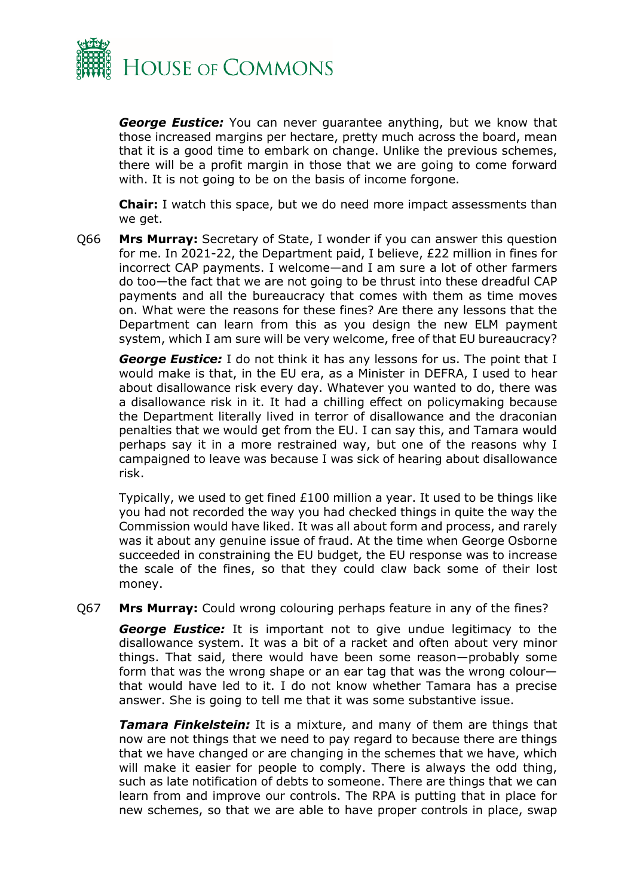***George Eustice:*** You can never guarantee anything, but we know that those increased margins per hectare, pretty much across the board, mean that it is a good time to embark on change. Unlike the previous schemes, there will be a profit margin in those that we are going to come forward with. It is not going to be on the basis of income forgone.

**Chair:** I watch this space, but we do need more impact assessments than we get.

Q66 **Mrs Murray:** Secretary of State, I wonder if you can answer this question for me. In 2021-22, the Department paid, I believe, £22 million in fines for incorrect CAP payments. I welcome—and I am sure a lot of other farmers do too—the fact that we are not going to be thrust into these dreadful CAP payments and all the bureaucracy that comes with them as time moves on. What were the reasons for these fines? Are there any lessons that the Department can learn from this as you design the new ELM payment system, which I am sure will be very welcome, free of that EU bureaucracy?

***George Eustice:*** I do not think it has any lessons for us. The point that I would make is that, in the EU era, as a Minister in DEFRA, I used to hear about disallowance risk every day. Whatever you wanted to do, there was a disallowance risk in it. It had a chilling effect on policymaking because the Department literally lived in terror of disallowance and the draconian penalties that we would get from the EU. I can say this, and Tamara would perhaps say it in a more restrained way, but one of the reasons why I campaigned to leave was because I was sick of hearing about disallowance risk.

Typically, we used to get fined £100 million a year. It used to be things like you had not recorded the way you had checked things in quite the way the Commission would have liked. It was all about form and process, and rarely was it about any genuine issue of fraud. At the time when George Osborne succeeded in constraining the EU budget, the EU response was to increase the scale of the fines, so that they could claw back some of their lost money.

Q67 **Mrs Murray:** Could wrong colouring perhaps feature in any of the fines?

***George Eustice:*** It is important not to give undue legitimacy to the disallowance system. It was a bit of a racket and often about very minor things. That said, there would have been some reason—probably some form that was the wrong shape or an ear tag that was the wrong colour—that would have led to it. I do not know whether Tamara has a precise answer. She is going to tell me that it was some substantive issue.

***Tamara Finkelstein:*** It is a mixture, and many of them are things that now are not things that we need to pay regard to because there are things that we have changed or are changing in the schemes that we have, which will make it easier for people to comply. There is always the odd thing, such as late notification of debts to someone. There are things that we can learn from and improve our controls. The RPA is putting that in place for new schemes, so that we are able to have proper controls in place, swap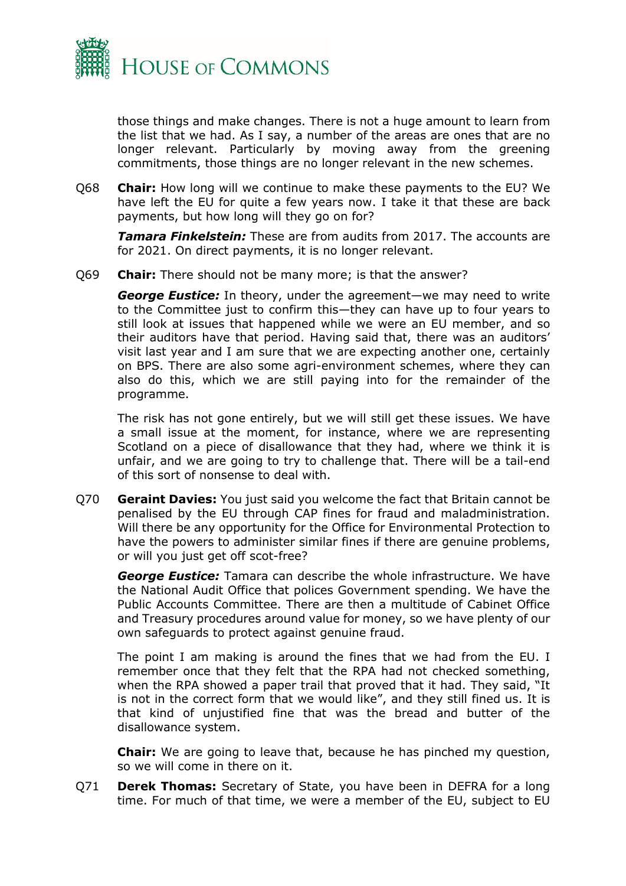those things and make changes. There is not a huge amount to learn from the list that we had. As I say, a number of the areas are ones that are no longer relevant. Particularly by moving away from the greening commitments, those things are no longer relevant in the new schemes.

Q68 **Chair:** How long will we continue to make these payments to the EU? We have left the EU for quite a few years now. I take it that these are back payments, but how long will they go on for?

***Tamara Finkelstein:*** These are from audits from 2017. The accounts are for 2021. On direct payments, it is no longer relevant.

Q69 **Chair:** There should not be many more; is that the answer?

***George Eustice:*** In theory, under the agreement—we may need to write to the Committee just to confirm this—they can have up to four years to still look at issues that happened while we were an EU member, and so their auditors have that period. Having said that, there was an auditors' visit last year and I am sure that we are expecting another one, certainly on BPS. There are also some agri-environment schemes, where they can also do this, which we are still paying into for the remainder of the programme.

The risk has not gone entirely, but we will still get these issues. We have a small issue at the moment, for instance, where we are representing Scotland on a piece of disallowance that they had, where we think it is unfair, and we are going to try to challenge that. There will be a tail-end of this sort of nonsense to deal with.

Q70 **Geraint Davies:** You just said you welcome the fact that Britain cannot be penalised by the EU through CAP fines for fraud and maladministration. Will there be any opportunity for the Office for Environmental Protection to have the powers to administer similar fines if there are genuine problems, or will you just get off scot-free?

***George Eustice:*** Tamara can describe the whole infrastructure. We have the National Audit Office that polices Government spending. We have the Public Accounts Committee. There are then a multitude of Cabinet Office and Treasury procedures around value for money, so we have plenty of our own safeguards to protect against genuine fraud.

The point I am making is around the fines that we had from the EU. I remember once that they felt that the RPA had not checked something, when the RPA showed a paper trail that proved that it had. They said, "It is not in the correct form that we would like", and they still fined us. It is that kind of unjustified fine that was the bread and butter of the disallowance system.

**Chair:** We are going to leave that, because he has pinched my question, so we will come in there on it.

Q71 **Derek Thomas:** Secretary of State, you have been in DEFRA for a long time. For much of that time, we were a member of the EU, subject to EU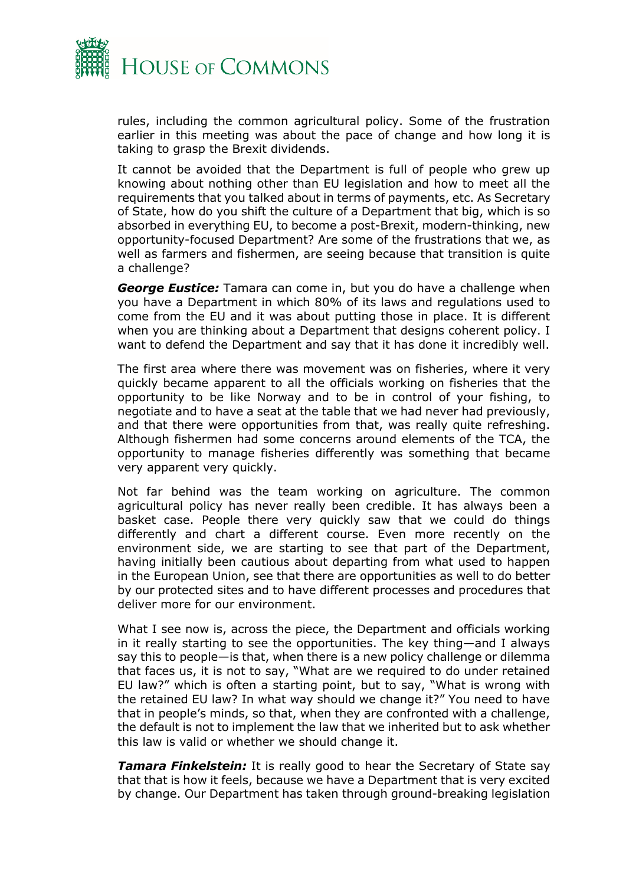rules, including the common agricultural policy. Some of the frustration earlier in this meeting was about the pace of change and how long it is taking to grasp the Brexit dividends.

It cannot be avoided that the Department is full of people who grew up knowing about nothing other than EU legislation and how to meet all the requirements that you talked about in terms of payments, etc. As Secretary of State, how do you shift the culture of a Department that big, which is so absorbed in everything EU, to become a post-Brexit, modern-thinking, new opportunity-focused Department? Are some of the frustrations that we, as well as farmers and fishermen, are seeing because that transition is quite a challenge?

***George Eustice:*** Tamara can come in, but you do have a challenge when you have a Department in which 80% of its laws and regulations used to come from the EU and it was about putting those in place. It is different when you are thinking about a Department that designs coherent policy. I want to defend the Department and say that it has done it incredibly well.

The first area where there was movement was on fisheries, where it very quickly became apparent to all the officials working on fisheries that the opportunity to be like Norway and to be in control of your fishing, to negotiate and to have a seat at the table that we had never had previously, and that there were opportunities from that, was really quite refreshing. Although fishermen had some concerns around elements of the TCA, the opportunity to manage fisheries differently was something that became very apparent very quickly.

Not far behind was the team working on agriculture. The common agricultural policy has never really been credible. It has always been a basket case. People there very quickly saw that we could do things differently and chart a different course. Even more recently on the environment side, we are starting to see that part of the Department, having initially been cautious about departing from what used to happen in the European Union, see that there are opportunities as well to do better by our protected sites and to have different processes and procedures that deliver more for our environment.

What I see now is, across the piece, the Department and officials working in it really starting to see the opportunities. The key thing—and I always say this to people—is that, when there is a new policy challenge or dilemma that faces us, it is not to say, "What are we required to do under retained EU law?" which is often a starting point, but to say, "What is wrong with the retained EU law? In what way should we change it?" You need to have that in people's minds, so that, when they are confronted with a challenge, the default is not to implement the law that we inherited but to ask whether this law is valid or whether we should change it.

***Tamara Finkelstein:*** It is really good to hear the Secretary of State say that that is how it feels, because we have a Department that is very excited by change. Our Department has taken through ground-breaking legislation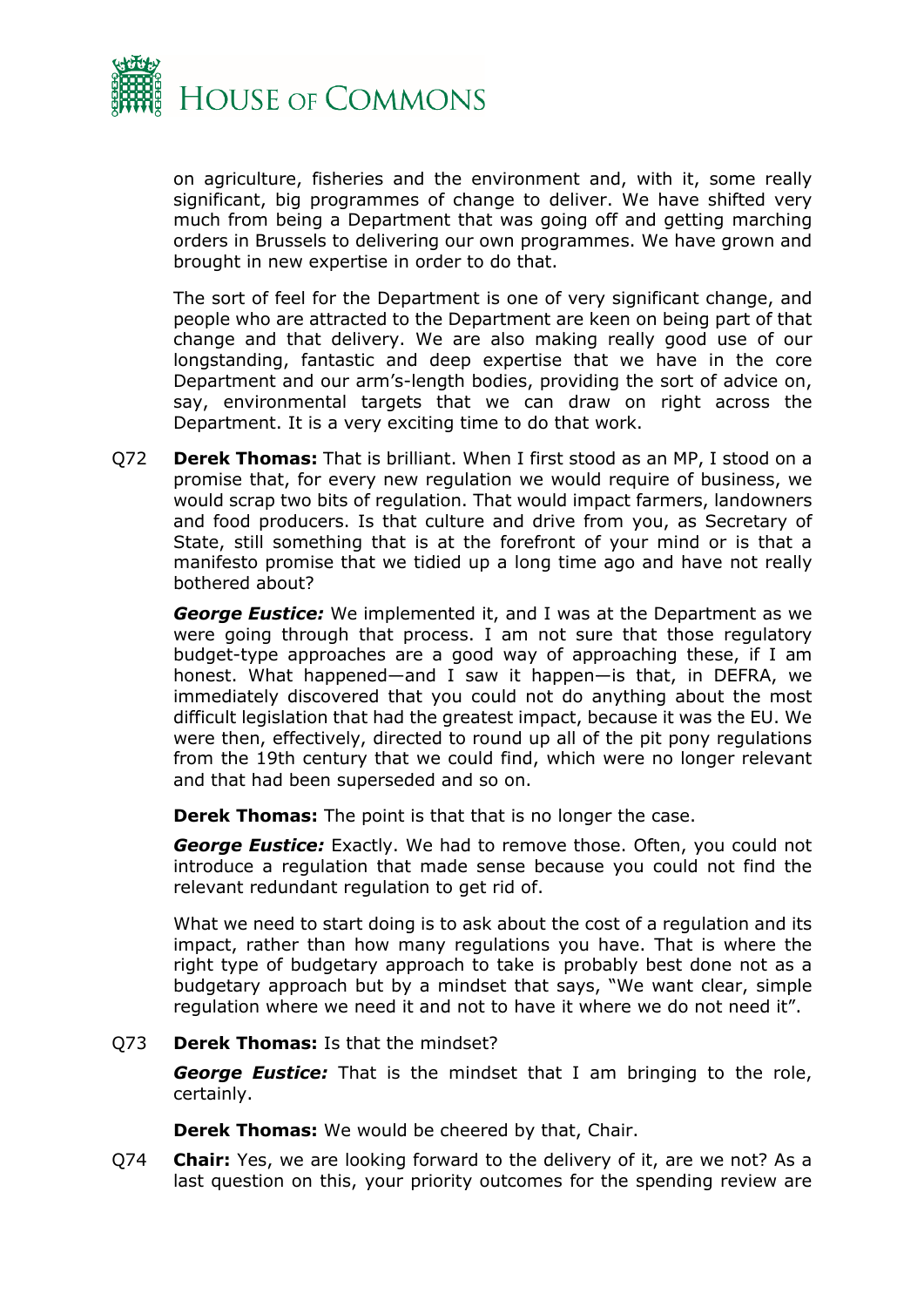on agriculture, fisheries and the environment and, with it, some really significant, big programmes of change to deliver. We have shifted very much from being a Department that was going off and getting marching orders in Brussels to delivering our own programmes. We have grown and brought in new expertise in order to do that.

The sort of feel for the Department is one of very significant change, and people who are attracted to the Department are keen on being part of that change and that delivery. We are also making really good use of our longstanding, fantastic and deep expertise that we have in the core Department and our arm's-length bodies, providing the sort of advice on, say, environmental targets that we can draw on right across the Department. It is a very exciting time to do that work.

Q72 **Derek Thomas:** That is brilliant. When I first stood as an MP, I stood on a promise that, for every new regulation we would require of business, we would scrap two bits of regulation. That would impact farmers, landowners and food producers. Is that culture and drive from you, as Secretary of State, still something that is at the forefront of your mind or is that a manifesto promise that we tidied up a long time ago and have not really bothered about?

***George Eustice:*** We implemented it, and I was at the Department as we were going through that process. I am not sure that those regulatory budget-type approaches are a good way of approaching these, if I am honest. What happened—and I saw it happen—is that, in DEFRA, we immediately discovered that you could not do anything about the most difficult legislation that had the greatest impact, because it was the EU. We were then, effectively, directed to round up all of the pit pony regulations from the 19th century that we could find, which were no longer relevant and that had been superseded and so on.

**Derek Thomas:** The point is that that is no longer the case.

***George Eustice:*** Exactly. We had to remove those. Often, you could not introduce a regulation that made sense because you could not find the relevant redundant regulation to get rid of.

What we need to start doing is to ask about the cost of a regulation and its impact, rather than how many regulations you have. That is where the right type of budgetary approach to take is probably best done not as a budgetary approach but by a mindset that says, "We want clear, simple regulation where we need it and not to have it where we do not need it".

Q73 **Derek Thomas:** Is that the mindset?

***George Eustice:*** That is the mindset that I am bringing to the role, certainly.

**Derek Thomas:** We would be cheered by that, Chair.

Q74 **Chair:** Yes, we are looking forward to the delivery of it, are we not? As a last question on this, your priority outcomes for the spending review are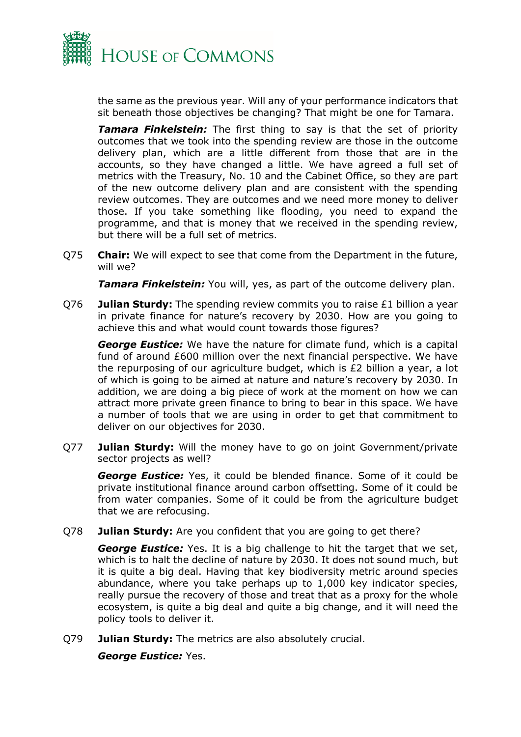the same as the previous year. Will any of your performance indicators that sit beneath those objectives be changing? That might be one for Tamara.

***Tamara Finkelstein:*** The first thing to say is that the set of priority outcomes that we took into the spending review are those in the outcome delivery plan, which are a little different from those that are in the accounts, so they have changed a little. We have agreed a full set of metrics with the Treasury, No. 10 and the Cabinet Office, so they are part of the new outcome delivery plan and are consistent with the spending review outcomes. They are outcomes and we need more money to deliver those. If you take something like flooding, you need to expand the programme, and that is money that we received in the spending review, but there will be a full set of metrics.

Q75 **Chair:** We will expect to see that come from the Department in the future, will we?

***Tamara Finkelstein:*** You will, yes, as part of the outcome delivery plan.

Q76 **Julian Sturdy:** The spending review commits you to raise £1 billion a year in private finance for nature's recovery by 2030. How are you going to achieve this and what would count towards those figures?

***George Eustice:*** We have the nature for climate fund, which is a capital fund of around £600 million over the next financial perspective. We have the repurposing of our agriculture budget, which is £2 billion a year, a lot of which is going to be aimed at nature and nature's recovery by 2030. In addition, we are doing a big piece of work at the moment on how we can attract more private green finance to bring to bear in this space. We have a number of tools that we are using in order to get that commitment to deliver on our objectives for 2030.

Q77 **Julian Sturdy:** Will the money have to go on joint Government/private sector projects as well?

***George Eustice:*** Yes, it could be blended finance. Some of it could be private institutional finance around carbon offsetting. Some of it could be from water companies. Some of it could be from the agriculture budget that we are refocusing.

Q78 **Julian Sturdy:** Are you confident that you are going to get there?

***George Eustice:*** Yes. It is a big challenge to hit the target that we set, which is to halt the decline of nature by 2030. It does not sound much, but it is quite a big deal. Having that key biodiversity metric around species abundance, where you take perhaps up to 1,000 key indicator species, really pursue the recovery of those and treat that as a proxy for the whole ecosystem, is quite a big deal and quite a big change, and it will need the policy tools to deliver it.

Q79 **Julian Sturdy:** The metrics are also absolutely crucial.

***George Eustice:*** Yes.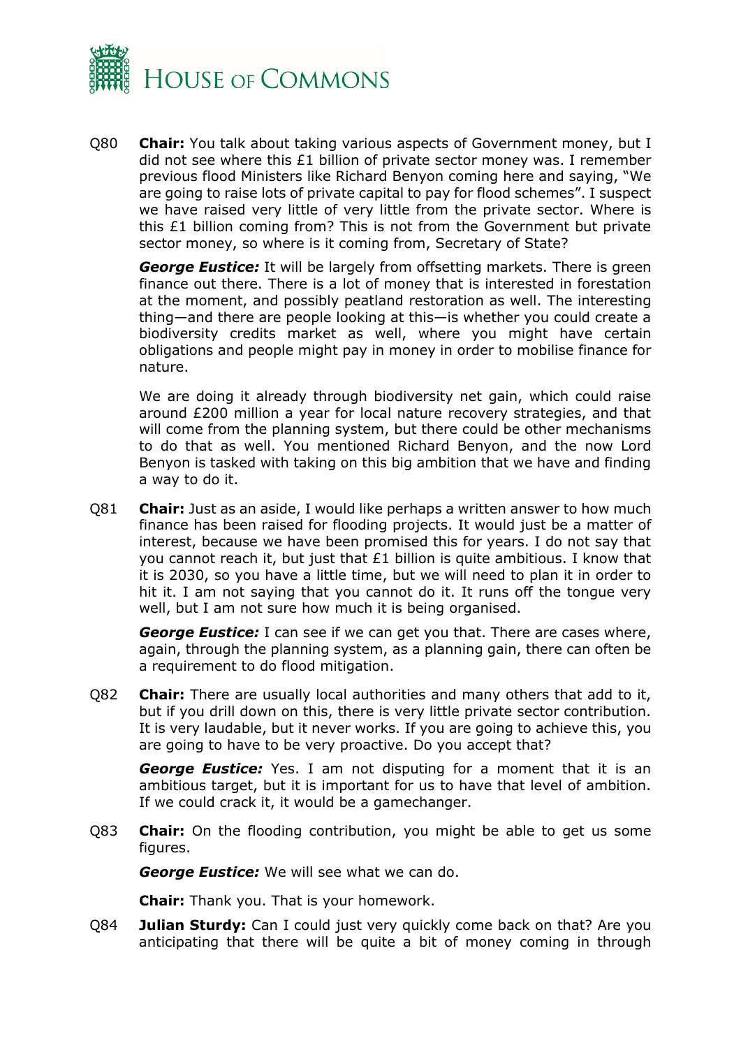Q80 **Chair:** You talk about taking various aspects of Government money, but I did not see where this £1 billion of private sector money was. I remember previous flood Ministers like Richard Benyon coming here and saying, "We are going to raise lots of private capital to pay for flood schemes". I suspect we have raised very little of very little from the private sector. Where is this £1 billion coming from? This is not from the Government but private sector money, so where is it coming from, Secretary of State?

***George Eustice:*** It will be largely from offsetting markets. There is green finance out there. There is a lot of money that is interested in forestation at the moment, and possibly peatland restoration as well. The interesting thing—and there are people looking at this—is whether you could create a biodiversity credits market as well, where you might have certain obligations and people might pay in money in order to mobilise finance for nature.

We are doing it already through biodiversity net gain, which could raise around £200 million a year for local nature recovery strategies, and that will come from the planning system, but there could be other mechanisms to do that as well. You mentioned Richard Benyon, and the now Lord Benyon is tasked with taking on this big ambition that we have and finding a way to do it.

Q81 **Chair:** Just as an aside, I would like perhaps a written answer to how much finance has been raised for flooding projects. It would just be a matter of interest, because we have been promised this for years. I do not say that you cannot reach it, but just that £1 billion is quite ambitious. I know that it is 2030, so you have a little time, but we will need to plan it in order to hit it. I am not saying that you cannot do it. It runs off the tongue very well, but I am not sure how much it is being organised.

***George Eustice:*** I can see if we can get you that. There are cases where, again, through the planning system, as a planning gain, there can often be a requirement to do flood mitigation.

Q82 **Chair:** There are usually local authorities and many others that add to it, but if you drill down on this, there is very little private sector contribution. It is very laudable, but it never works. If you are going to achieve this, you are going to have to be very proactive. Do you accept that?

***George Eustice:*** Yes. I am not disputing for a moment that it is an ambitious target, but it is important for us to have that level of ambition. If we could crack it, it would be a gamechanger.

Q83 **Chair:** On the flooding contribution, you might be able to get us some figures.

***George Eustice:*** We will see what we can do.

**Chair:** Thank you. That is your homework.

Q84 **Julian Sturdy:** Can I could just very quickly come back on that? Are you anticipating that there will be quite a bit of money coming in through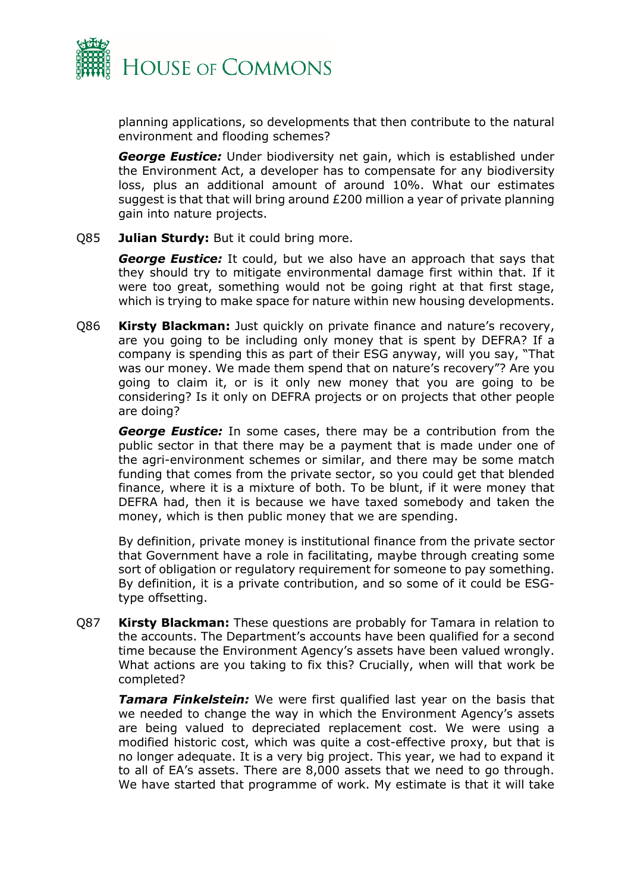planning applications, so developments that then contribute to the natural environment and flooding schemes?

***George Eustice:*** Under biodiversity net gain, which is established under the Environment Act, a developer has to compensate for any biodiversity loss, plus an additional amount of around 10%. What our estimates suggest is that that will bring around £200 million a year of private planning gain into nature projects.

Q85 **Julian Sturdy:** But it could bring more.

***George Eustice:*** It could, but we also have an approach that says that they should try to mitigate environmental damage first within that. If it were too great, something would not be going right at that first stage, which is trying to make space for nature within new housing developments.

Q86 **Kirsty Blackman:** Just quickly on private finance and nature's recovery, are you going to be including only money that is spent by DEFRA? If a company is spending this as part of their ESG anyway, will you say, "That was our money. We made them spend that on nature's recovery"? Are you going to claim it, or is it only new money that you are going to be considering? Is it only on DEFRA projects or on projects that other people are doing?

***George Eustice:*** In some cases, there may be a contribution from the public sector in that there may be a payment that is made under one of the agri-environment schemes or similar, and there may be some match funding that comes from the private sector, so you could get that blended finance, where it is a mixture of both. To be blunt, if it were money that DEFRA had, then it is because we have taxed somebody and taken the money, which is then public money that we are spending.

By definition, private money is institutional finance from the private sector that Government have a role in facilitating, maybe through creating some sort of obligation or regulatory requirement for someone to pay something. By definition, it is a private contribution, and so some of it could be ESG-type offsetting.

Q87 **Kirsty Blackman:** These questions are probably for Tamara in relation to the accounts. The Department's accounts have been qualified for a second time because the Environment Agency's assets have been valued wrongly. What actions are you taking to fix this? Crucially, when will that work be completed?

***Tamara Finkelstein:*** We were first qualified last year on the basis that we needed to change the way in which the Environment Agency's assets are being valued to depreciated replacement cost. We were using a modified historic cost, which was quite a cost-effective proxy, but that is no longer adequate. It is a very big project. This year, we had to expand it to all of EA's assets. There are 8,000 assets that we need to go through. We have started that programme of work. My estimate is that it will take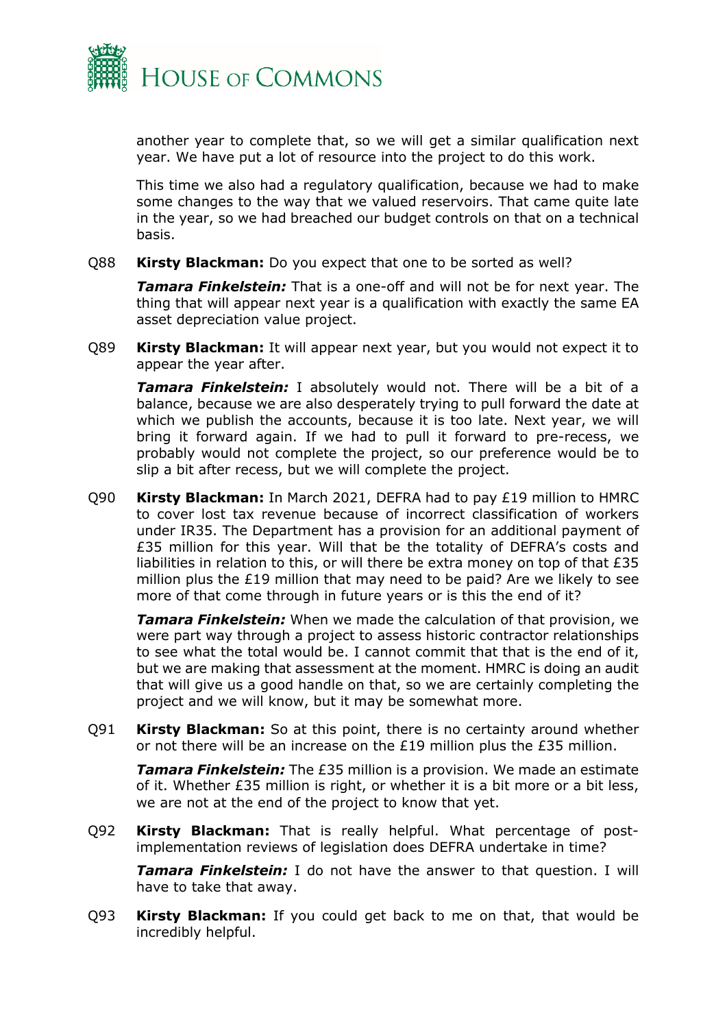another year to complete that, so we will get a similar qualification next year. We have put a lot of resource into the project to do this work.

This time we also had a regulatory qualification, because we had to make some changes to the way that we valued reservoirs. That came quite late in the year, so we had breached our budget controls on that on a technical basis.

Q88 **Kirsty Blackman:** Do you expect that one to be sorted as well?

***Tamara Finkelstein:*** That is a one-off and will not be for next year. The thing that will appear next year is a qualification with exactly the same EA asset depreciation value project.

Q89 **Kirsty Blackman:** It will appear next year, but you would not expect it to appear the year after.

***Tamara Finkelstein:*** I absolutely would not. There will be a bit of a balance, because we are also desperately trying to pull forward the date at which we publish the accounts, because it is too late. Next year, we will bring it forward again. If we had to pull it forward to pre-recess, we probably would not complete the project, so our preference would be to slip a bit after recess, but we will complete the project.

Q90 **Kirsty Blackman:** In March 2021, DEFRA had to pay £19 million to HMRC to cover lost tax revenue because of incorrect classification of workers under IR35. The Department has a provision for an additional payment of £35 million for this year. Will that be the totality of DEFRA's costs and liabilities in relation to this, or will there be extra money on top of that £35 million plus the £19 million that may need to be paid? Are we likely to see more of that come through in future years or is this the end of it?

***Tamara Finkelstein:*** When we made the calculation of that provision, we were part way through a project to assess historic contractor relationships to see what the total would be. I cannot commit that that is the end of it, but we are making that assessment at the moment. HMRC is doing an audit that will give us a good handle on that, so we are certainly completing the project and we will know, but it may be somewhat more.

Q91 **Kirsty Blackman:** So at this point, there is no certainty around whether or not there will be an increase on the £19 million plus the £35 million.

***Tamara Finkelstein:*** The £35 million is a provision. We made an estimate of it. Whether £35 million is right, or whether it is a bit more or a bit less, we are not at the end of the project to know that yet.

Q92 **Kirsty Blackman:** That is really helpful. What percentage of post-implementation reviews of legislation does DEFRA undertake in time?

***Tamara Finkelstein:*** I do not have the answer to that question. I will have to take that away.

Q93 **Kirsty Blackman:** If you could get back to me on that, that would be incredibly helpful.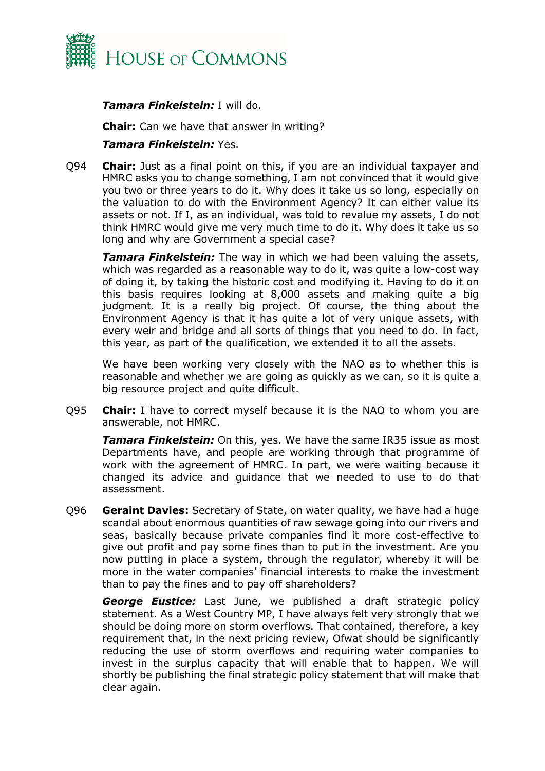***Tamara Finkelstein:*** I will do.

**Chair:** Can we have that answer in writing?

***Tamara Finkelstein:*** Yes.

Q94 **Chair:** Just as a final point on this, if you are an individual taxpayer and HMRC asks you to change something, I am not convinced that it would give you two or three years to do it. Why does it take us so long, especially on the valuation to do with the Environment Agency? It can either value its assets or not. If I, as an individual, was told to revalue my assets, I do not think HMRC would give me very much time to do it. Why does it take us so long and why are Government a special case?

***Tamara Finkelstein:*** The way in which we had been valuing the assets, which was regarded as a reasonable way to do it, was quite a low-cost way of doing it, by taking the historic cost and modifying it. Having to do it on this basis requires looking at 8,000 assets and making quite a big judgment. It is a really big project. Of course, the thing about the Environment Agency is that it has quite a lot of very unique assets, with every weir and bridge and all sorts of things that you need to do. In fact, this year, as part of the qualification, we extended it to all the assets.

We have been working very closely with the NAO as to whether this is reasonable and whether we are going as quickly as we can, so it is quite a big resource project and quite difficult.

Q95 **Chair:** I have to correct myself because it is the NAO to whom you are answerable, not HMRC.

***Tamara Finkelstein:*** On this, yes. We have the same IR35 issue as most Departments have, and people are working through that programme of work with the agreement of HMRC. In part, we were waiting because it changed its advice and guidance that we needed to use to do that assessment.

Q96 **Geraint Davies:** Secretary of State, on water quality, we have had a huge scandal about enormous quantities of raw sewage going into our rivers and seas, basically because private companies find it more cost-effective to give out profit and pay some fines than to put in the investment. Are you now putting in place a system, through the regulator, whereby it will be more in the water companies' financial interests to make the investment than to pay the fines and to pay off shareholders?

***George Eustice:*** Last June, we published a draft strategic policy statement. As a West Country MP, I have always felt very strongly that we should be doing more on storm overflows. That contained, therefore, a key requirement that, in the next pricing review, Ofwat should be significantly reducing the use of storm overflows and requiring water companies to invest in the surplus capacity that will enable that to happen. We will shortly be publishing the final strategic policy statement that will make that clear again.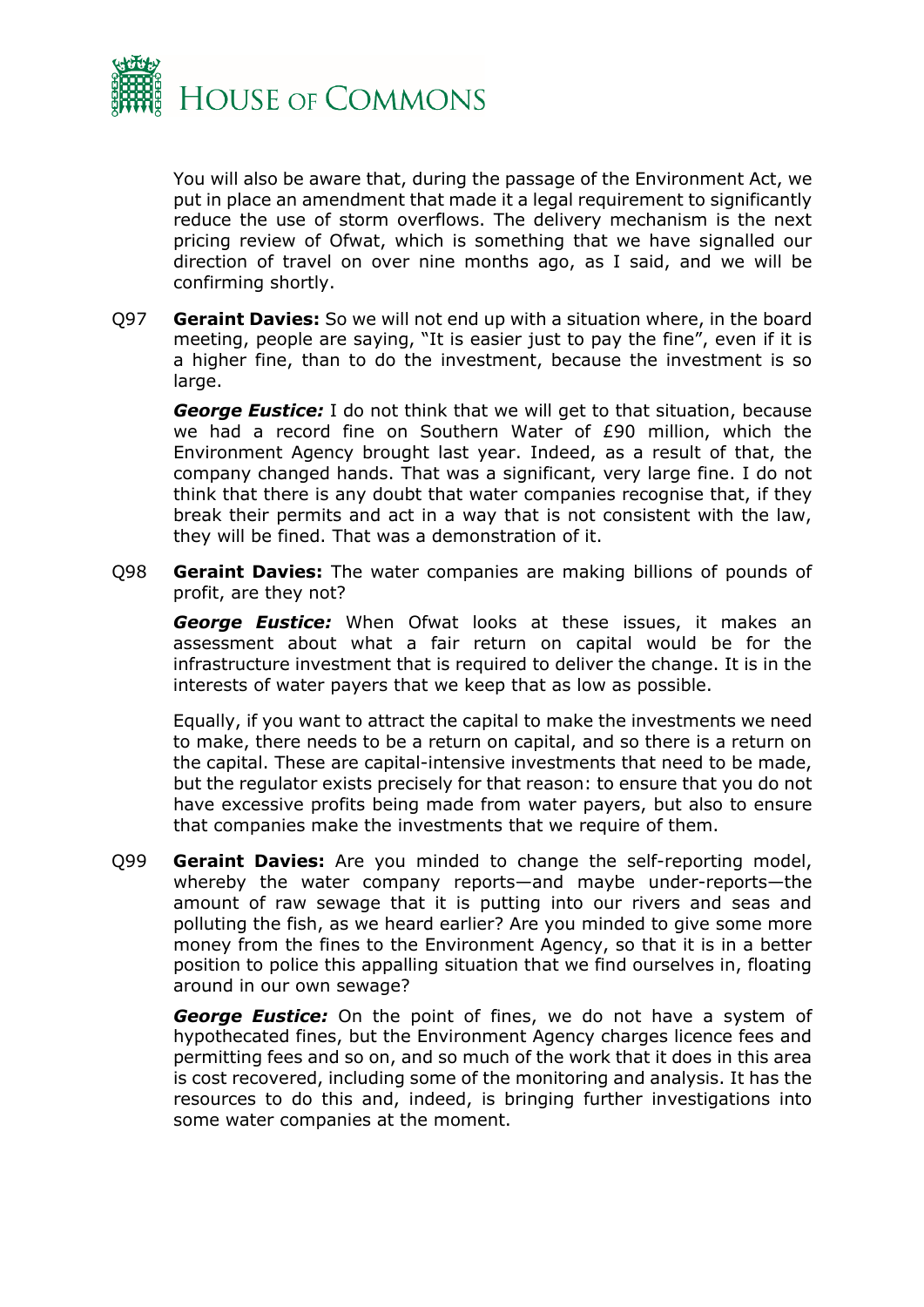You will also be aware that, during the passage of the Environment Act, we put in place an amendment that made it a legal requirement to significantly reduce the use of storm overflows. The delivery mechanism is the next pricing review of Ofwat, which is something that we have signalled our direction of travel on over nine months ago, as I said, and we will be confirming shortly.

Q97 **Geraint Davies:** So we will not end up with a situation where, in the board meeting, people are saying, "It is easier just to pay the fine", even if it is a higher fine, than to do the investment, because the investment is so large.

***George Eustice:*** I do not think that we will get to that situation, because we had a record fine on Southern Water of £90 million, which the Environment Agency brought last year. Indeed, as a result of that, the company changed hands. That was a significant, very large fine. I do not think that there is any doubt that water companies recognise that, if they break their permits and act in a way that is not consistent with the law, they will be fined. That was a demonstration of it.

Q98 **Geraint Davies:** The water companies are making billions of pounds of profit, are they not?

***George Eustice:*** When Ofwat looks at these issues, it makes an assessment about what a fair return on capital would be for the infrastructure investment that is required to deliver the change. It is in the interests of water payers that we keep that as low as possible.

Equally, if you want to attract the capital to make the investments we need to make, there needs to be a return on capital, and so there is a return on the capital. These are capital-intensive investments that need to be made, but the regulator exists precisely for that reason: to ensure that you do not have excessive profits being made from water payers, but also to ensure that companies make the investments that we require of them.

Q99 **Geraint Davies:** Are you minded to change the self-reporting model, whereby the water company reports—and maybe under-reports—the amount of raw sewage that it is putting into our rivers and seas and polluting the fish, as we heard earlier? Are you minded to give some more money from the fines to the Environment Agency, so that it is in a better position to police this appalling situation that we find ourselves in, floating around in our own sewage?

***George Eustice:*** On the point of fines, we do not have a system of hypothecated fines, but the Environment Agency charges licence fees and permitting fees and so on, and so much of the work that it does in this area is cost recovered, including some of the monitoring and analysis. It has the resources to do this and, indeed, is bringing further investigations into some water companies at the moment.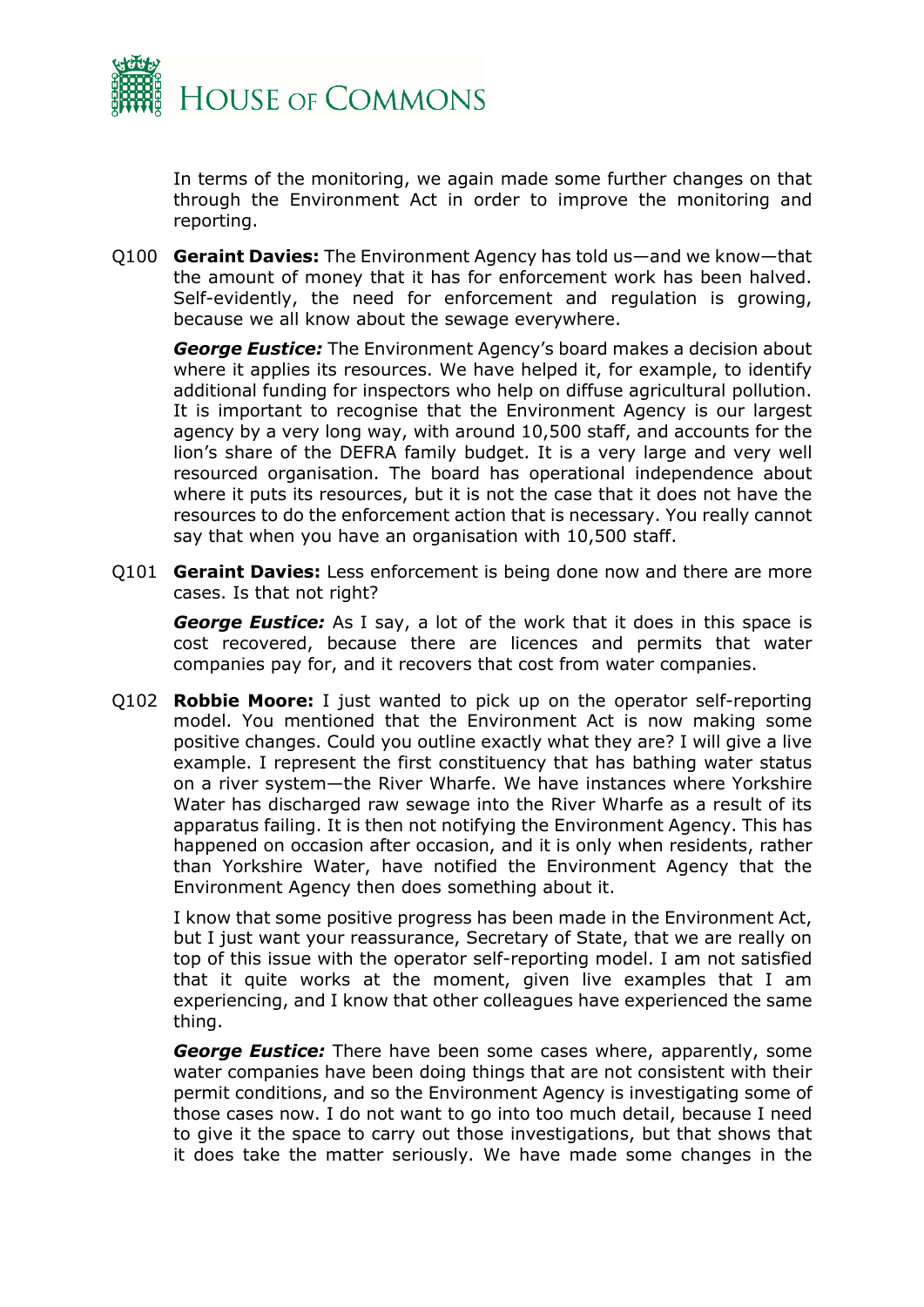In terms of the monitoring, we again made some further changes on that through the Environment Act in order to improve the monitoring and reporting.

Q100 **Geraint Davies:** The Environment Agency has told us—and we know—that the amount of money that it has for enforcement work has been halved. Self-evidently, the need for enforcement and regulation is growing, because we all know about the sewage everywhere.

***George Eustice:*** The Environment Agency's board makes a decision about where it applies its resources. We have helped it, for example, to identify additional funding for inspectors who help on diffuse agricultural pollution. It is important to recognise that the Environment Agency is our largest agency by a very long way, with around 10,500 staff, and accounts for the lion's share of the DEFRA family budget. It is a very large and very well resourced organisation. The board has operational independence about where it puts its resources, but it is not the case that it does not have the resources to do the enforcement action that is necessary. You really cannot say that when you have an organisation with 10,500 staff.

Q101 **Geraint Davies:** Less enforcement is being done now and there are more cases. Is that not right?

***George Eustice:*** As I say, a lot of the work that it does in this space is cost recovered, because there are licences and permits that water companies pay for, and it recovers that cost from water companies.

Q102 **Robbie Moore:** I just wanted to pick up on the operator self-reporting model. You mentioned that the Environment Act is now making some positive changes. Could you outline exactly what they are? I will give a live example. I represent the first constituency that has bathing water status on a river system—the River Wharfe. We have instances where Yorkshire Water has discharged raw sewage into the River Wharfe as a result of its apparatus failing. It is then not notifying the Environment Agency. This has happened on occasion after occasion, and it is only when residents, rather than Yorkshire Water, have notified the Environment Agency that the Environment Agency then does something about it.

I know that some positive progress has been made in the Environment Act, but I just want your reassurance, Secretary of State, that we are really on top of this issue with the operator self-reporting model. I am not satisfied that it quite works at the moment, given live examples that I am experiencing, and I know that other colleagues have experienced the same thing.

***George Eustice:*** There have been some cases where, apparently, some water companies have been doing things that are not consistent with their permit conditions, and so the Environment Agency is investigating some of those cases now. I do not want to go into too much detail, because I need to give it the space to carry out those investigations, but that shows that it does take the matter seriously. We have made some changes in the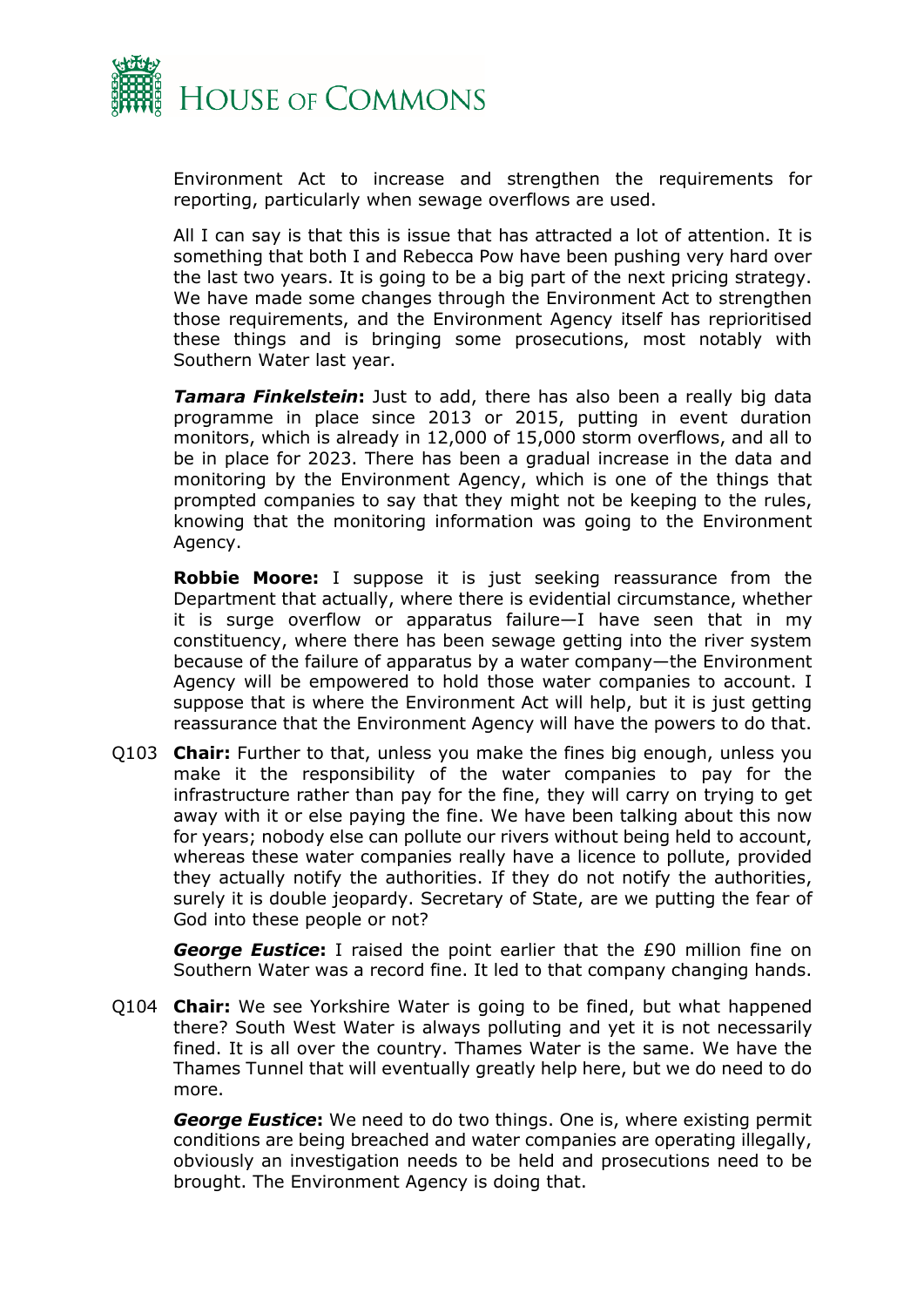Environment Act to increase and strengthen the requirements for reporting, particularly when sewage overflows are used.

All I can say is that this is issue that has attracted a lot of attention. It is something that both I and Rebecca Pow have been pushing very hard over the last two years. It is going to be a big part of the next pricing strategy. We have made some changes through the Environment Act to strengthen those requirements, and the Environment Agency itself has reprioritised these things and is bringing some prosecutions, most notably with Southern Water last year.

***Tamara Finkelstein*:** Just to add, there has also been a really big data programme in place since 2013 or 2015, putting in event duration monitors, which is already in 12,000 of 15,000 storm overflows, and all to be in place for 2023. There has been a gradual increase in the data and monitoring by the Environment Agency, which is one of the things that prompted companies to say that they might not be keeping to the rules, knowing that the monitoring information was going to the Environment Agency.

**Robbie Moore:** I suppose it is just seeking reassurance from the Department that actually, where there is evidential circumstance, whether it is surge overflow or apparatus failure—I have seen that in my constituency, where there has been sewage getting into the river system because of the failure of apparatus by a water company—the Environment Agency will be empowered to hold those water companies to account. I suppose that is where the Environment Act will help, but it is just getting reassurance that the Environment Agency will have the powers to do that.

Q103 **Chair:** Further to that, unless you make the fines big enough, unless you make it the responsibility of the water companies to pay for the infrastructure rather than pay for the fine, they will carry on trying to get away with it or else paying the fine. We have been talking about this now for years; nobody else can pollute our rivers without being held to account, whereas these water companies really have a licence to pollute, provided they actually notify the authorities. If they do not notify the authorities, surely it is double jeopardy. Secretary of State, are we putting the fear of God into these people or not?

***George Eustice*:** I raised the point earlier that the £90 million fine on Southern Water was a record fine. It led to that company changing hands.

Q104 **Chair:** We see Yorkshire Water is going to be fined, but what happened there? South West Water is always polluting and yet it is not necessarily fined. It is all over the country. Thames Water is the same. We have the Thames Tunnel that will eventually greatly help here, but we do need to do more.

***George Eustice*:** We need to do two things. One is, where existing permit conditions are being breached and water companies are operating illegally, obviously an investigation needs to be held and prosecutions need to be brought. The Environment Agency is doing that.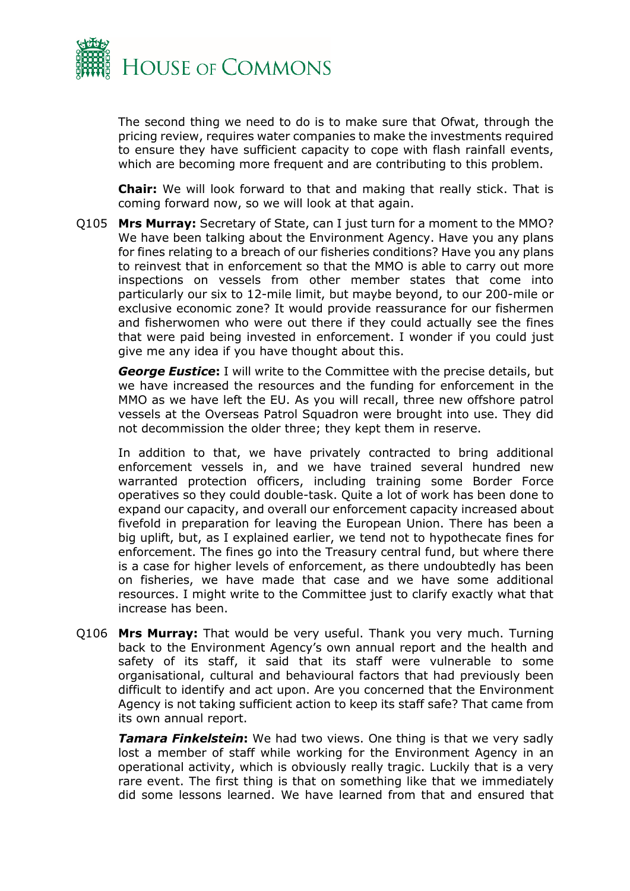The second thing we need to do is to make sure that Ofwat, through the pricing review, requires water companies to make the investments required to ensure they have sufficient capacity to cope with flash rainfall events, which are becoming more frequent and are contributing to this problem.

**Chair:** We will look forward to that and making that really stick. That is coming forward now, so we will look at that again.

Q105 **Mrs Murray:** Secretary of State, can I just turn for a moment to the MMO? We have been talking about the Environment Agency. Have you any plans for fines relating to a breach of our fisheries conditions? Have you any plans to reinvest that in enforcement so that the MMO is able to carry out more inspections on vessels from other member states that come into particularly our six to 12-mile limit, but maybe beyond, to our 200-mile or exclusive economic zone? It would provide reassurance for our fishermen and fisherwomen who were out there if they could actually see the fines that were paid being invested in enforcement. I wonder if you could just give me any idea if you have thought about this.

***George Eustice*:** I will write to the Committee with the precise details, but we have increased the resources and the funding for enforcement in the MMO as we have left the EU. As you will recall, three new offshore patrol vessels at the Overseas Patrol Squadron were brought into use. They did not decommission the older three; they kept them in reserve.

In addition to that, we have privately contracted to bring additional enforcement vessels in, and we have trained several hundred new warranted protection officers, including training some Border Force operatives so they could double-task. Quite a lot of work has been done to expand our capacity, and overall our enforcement capacity increased about fivefold in preparation for leaving the European Union. There has been a big uplift, but, as I explained earlier, we tend not to hypothecate fines for enforcement. The fines go into the Treasury central fund, but where there is a case for higher levels of enforcement, as there undoubtedly has been on fisheries, we have made that case and we have some additional resources. I might write to the Committee just to clarify exactly what that increase has been.

Q106 **Mrs Murray:** That would be very useful. Thank you very much. Turning back to the Environment Agency's own annual report and the health and safety of its staff, it said that its staff were vulnerable to some organisational, cultural and behavioural factors that had previously been difficult to identify and act upon. Are you concerned that the Environment Agency is not taking sufficient action to keep its staff safe? That came from its own annual report.

***Tamara Finkelstein*:** We had two views. One thing is that we very sadly lost a member of staff while working for the Environment Agency in an operational activity, which is obviously really tragic. Luckily that is a very rare event. The first thing is that on something like that we immediately did some lessons learned. We have learned from that and ensured that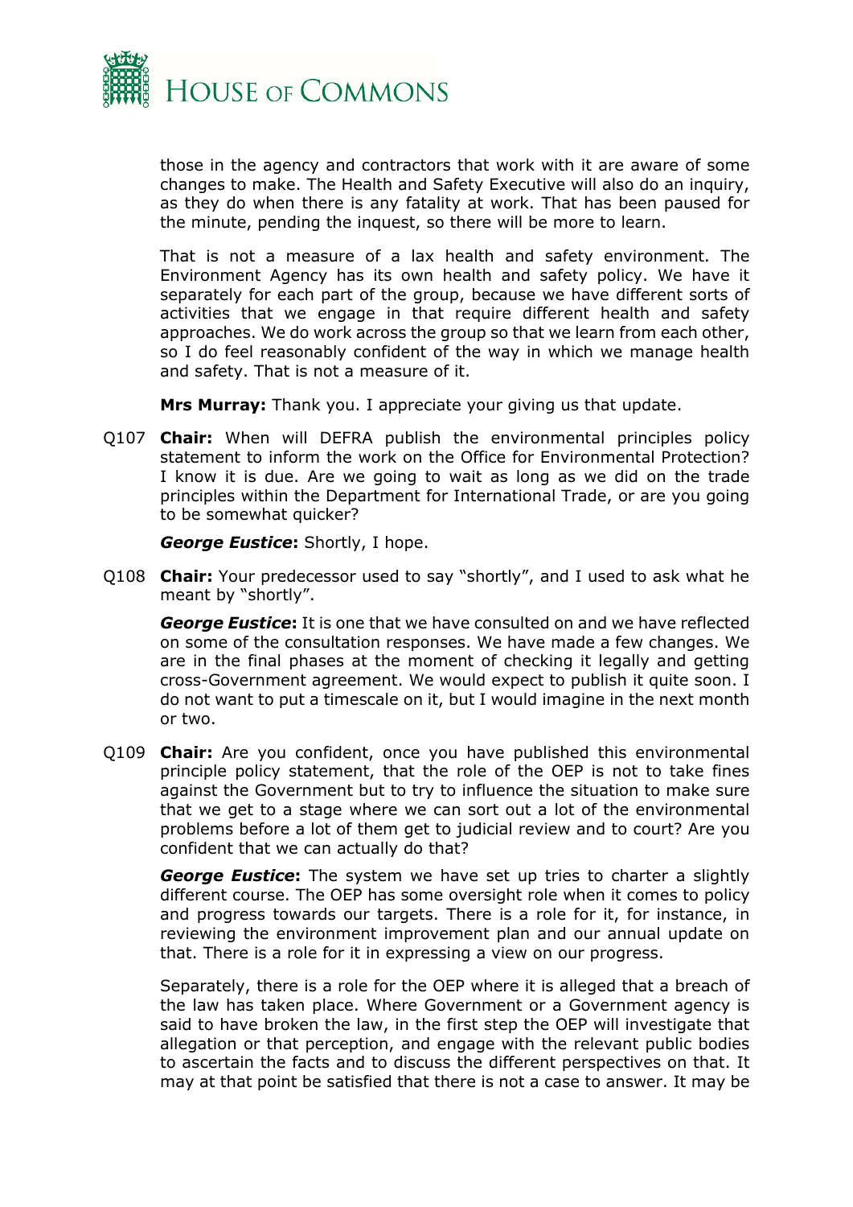those in the agency and contractors that work with it are aware of some changes to make. The Health and Safety Executive will also do an inquiry, as they do when there is any fatality at work. That has been paused for the minute, pending the inquest, so there will be more to learn.

That is not a measure of a lax health and safety environment. The Environment Agency has its own health and safety policy. We have it separately for each part of the group, because we have different sorts of activities that we engage in that require different health and safety approaches. We do work across the group so that we learn from each other, so I do feel reasonably confident of the way in which we manage health and safety. That is not a measure of it.

**Mrs Murray:** Thank you. I appreciate your giving us that update.

Q107 **Chair:** When will DEFRA publish the environmental principles policy statement to inform the work on the Office for Environmental Protection? I know it is due. Are we going to wait as long as we did on the trade principles within the Department for International Trade, or are you going to be somewhat quicker?

***George Eustice*:** Shortly, I hope.

Q108 **Chair:** Your predecessor used to say "shortly", and I used to ask what he meant by "shortly".

***George Eustice*:** It is one that we have consulted on and we have reflected on some of the consultation responses. We have made a few changes. We are in the final phases at the moment of checking it legally and getting cross-Government agreement. We would expect to publish it quite soon. I do not want to put a timescale on it, but I would imagine in the next month or two.

Q109 **Chair:** Are you confident, once you have published this environmental principle policy statement, that the role of the OEP is not to take fines against the Government but to try to influence the situation to make sure that we get to a stage where we can sort out a lot of the environmental problems before a lot of them get to judicial review and to court? Are you confident that we can actually do that?

***George Eustice*:** The system we have set up tries to charter a slightly different course. The OEP has some oversight role when it comes to policy and progress towards our targets. There is a role for it, for instance, in reviewing the environment improvement plan and our annual update on that. There is a role for it in expressing a view on our progress.

Separately, there is a role for the OEP where it is alleged that a breach of the law has taken place. Where Government or a Government agency is said to have broken the law, in the first step the OEP will investigate that allegation or that perception, and engage with the relevant public bodies to ascertain the facts and to discuss the different perspectives on that. It may at that point be satisfied that there is not a case to answer. It may be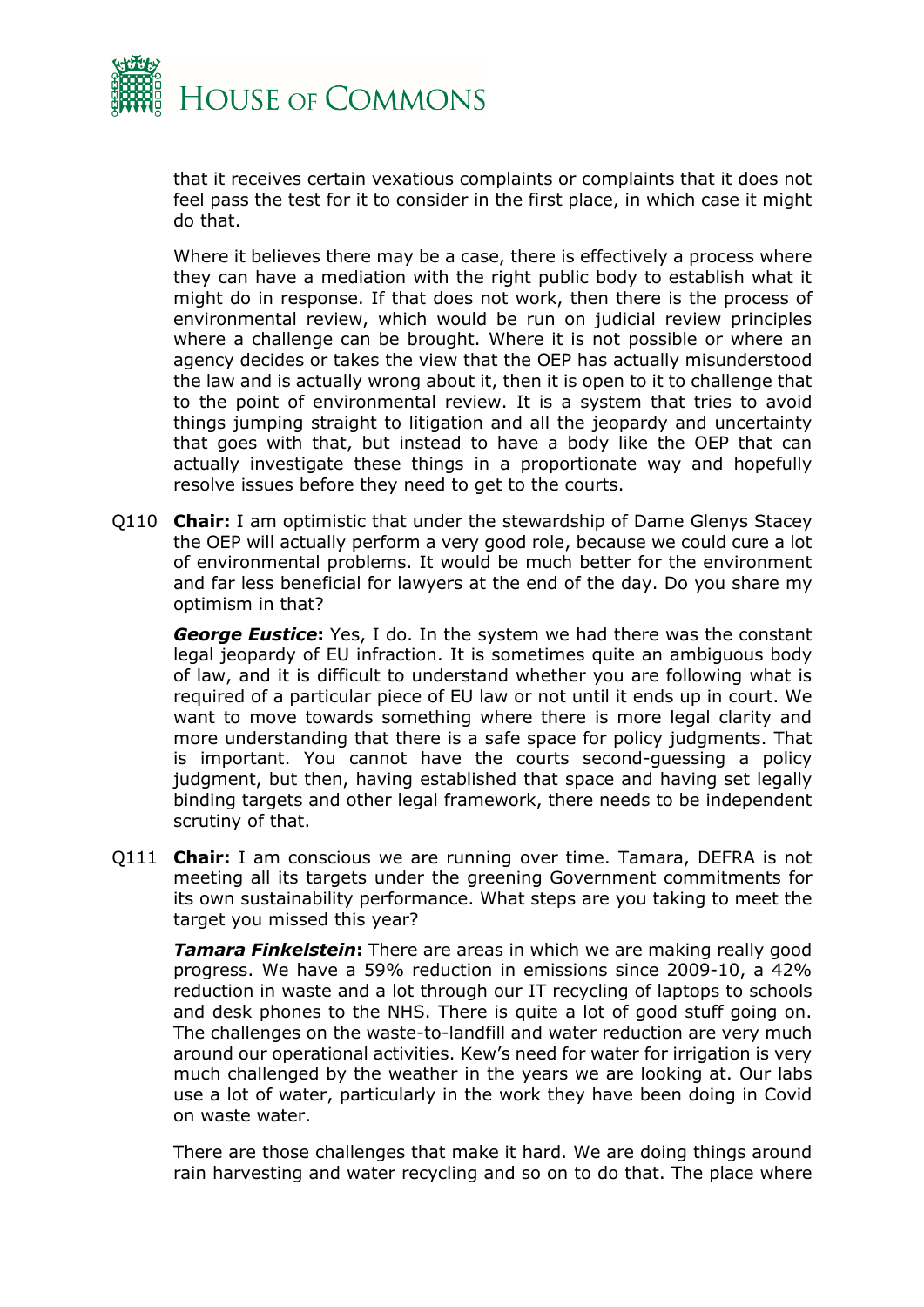that it receives certain vexatious complaints or complaints that it does not feel pass the test for it to consider in the first place, in which case it might do that.

Where it believes there may be a case, there is effectively a process where they can have a mediation with the right public body to establish what it might do in response. If that does not work, then there is the process of environmental review, which would be run on judicial review principles where a challenge can be brought. Where it is not possible or where an agency decides or takes the view that the OEP has actually misunderstood the law and is actually wrong about it, then it is open to it to challenge that to the point of environmental review. It is a system that tries to avoid things jumping straight to litigation and all the jeopardy and uncertainty that goes with that, but instead to have a body like the OEP that can actually investigate these things in a proportionate way and hopefully resolve issues before they need to get to the courts.

Q110 **Chair:** I am optimistic that under the stewardship of Dame Glenys Stacey the OEP will actually perform a very good role, because we could cure a lot of environmental problems. It would be much better for the environment and far less beneficial for lawyers at the end of the day. Do you share my optimism in that?

***George Eustice*:** Yes, I do. In the system we had there was the constant legal jeopardy of EU infraction. It is sometimes quite an ambiguous body of law, and it is difficult to understand whether you are following what is required of a particular piece of EU law or not until it ends up in court. We want to move towards something where there is more legal clarity and more understanding that there is a safe space for policy judgments. That is important. You cannot have the courts second-guessing a policy judgment, but then, having established that space and having set legally binding targets and other legal framework, there needs to be independent scrutiny of that.

Q111 **Chair:** I am conscious we are running over time. Tamara, DEFRA is not meeting all its targets under the greening Government commitments for its own sustainability performance. What steps are you taking to meet the target you missed this year?

***Tamara Finkelstein*:** There are areas in which we are making really good progress. We have a 59% reduction in emissions since 2009-10, a 42% reduction in waste and a lot through our IT recycling of laptops to schools and desk phones to the NHS. There is quite a lot of good stuff going on. The challenges on the waste-to-landfill and water reduction are very much around our operational activities. Kew's need for water for irrigation is very much challenged by the weather in the years we are looking at. Our labs use a lot of water, particularly in the work they have been doing in Covid on waste water.

There are those challenges that make it hard. We are doing things around rain harvesting and water recycling and so on to do that. The place where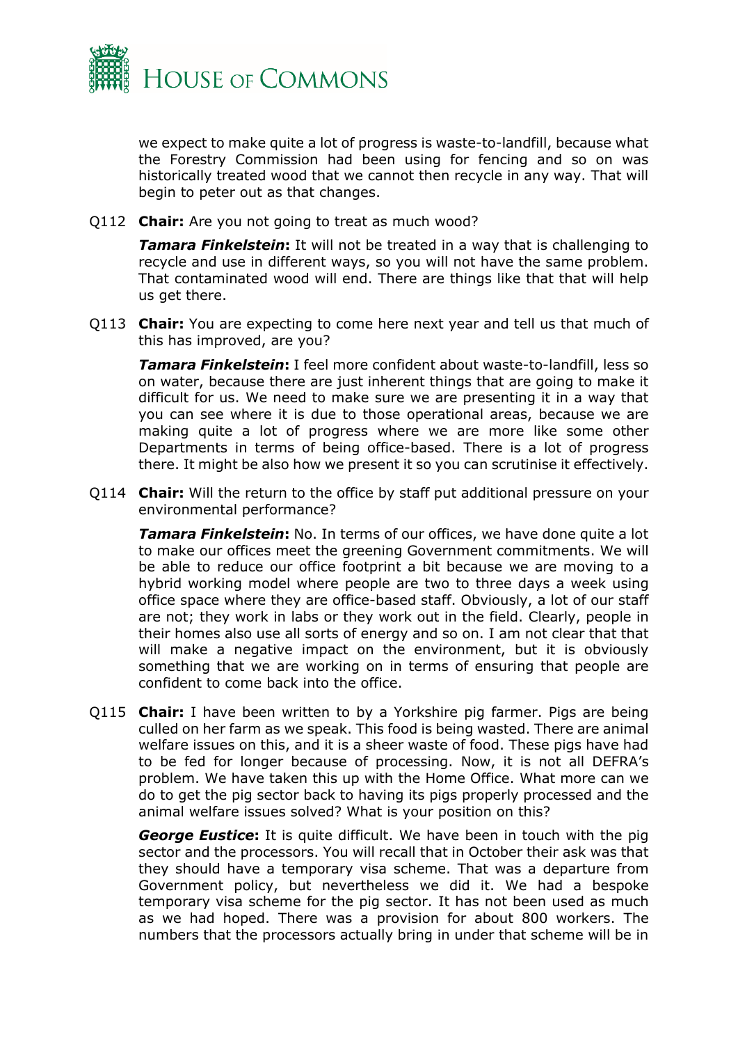we expect to make quite a lot of progress is waste-to-landfill, because what the Forestry Commission had been using for fencing and so on was historically treated wood that we cannot then recycle in any way. That will begin to peter out as that changes.

Q112 **Chair:** Are you not going to treat as much wood?

***Tamara Finkelstein*:** It will not be treated in a way that is challenging to recycle and use in different ways, so you will not have the same problem. That contaminated wood will end. There are things like that that will help us get there.

Q113 **Chair:** You are expecting to come here next year and tell us that much of this has improved, are you?

***Tamara Finkelstein*:** I feel more confident about waste-to-landfill, less so on water, because there are just inherent things that are going to make it difficult for us. We need to make sure we are presenting it in a way that you can see where it is due to those operational areas, because we are making quite a lot of progress where we are more like some other Departments in terms of being office-based. There is a lot of progress there. It might be also how we present it so you can scrutinise it effectively.

Q114 **Chair:** Will the return to the office by staff put additional pressure on your environmental performance?

***Tamara Finkelstein*:** No. In terms of our offices, we have done quite a lot to make our offices meet the greening Government commitments. We will be able to reduce our office footprint a bit because we are moving to a hybrid working model where people are two to three days a week using office space where they are office-based staff. Obviously, a lot of our staff are not; they work in labs or they work out in the field. Clearly, people in their homes also use all sorts of energy and so on. I am not clear that that will make a negative impact on the environment, but it is obviously something that we are working on in terms of ensuring that people are confident to come back into the office.

Q115 **Chair:** I have been written to by a Yorkshire pig farmer. Pigs are being culled on her farm as we speak. This food is being wasted. There are animal welfare issues on this, and it is a sheer waste of food. These pigs have had to be fed for longer because of processing. Now, it is not all DEFRA's problem. We have taken this up with the Home Office. What more can we do to get the pig sector back to having its pigs properly processed and the animal welfare issues solved? What is your position on this?

***George Eustice*:** It is quite difficult. We have been in touch with the pig sector and the processors. You will recall that in October their ask was that they should have a temporary visa scheme. That was a departure from Government policy, but nevertheless we did it. We had a bespoke temporary visa scheme for the pig sector. It has not been used as much as we had hoped. There was a provision for about 800 workers. The numbers that the processors actually bring in under that scheme will be in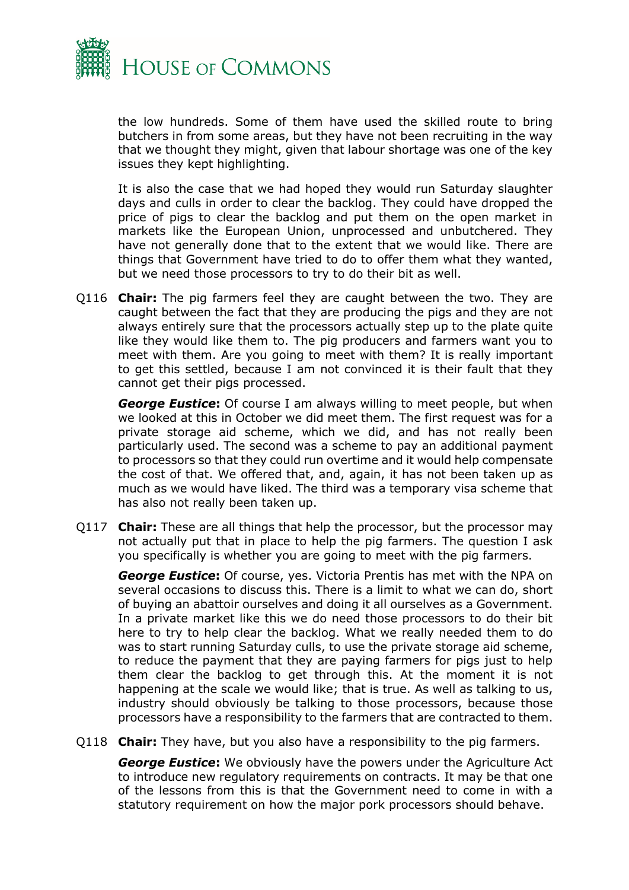the low hundreds. Some of them have used the skilled route to bring butchers in from some areas, but they have not been recruiting in the way that we thought they might, given that labour shortage was one of the key issues they kept highlighting.

It is also the case that we had hoped they would run Saturday slaughter days and culls in order to clear the backlog. They could have dropped the price of pigs to clear the backlog and put them on the open market in markets like the European Union, unprocessed and unbutchered. They have not generally done that to the extent that we would like. There are things that Government have tried to do to offer them what they wanted, but we need those processors to try to do their bit as well.

Q116 **Chair:** The pig farmers feel they are caught between the two. They are caught between the fact that they are producing the pigs and they are not always entirely sure that the processors actually step up to the plate quite like they would like them to. The pig producers and farmers want you to meet with them. Are you going to meet with them? It is really important to get this settled, because I am not convinced it is their fault that they cannot get their pigs processed.

***George Eustice*:** Of course I am always willing to meet people, but when we looked at this in October we did meet them. The first request was for a private storage aid scheme, which we did, and has not really been particularly used. The second was a scheme to pay an additional payment to processors so that they could run overtime and it would help compensate the cost of that. We offered that, and, again, it has not been taken up as much as we would have liked. The third was a temporary visa scheme that has also not really been taken up.

Q117 **Chair:** These are all things that help the processor, but the processor may not actually put that in place to help the pig farmers. The question I ask you specifically is whether you are going to meet with the pig farmers.

***George Eustice*:** Of course, yes. Victoria Prentis has met with the NPA on several occasions to discuss this. There is a limit to what we can do, short of buying an abattoir ourselves and doing it all ourselves as a Government. In a private market like this we do need those processors to do their bit here to try to help clear the backlog. What we really needed them to do was to start running Saturday culls, to use the private storage aid scheme, to reduce the payment that they are paying farmers for pigs just to help them clear the backlog to get through this. At the moment it is not happening at the scale we would like; that is true. As well as talking to us, industry should obviously be talking to those processors, because those processors have a responsibility to the farmers that are contracted to them.

Q118 **Chair:** They have, but you also have a responsibility to the pig farmers.

***George Eustice*:** We obviously have the powers under the Agriculture Act to introduce new regulatory requirements on contracts. It may be that one of the lessons from this is that the Government need to come in with a statutory requirement on how the major pork processors should behave.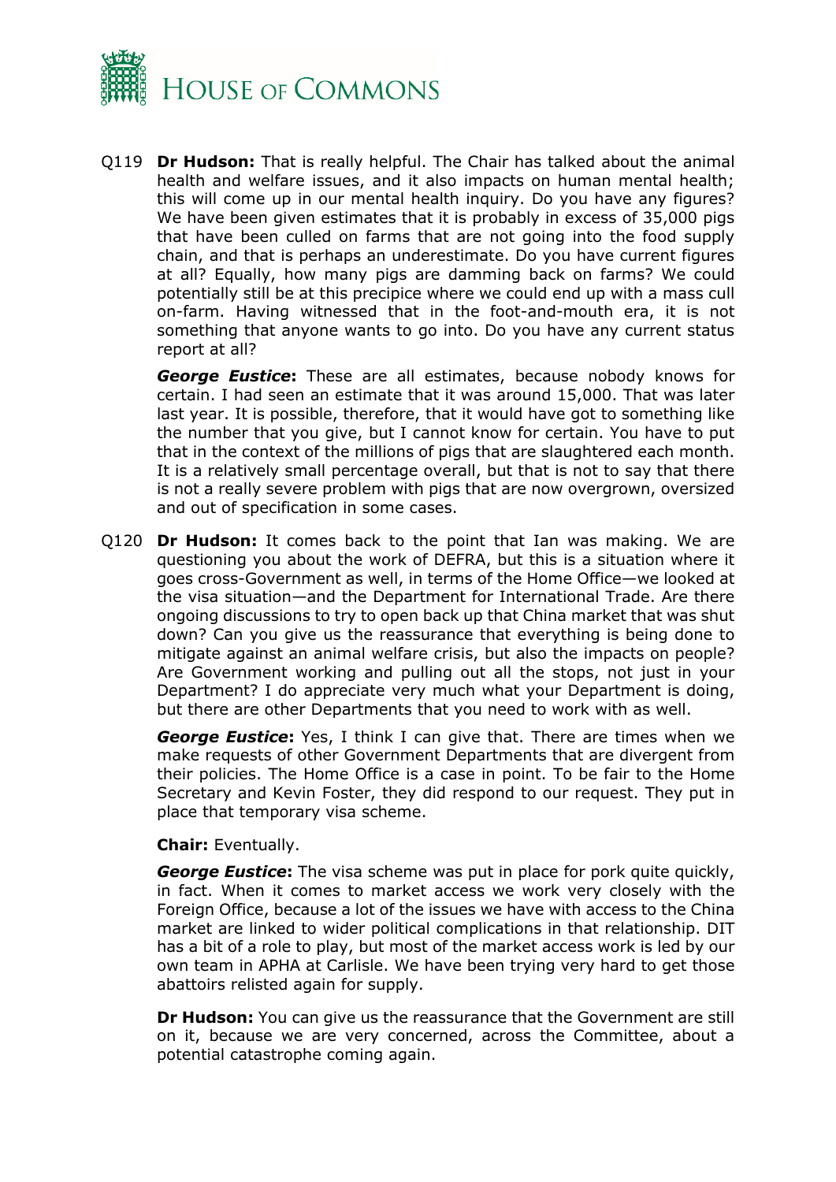Q119 **Dr Hudson:** That is really helpful. The Chair has talked about the animal health and welfare issues, and it also impacts on human mental health; this will come up in our mental health inquiry. Do you have any figures? We have been given estimates that it is probably in excess of 35,000 pigs that have been culled on farms that are not going into the food supply chain, and that is perhaps an underestimate. Do you have current figures at all? Equally, how many pigs are damming back on farms? We could potentially still be at this precipice where we could end up with a mass cull on-farm. Having witnessed that in the foot-and-mouth era, it is not something that anyone wants to go into. Do you have any current status report at all?

***George Eustice*:** These are all estimates, because nobody knows for certain. I had seen an estimate that it was around 15,000. That was later last year. It is possible, therefore, that it would have got to something like the number that you give, but I cannot know for certain. You have to put that in the context of the millions of pigs that are slaughtered each month. It is a relatively small percentage overall, but that is not to say that there is not a really severe problem with pigs that are now overgrown, oversized and out of specification in some cases.

Q120 **Dr Hudson:** It comes back to the point that Ian was making. We are questioning you about the work of DEFRA, but this is a situation where it goes cross-Government as well, in terms of the Home Office—we looked at the visa situation—and the Department for International Trade. Are there ongoing discussions to try to open back up that China market that was shut down? Can you give us the reassurance that everything is being done to mitigate against an animal welfare crisis, but also the impacts on people? Are Government working and pulling out all the stops, not just in your Department? I do appreciate very much what your Department is doing, but there are other Departments that you need to work with as well.

***George Eustice*:** Yes, I think I can give that. There are times when we make requests of other Government Departments that are divergent from their policies. The Home Office is a case in point. To be fair to the Home Secretary and Kevin Foster, they did respond to our request. They put in place that temporary visa scheme.

**Chair:** Eventually.

***George Eustice*:** The visa scheme was put in place for pork quite quickly, in fact. When it comes to market access we work very closely with the Foreign Office, because a lot of the issues we have with access to the China market are linked to wider political complications in that relationship. DIT has a bit of a role to play, but most of the market access work is led by our own team in APHA at Carlisle. We have been trying very hard to get those abattoirs relisted again for supply.

**Dr Hudson:** You can give us the reassurance that the Government are still on it, because we are very concerned, across the Committee, about a potential catastrophe coming again.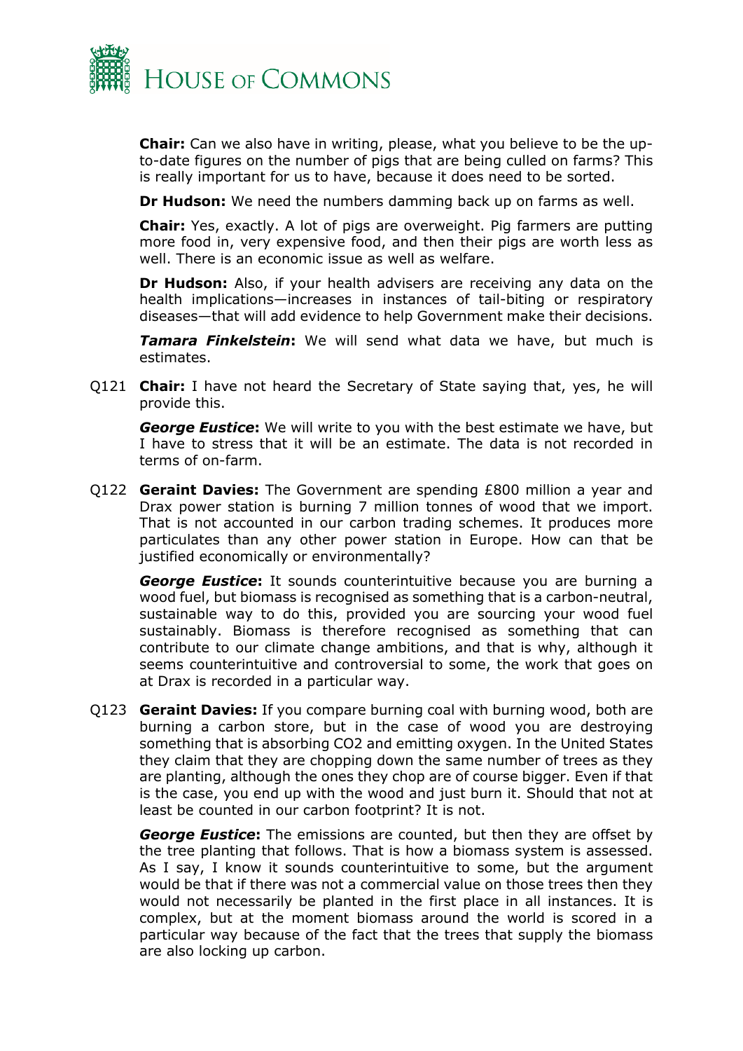**Chair:** Can we also have in writing, please, what you believe to be the up-to-date figures on the number of pigs that are being culled on farms? This is really important for us to have, because it does need to be sorted.

**Dr Hudson:** We need the numbers damming back up on farms as well.

**Chair:** Yes, exactly. A lot of pigs are overweight. Pig farmers are putting more food in, very expensive food, and then their pigs are worth less as well. There is an economic issue as well as welfare.

**Dr Hudson:** Also, if your health advisers are receiving any data on the health implications—increases in instances of tail-biting or respiratory diseases—that will add evidence to help Government make their decisions.

***Tamara Finkelstein*:** We will send what data we have, but much is estimates.

Q121 **Chair:** I have not heard the Secretary of State saying that, yes, he will provide this.

***George Eustice*:** We will write to you with the best estimate we have, but I have to stress that it will be an estimate. The data is not recorded in terms of on-farm.

Q122 **Geraint Davies:** The Government are spending £800 million a year and Drax power station is burning 7 million tonnes of wood that we import. That is not accounted in our carbon trading schemes. It produces more particulates than any other power station in Europe. How can that be justified economically or environmentally?

***George Eustice*:** It sounds counterintuitive because you are burning a wood fuel, but biomass is recognised as something that is a carbon-neutral, sustainable way to do this, provided you are sourcing your wood fuel sustainably. Biomass is therefore recognised as something that can contribute to our climate change ambitions, and that is why, although it seems counterintuitive and controversial to some, the work that goes on at Drax is recorded in a particular way.

Q123 **Geraint Davies:** If you compare burning coal with burning wood, both are burning a carbon store, but in the case of wood you are destroying something that is absorbing CO2 and emitting oxygen. In the United States they claim that they are chopping down the same number of trees as they are planting, although the ones they chop are of course bigger. Even if that is the case, you end up with the wood and just burn it. Should that not at least be counted in our carbon footprint? It is not.

***George Eustice*:** The emissions are counted, but then they are offset by the tree planting that follows. That is how a biomass system is assessed. As I say, I know it sounds counterintuitive to some, but the argument would be that if there was not a commercial value on those trees then they would not necessarily be planted in the first place in all instances. It is complex, but at the moment biomass around the world is scored in a particular way because of the fact that the trees that supply the biomass are also locking up carbon.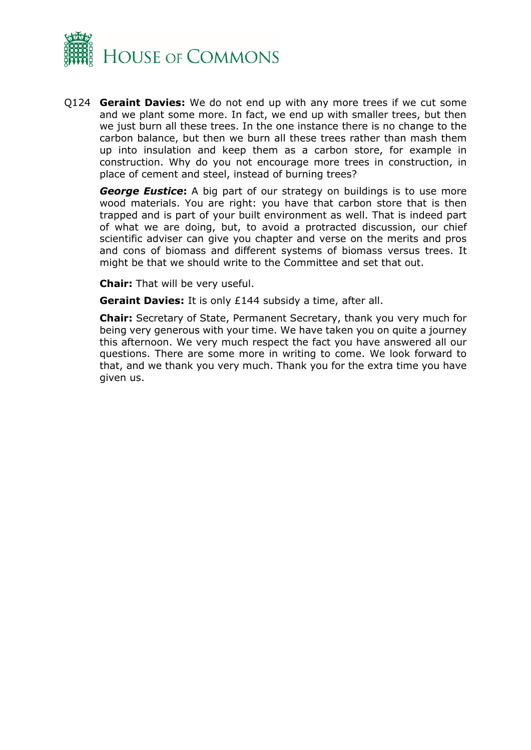Q124 **Geraint Davies:** We do not end up with any more trees if we cut some and we plant some more. In fact, we end up with smaller trees, but then we just burn all these trees. In the one instance there is no change to the carbon balance, but then we burn all these trees rather than mash them up into insulation and keep them as a carbon store, for example in construction. Why do you not encourage more trees in construction, in place of cement and steel, instead of burning trees?

***George Eustice*:** A big part of our strategy on buildings is to use more wood materials. You are right: you have that carbon store that is then trapped and is part of your built environment as well. That is indeed part of what we are doing, but, to avoid a protracted discussion, our chief scientific adviser can give you chapter and verse on the merits and pros and cons of biomass and different systems of biomass versus trees. It might be that we should write to the Committee and set that out.

**Chair:** That will be very useful.

**Geraint Davies:** It is only £144 subsidy a time, after all.

**Chair:** Secretary of State, Permanent Secretary, thank you very much for being very generous with your time. We have taken you on quite a journey this afternoon. We very much respect the fact you have answered all our questions. There are some more in writing to come. We look forward to that, and we thank you very much. Thank you for the extra time you have given us.